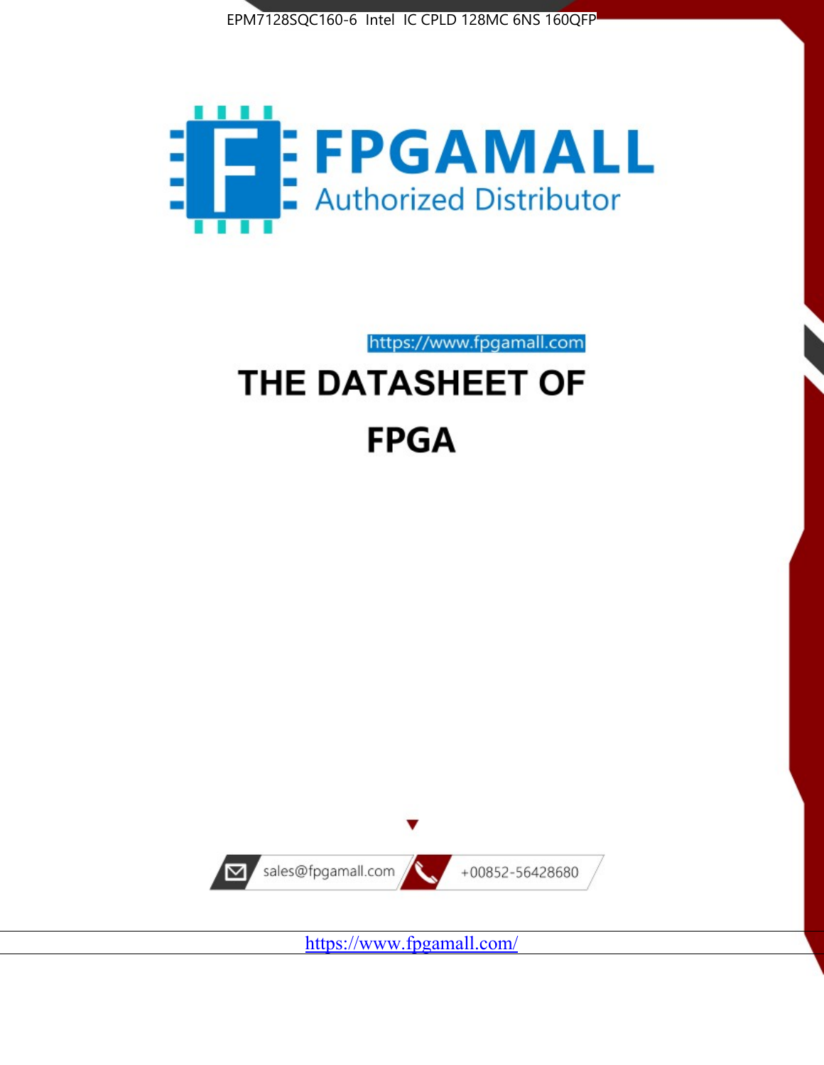EPM7128SQC160-6 Intel IC CPLD 128MC 6NS 160QFP

FPGAMALL

Authorized Distributor

https://www.fpgamall.com

# THE DATASHEET OF

# FPGA

sales@fpgamall.com

+00852-56428680

https://www.fpgamall.com/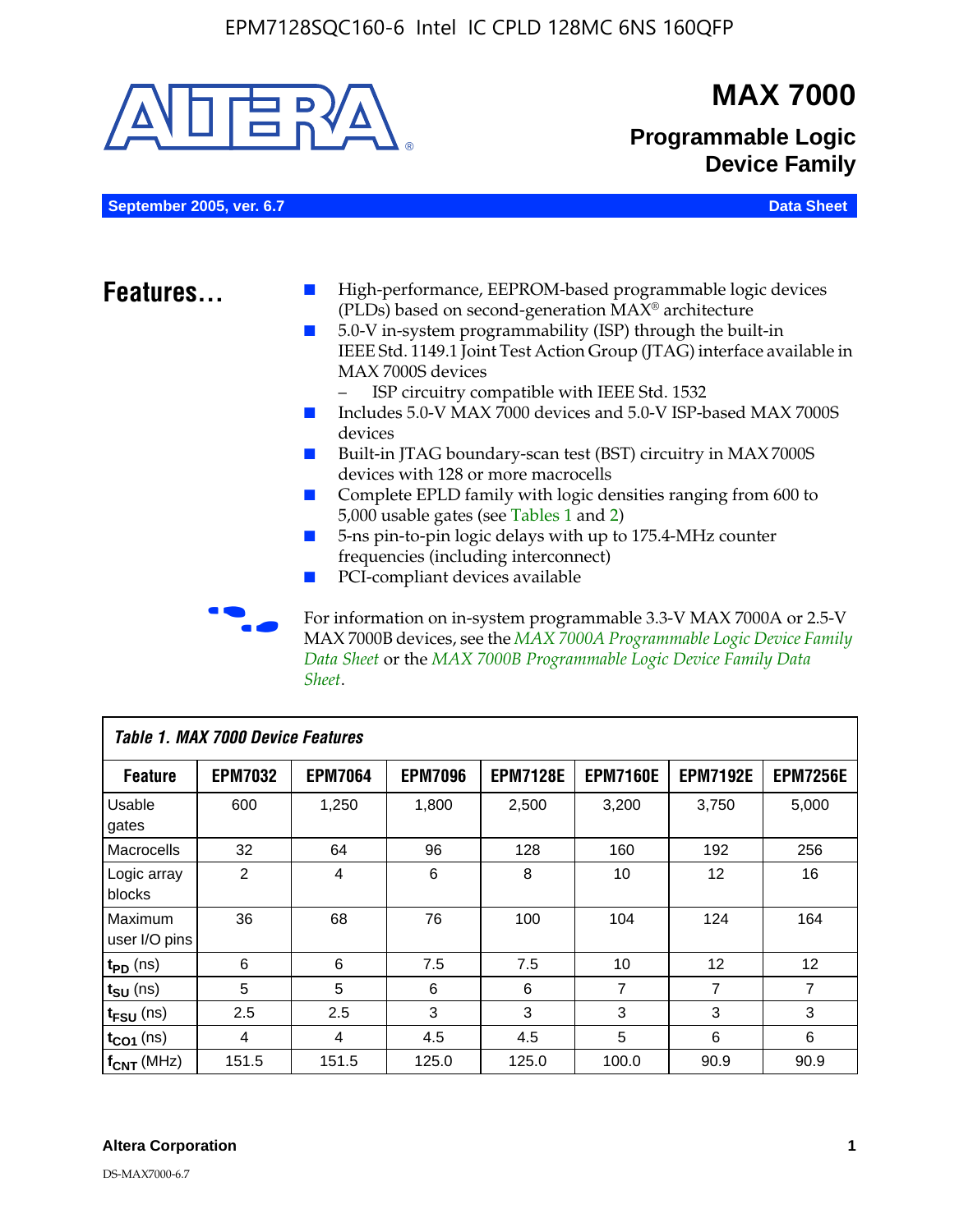# MAX 7000

## Programmable Logic Device Family

September 2005, ver. 6.7 — Data Sheet

## Features...

- High-performance, EEPROM-based programmable logic devices (PLDs) based on second-generation MAX® architecture
- 5.0-V in-system programmability (ISP) through the built-in IEEE Std. 1149.1 Joint Test Action Group (JTAG) interface available in MAX 7000S devices
  - ISP circuitry compatible with IEEE Std. 1532
- Includes 5.0-V MAX 7000 devices and 5.0-V ISP-based MAX 7000S devices
- Built-in JTAG boundary-scan test (BST) circuitry in MAX 7000S devices with 128 or more macrocells
- Complete EPLD family with logic densities ranging from 600 to 5,000 usable gates (see Tables 1 and 2)
- 5-ns pin-to-pin logic delays with up to 175.4-MHz counter frequencies (including interconnect)
- PCI-compliant devices available

For information on in-system programmable 3.3-V MAX 7000A or 2.5-V MAX 7000B devices, see the *MAX 7000A Programmable Logic Device Family Data Sheet* or the *MAX 7000B Programmable Logic Device Family Data Sheet*.

**Table 1. MAX 7000 Device Features**

| Feature | EPM7032 | EPM7064 | EPM7096 | EPM7128E | EPM7160E | EPM7192E | EPM7256E |
|---|---|---|---|---|---|---|---|
| Usable gates | 600 | 1,250 | 1,800 | 2,500 | 3,200 | 3,750 | 5,000 |
| Macrocells | 32 | 64 | 96 | 128 | 160 | 192 | 256 |
| Logic array blocks | 2 | 4 | 6 | 8 | 10 | 12 | 16 |
| Maximum user I/O pins | 36 | 68 | 76 | 100 | 104 | 124 | 164 |
| $t_{PD}$ (ns) | 6 | 6 | 7.5 | 7.5 | 10 | 12 | 12 |
| $t_{SU}$ (ns) | 5 | 5 | 6 | 6 | 7 | 7 | 7 |
| $t_{FSU}$ (ns) | 2.5 | 2.5 | 3 | 3 | 3 | 3 | 3 |
| $t_{CO1}$ (ns) | 4 | 4 | 4.5 | 4.5 | 5 | 6 | 6 |
| $f_{CNT}$ (MHz) | 151.5 | 151.5 | 125.0 | 125.0 | 100.0 | 90.9 | 90.9 |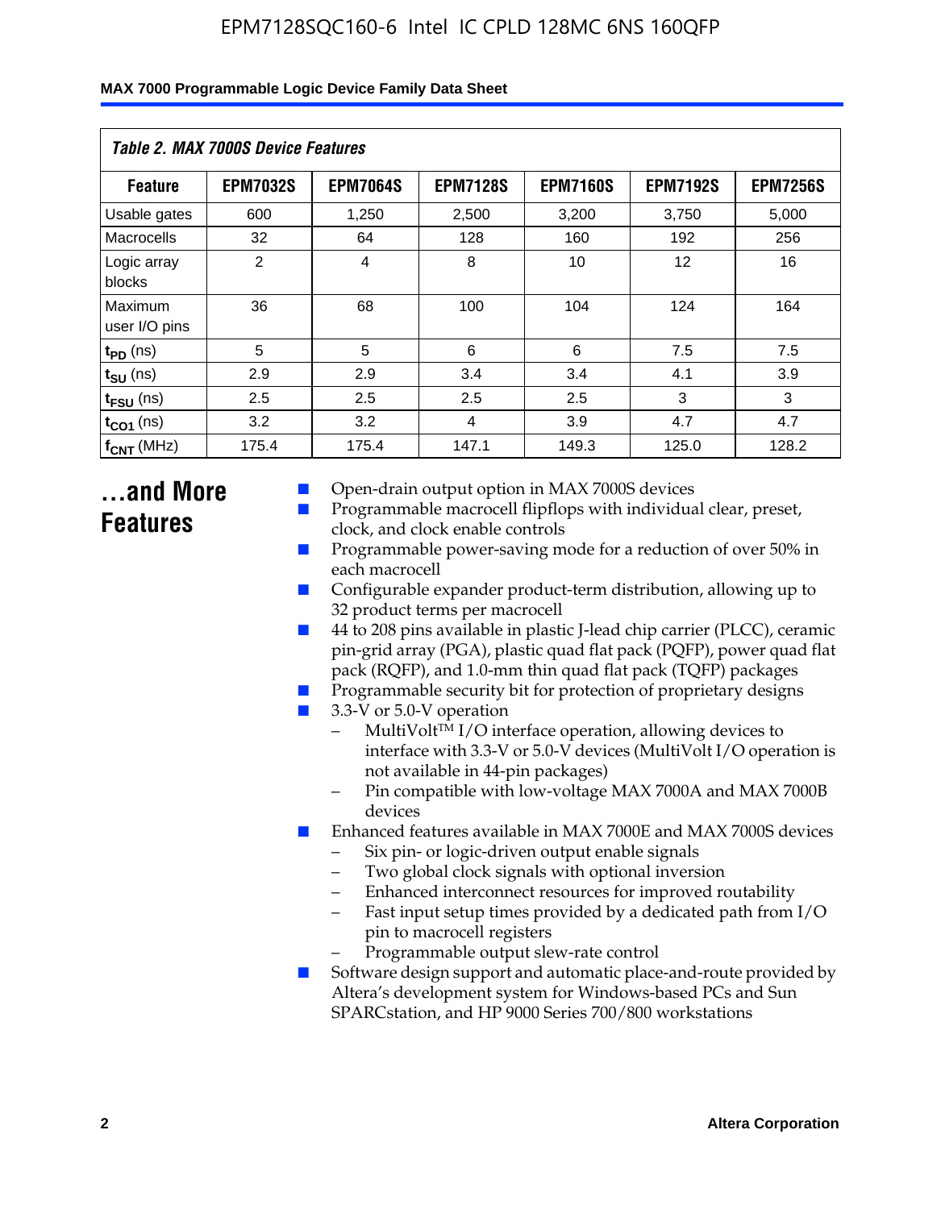*Table 2. MAX 7000S Device Features*

| Feature | EPM7032S | EPM7064S | EPM7128S | EPM7160S | EPM7192S | EPM7256S |
|---|---|---|---|---|---|---|
| Usable gates | 600 | 1,250 | 2,500 | 3,200 | 3,750 | 5,000 |
| Macrocells | 32 | 64 | 128 | 160 | 192 | 256 |
| Logic array blocks | 2 | 4 | 8 | 10 | 12 | 16 |
| Maximum user I/O pins | 36 | 68 | 100 | 104 | 124 | 164 |
| $t_{PD}$ (ns) | 5 | 5 | 6 | 6 | 7.5 | 7.5 |
| $t_{SU}$ (ns) | 2.9 | 2.9 | 3.4 | 3.4 | 4.1 | 3.9 |
| $t_{FSU}$ (ns) | 2.5 | 2.5 | 2.5 | 2.5 | 3 | 3 |
| $t_{CO1}$ (ns) | 3.2 | 3.2 | 4 | 3.9 | 4.7 | 4.7 |
| $f_{CNT}$ (MHz) | 175.4 | 175.4 | 147.1 | 149.3 | 125.0 | 128.2 |

# ...and More Features

- Open-drain output option in MAX 7000S devices
- Programmable macrocell flipflops with individual clear, preset, clock, and clock enable controls
- Programmable power-saving mode for a reduction of over 50% in each macrocell
- Configurable expander product-term distribution, allowing up to 32 product terms per macrocell
- 44 to 208 pins available in plastic J-lead chip carrier (PLCC), ceramic pin-grid array (PGA), plastic quad flat pack (PQFP), power quad flat pack (RQFP), and 1.0-mm thin quad flat pack (TQFP) packages
- Programmable security bit for protection of proprietary designs
- 3.3-V or 5.0-V operation
  - MultiVolt™ I/O interface operation, allowing devices to interface with 3.3-V or 5.0-V devices (MultiVolt I/O operation is not available in 44-pin packages)
  - Pin compatible with low-voltage MAX 7000A and MAX 7000B devices
- Enhanced features available in MAX 7000E and MAX 7000S devices
  - Six pin- or logic-driven output enable signals
  - Two global clock signals with optional inversion
  - Enhanced interconnect resources for improved routability
  - Fast input setup times provided by a dedicated path from I/O pin to macrocell registers
  - Programmable output slew-rate control
- Software design support and automatic place-and-route provided by Altera's development system for Windows-based PCs and Sun SPARCstation, and HP 9000 Series 700/800 workstations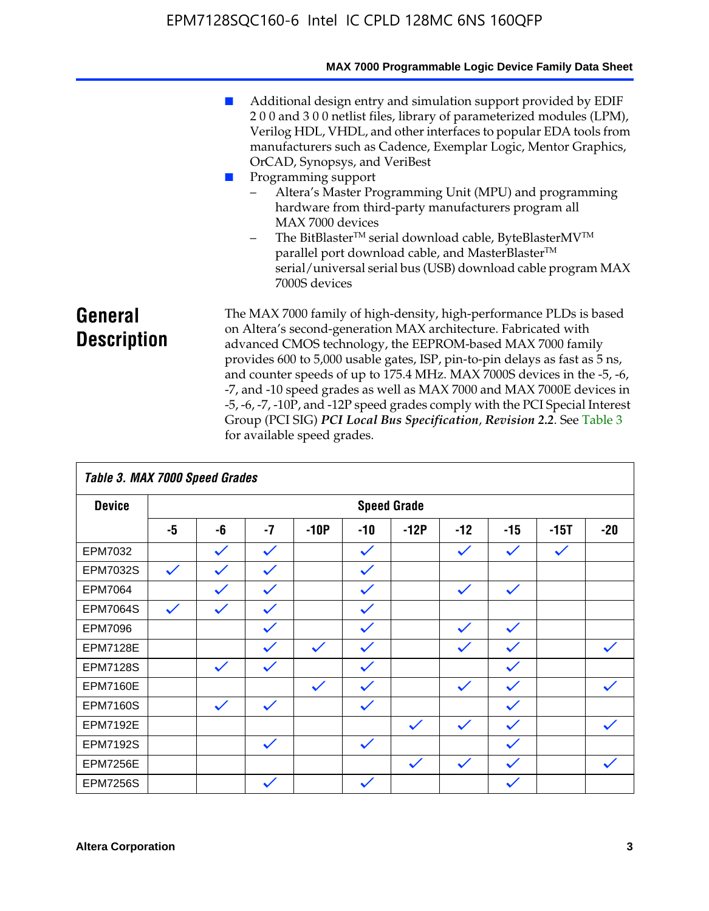- Additional design entry and simulation support provided by EDIF 2 0 0 and 3 0 0 netlist files, library of parameterized modules (LPM), Verilog HDL, VHDL, and other interfaces to popular EDA tools from manufacturers such as Cadence, Exemplar Logic, Mentor Graphics, OrCAD, Synopsys, and VeriBest
- Programming support
  - Altera's Master Programming Unit (MPU) and programming hardware from third-party manufacturers program all MAX 7000 devices
  - The BitBlaster™ serial download cable, ByteBlasterMV™ parallel port download cable, and MasterBlaster™ serial/universal serial bus (USB) download cable program MAX 7000S devices

## General Description

The MAX 7000 family of high-density, high-performance PLDs is based on Altera's second-generation MAX architecture. Fabricated with advanced CMOS technology, the EEPROM-based MAX 7000 family provides 600 to 5,000 usable gates, ISP, pin-to-pin delays as fast as 5 ns, and counter speeds of up to 175.4 MHz. MAX 7000S devices in the -5, -6, -7, and -10 speed grades as well as MAX 7000 and MAX 7000E devices in -5, -6, -7, -10P, and -12P speed grades comply with the PCI Special Interest Group (PCI SIG) ***PCI Local Bus Specification*, *Revision 2.2***. See Table 3 for available speed grades.

*Table 3. MAX 7000 Speed Grades*

| Device | Speed Grade | | | | | | | | | |
|---|---|---|---|---|---|---|---|---|---|---|
| | -5 | -6 | -7 | -10P | -10 | -12P | -12 | -15 | -15T | -20 |
| EPM7032 | | ✓ | ✓ | | ✓ | | ✓ | ✓ | ✓ | |
| EPM7032S | ✓ | ✓ | ✓ | | ✓ | | | | | |
| EPM7064 | | ✓ | ✓ | | ✓ | | ✓ | ✓ | | |
| EPM7064S | ✓ | ✓ | ✓ | | ✓ | | | | | |
| EPM7096 | | | ✓ | | ✓ | | ✓ | ✓ | | |
| EPM7128E | | | ✓ | ✓ | ✓ | | ✓ | ✓ | | ✓ |
| EPM7128S | | ✓ | ✓ | | ✓ | | | ✓ | | |
| EPM7160E | | | | ✓ | ✓ | | ✓ | ✓ | | ✓ |
| EPM7160S | | ✓ | ✓ | | ✓ | | | ✓ | | |
| EPM7192E | | | | | | ✓ | ✓ | ✓ | | ✓ |
| EPM7192S | | | ✓ | | ✓ | | | ✓ | | |
| EPM7256E | | | | | | ✓ | ✓ | ✓ | | ✓ |
| EPM7256S | | | ✓ | | ✓ | | | ✓ | | |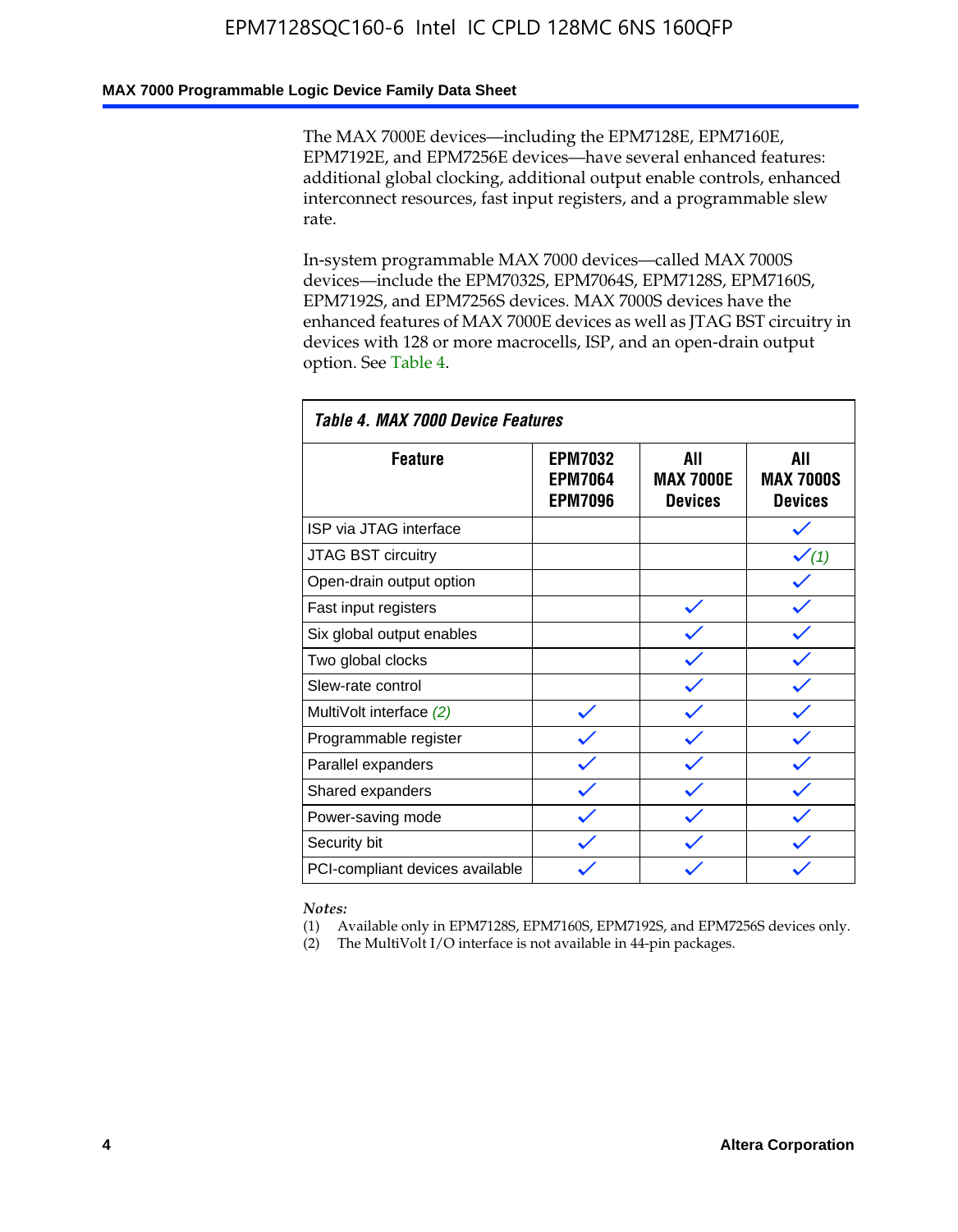The MAX 7000E devices—including the EPM7128E, EPM7160E, EPM7192E, and EPM7256E devices—have several enhanced features: additional global clocking, additional output enable controls, enhanced interconnect resources, fast input registers, and a programmable slew rate.

In-system programmable MAX 7000 devices—called MAX 7000S devices—include the EPM7032S, EPM7064S, EPM7128S, EPM7160S, EPM7192S, and EPM7256S devices. MAX 7000S devices have the enhanced features of MAX 7000E devices as well as JTAG BST circuitry in devices with 128 or more macrocells, ISP, and an open-drain output option. See Table 4.

**Table 4. MAX 7000 Device Features**

| Feature | EPM7032 EPM7064 EPM7096 | All MAX 7000E Devices | All MAX 7000S Devices |
|---|---|---|---|
| ISP via JTAG interface | | | ✓ |
| JTAG BST circuitry | | | ✓ *(1)* |
| Open-drain output option | | | ✓ |
| Fast input registers | | ✓ | ✓ |
| Six global output enables | | ✓ | ✓ |
| Two global clocks | | ✓ | ✓ |
| Slew-rate control | | ✓ | ✓ |
| MultiVolt interface *(2)* | ✓ | ✓ | ✓ |
| Programmable register | ✓ | ✓ | ✓ |
| Parallel expanders | ✓ | ✓ | ✓ |
| Shared expanders | ✓ | ✓ | ✓ |
| Power-saving mode | ✓ | ✓ | ✓ |
| Security bit | ✓ | ✓ | ✓ |
| PCI-compliant devices available | ✓ | ✓ | ✓ |

*Notes:*

(1) Available only in EPM7128S, EPM7160S, EPM7192S, and EPM7256S devices only.

(2) The MultiVolt I/O interface is not available in 44-pin packages.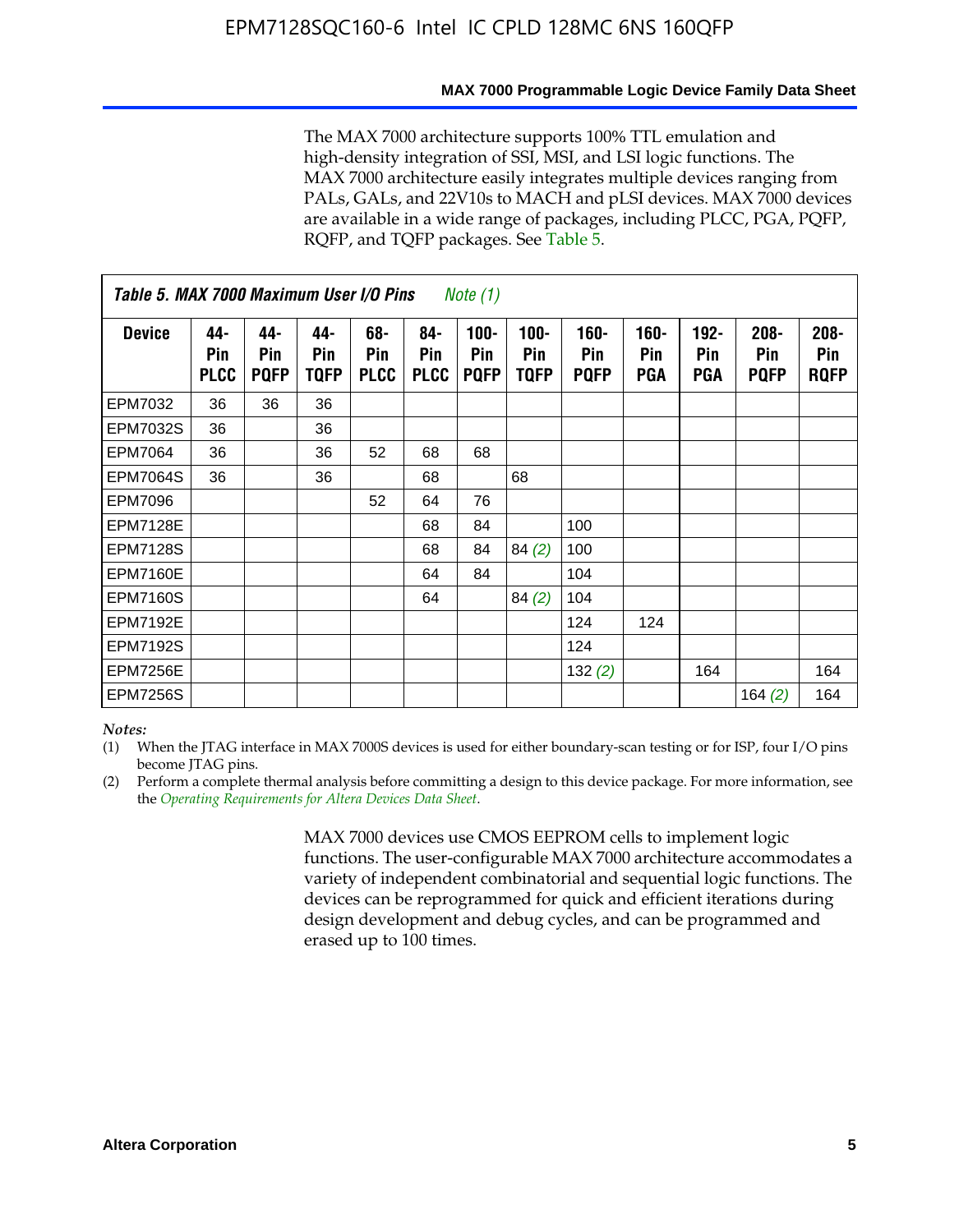The MAX 7000 architecture supports 100% TTL emulation and high-density integration of SSI, MSI, and LSI logic functions. The MAX 7000 architecture easily integrates multiple devices ranging from PALs, GALs, and 22V10s to MACH and pLSI devices. MAX 7000 devices are available in a wide range of packages, including PLCC, PGA, PQFP, RQFP, and TQFP packages. See Table 5.

**Table 5. MAX 7000 Maximum User I/O Pins** *Note (1)*

| Device | 44-Pin PLCC | 44-Pin PQFP | 44-Pin TQFP | 68-Pin PLCC | 84-Pin PLCC | 100-Pin PQFP | 100-Pin TQFP | 160-Pin PQFP | 160-Pin PGA | 192-Pin PGA | 208-Pin PQFP | 208-Pin RQFP |
|---|---|---|---|---|---|---|---|---|---|---|---|---|
| EPM7032 | 36 | 36 | 36 | | | | | | | | | |
| EPM7032S | 36 | | 36 | | | | | | | | | |
| EPM7064 | 36 | | 36 | 52 | 68 | 68 | | | | | | |
| EPM7064S | 36 | | 36 | | 68 | | 68 | | | | | |
| EPM7096 | | | | 52 | 64 | 76 | | | | | | |
| EPM7128E | | | | | 68 | 84 | | 100 | | | | |
| EPM7128S | | | | | 68 | 84 | 84 *(2)* | 100 | | | | |
| EPM7160E | | | | | 64 | 84 | | 104 | | | | |
| EPM7160S | | | | | 64 | | 84 *(2)* | 104 | | | | |
| EPM7192E | | | | | | | | 124 | 124 | | | |
| EPM7192S | | | | | | | | 124 | | | | |
| EPM7256E | | | | | | | | 132 *(2)* | | 164 | | 164 |
| EPM7256S | | | | | | | | | | | 164 *(2)* | 164 |

*Notes:*

(1) When the JTAG interface in MAX 7000S devices is used for either boundary-scan testing or for ISP, four I/O pins become JTAG pins.

(2) Perform a complete thermal analysis before committing a design to this device package. For more information, see the *Operating Requirements for Altera Devices Data Sheet*.

MAX 7000 devices use CMOS EEPROM cells to implement logic functions. The user-configurable MAX 7000 architecture accommodates a variety of independent combinatorial and sequential logic functions. The devices can be reprogrammed for quick and efficient iterations during design development and debug cycles, and can be programmed and erased up to 100 times.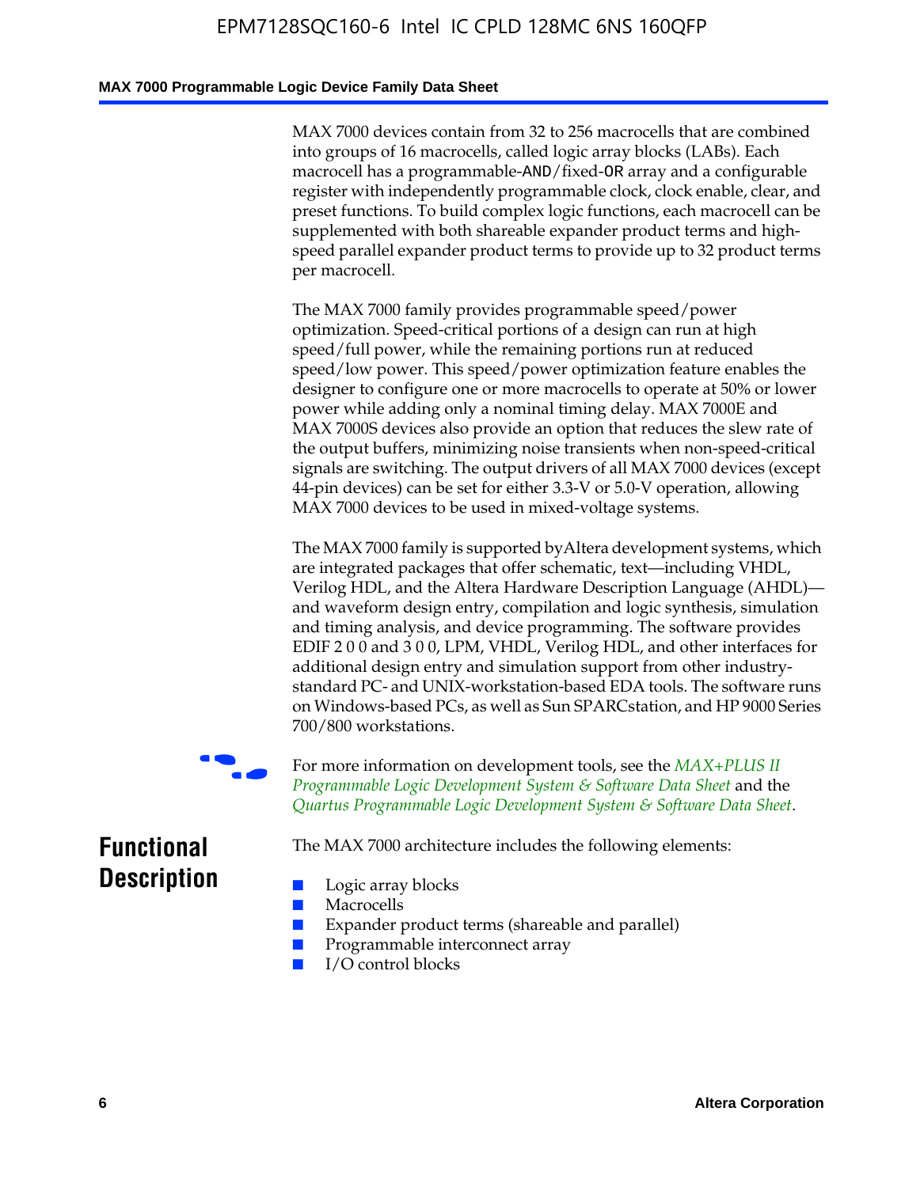MAX 7000 devices contain from 32 to 256 macrocells that are combined into groups of 16 macrocells, called logic array blocks (LABs). Each macrocell has a programmable-AND/fixed-OR array and a configurable register with independently programmable clock, clock enable, clear, and preset functions. To build complex logic functions, each macrocell can be supplemented with both shareable expander product terms and high-speed parallel expander product terms to provide up to 32 product terms per macrocell.

The MAX 7000 family provides programmable speed/power optimization. Speed-critical portions of a design can run at high speed/full power, while the remaining portions run at reduced speed/low power. This speed/power optimization feature enables the designer to configure one or more macrocells to operate at 50% or lower power while adding only a nominal timing delay. MAX 7000E and MAX 7000S devices also provide an option that reduces the slew rate of the output buffers, minimizing noise transients when non-speed-critical signals are switching. The output drivers of all MAX 7000 devices (except 44-pin devices) can be set for either 3.3-V or 5.0-V operation, allowing MAX 7000 devices to be used in mixed-voltage systems.

The MAX 7000 family is supported by Altera development systems, which are integrated packages that offer schematic, text—including VHDL, Verilog HDL, and the Altera Hardware Description Language (AHDL)—and waveform design entry, compilation and logic synthesis, simulation and timing analysis, and device programming. The software provides EDIF 2 0 0 and 3 0 0, LPM, VHDL, Verilog HDL, and other interfaces for additional design entry and simulation support from other industry-standard PC- and UNIX-workstation-based EDA tools. The software runs on Windows-based PCs, as well as Sun SPARCstation, and HP 9000 Series 700/800 workstations.

For more information on development tools, see the *MAX+PLUS II Programmable Logic Development System & Software Data Sheet* and the *Quartus Programmable Logic Development System & Software Data Sheet*.

## Functional Description

The MAX 7000 architecture includes the following elements:

- Logic array blocks
- Macrocells
- Expander product terms (shareable and parallel)
- Programmable interconnect array
- I/O control blocks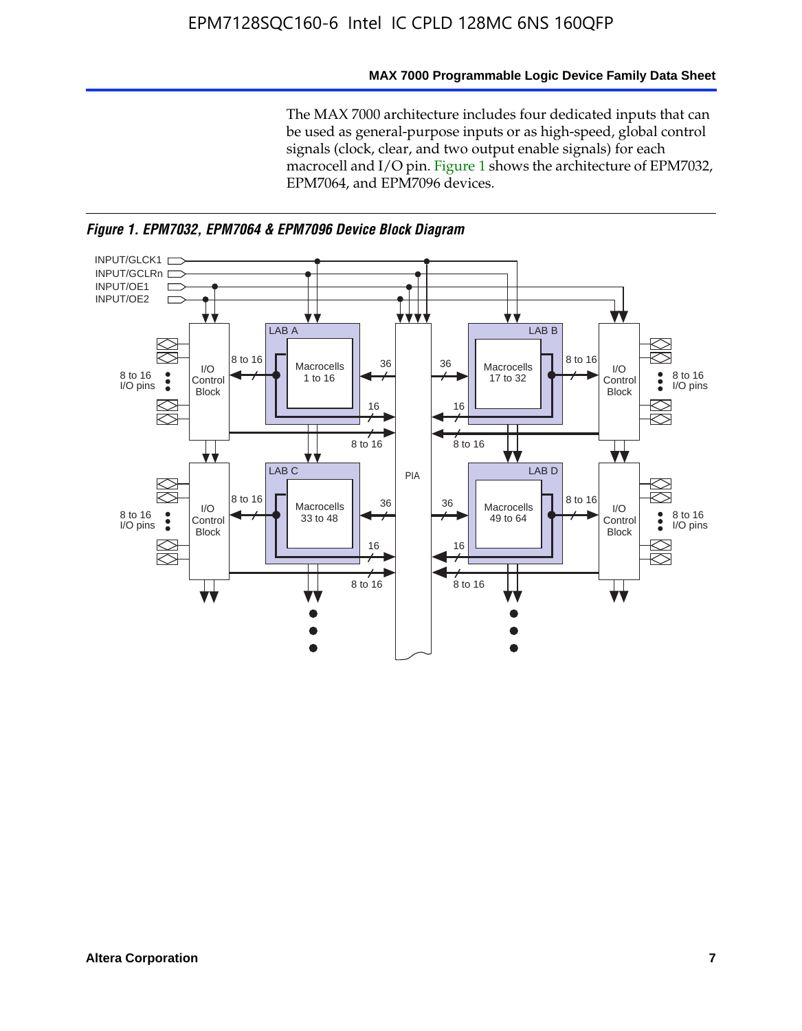The MAX 7000 architecture includes four dedicated inputs that can be used as general-purpose inputs or as high-speed, global control signals (clock, clear, and two output enable signals) for each macrocell and I/O pin. Figure 1 shows the architecture of EPM7032, EPM7064, and EPM7096 devices.

*Figure 1. EPM7032, EPM7064 & EPM7096 Device Block Diagram*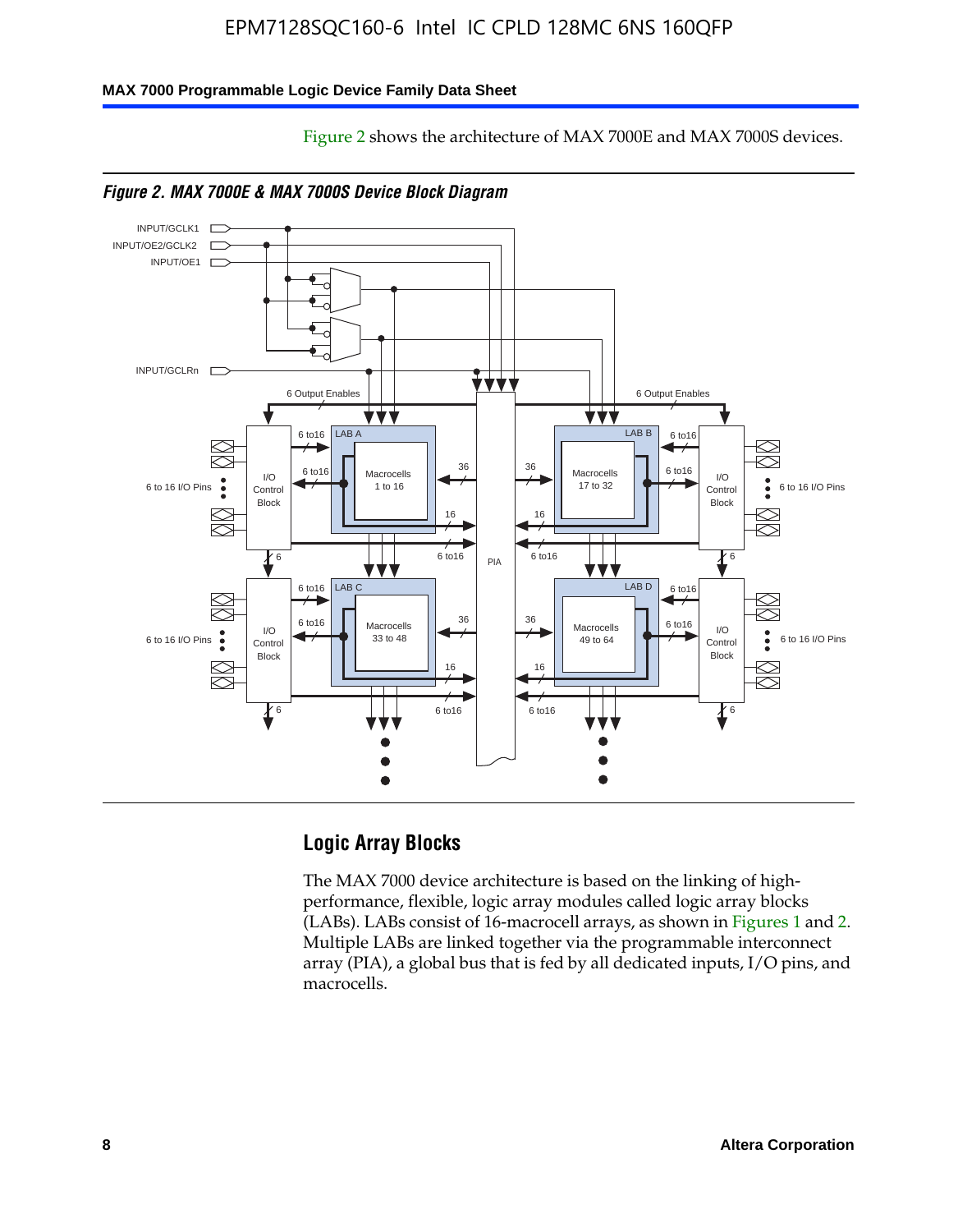Figure 2 shows the architecture of MAX 7000E and MAX 7000S devices.

*Figure 2. MAX 7000E & MAX 7000S Device Block Diagram*

## Logic Array Blocks

The MAX 7000 device architecture is based on the linking of high-performance, flexible, logic array modules called logic array blocks (LABs). LABs consist of 16-macrocell arrays, as shown in Figures 1 and 2. Multiple LABs are linked together via the programmable interconnect array (PIA), a global bus that is fed by all dedicated inputs, I/O pins, and macrocells.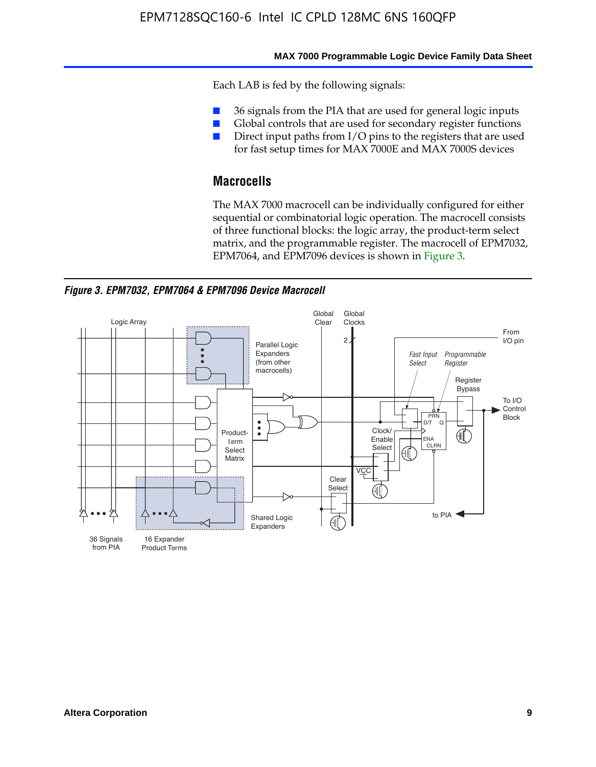Each LAB is fed by the following signals:

- 36 signals from the PIA that are used for general logic inputs
- Global controls that are used for secondary register functions
- Direct input paths from I/O pins to the registers that are used for fast setup times for MAX 7000E and MAX 7000S devices

## Macrocells

The MAX 7000 macrocell can be individually configured for either sequential or combinatorial logic operation. The macrocell consists of three functional blocks: the logic array, the product-term select matrix, and the programmable register. The macrocell of EPM7032, EPM7064, and EPM7096 devices is shown in Figure 3.

*Figure 3. EPM7032, EPM7064 & EPM7096 Device Macrocell*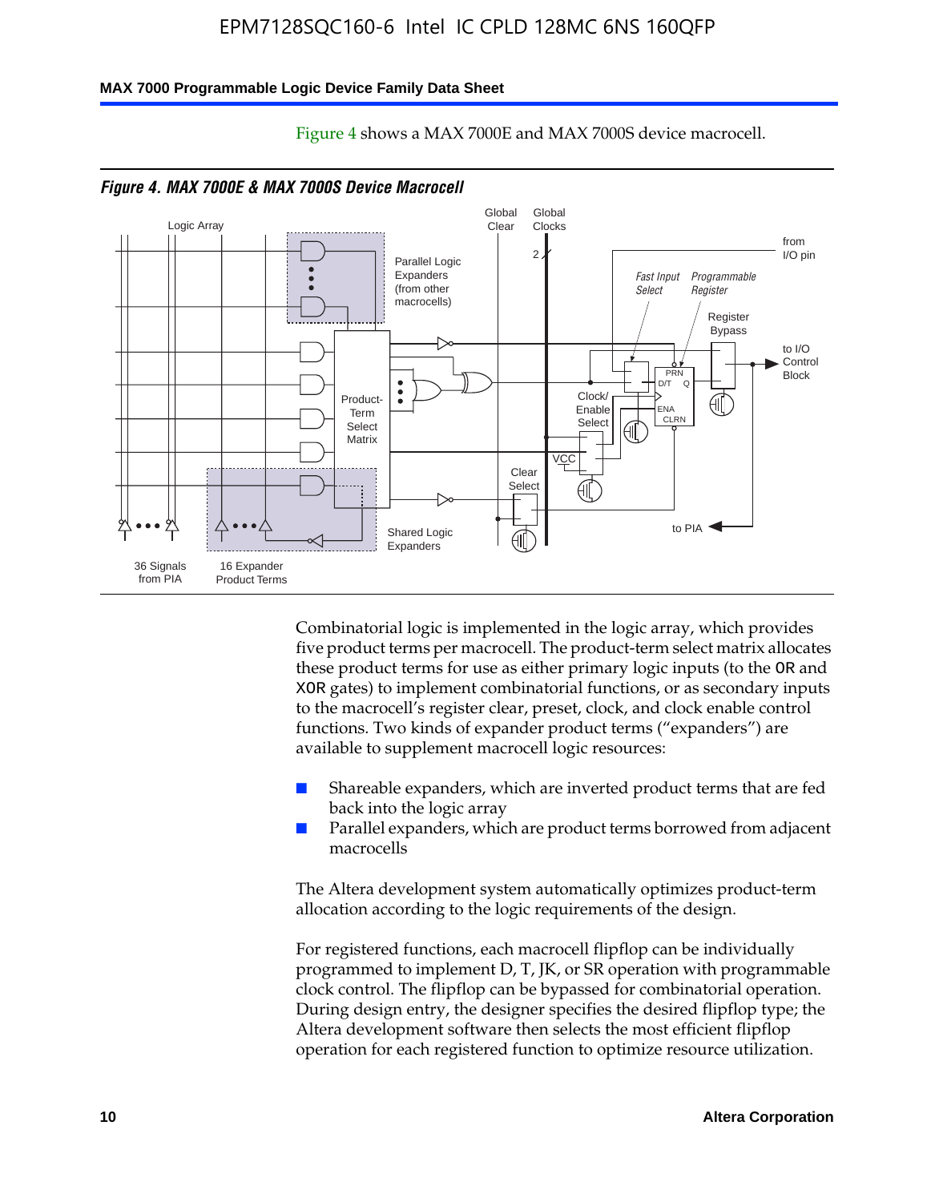Figure 4 shows a MAX 7000E and MAX 7000S device macrocell.

*Figure 4. MAX 7000E & MAX 7000S Device Macrocell*

Combinatorial logic is implemented in the logic array, which provides five product terms per macrocell. The product-term select matrix allocates these product terms for use as either primary logic inputs (to the OR and XOR gates) to implement combinatorial functions, or as secondary inputs to the macrocell's register clear, preset, clock, and clock enable control functions. Two kinds of expander product terms ("expanders") are available to supplement macrocell logic resources:

- Shareable expanders, which are inverted product terms that are fed back into the logic array
- Parallel expanders, which are product terms borrowed from adjacent macrocells

The Altera development system automatically optimizes product-term allocation according to the logic requirements of the design.

For registered functions, each macrocell flipflop can be individually programmed to implement D, T, JK, or SR operation with programmable clock control. The flipflop can be bypassed for combinatorial operation. During design entry, the designer specifies the desired flipflop type; the Altera development software then selects the most efficient flipflop operation for each registered function to optimize resource utilization.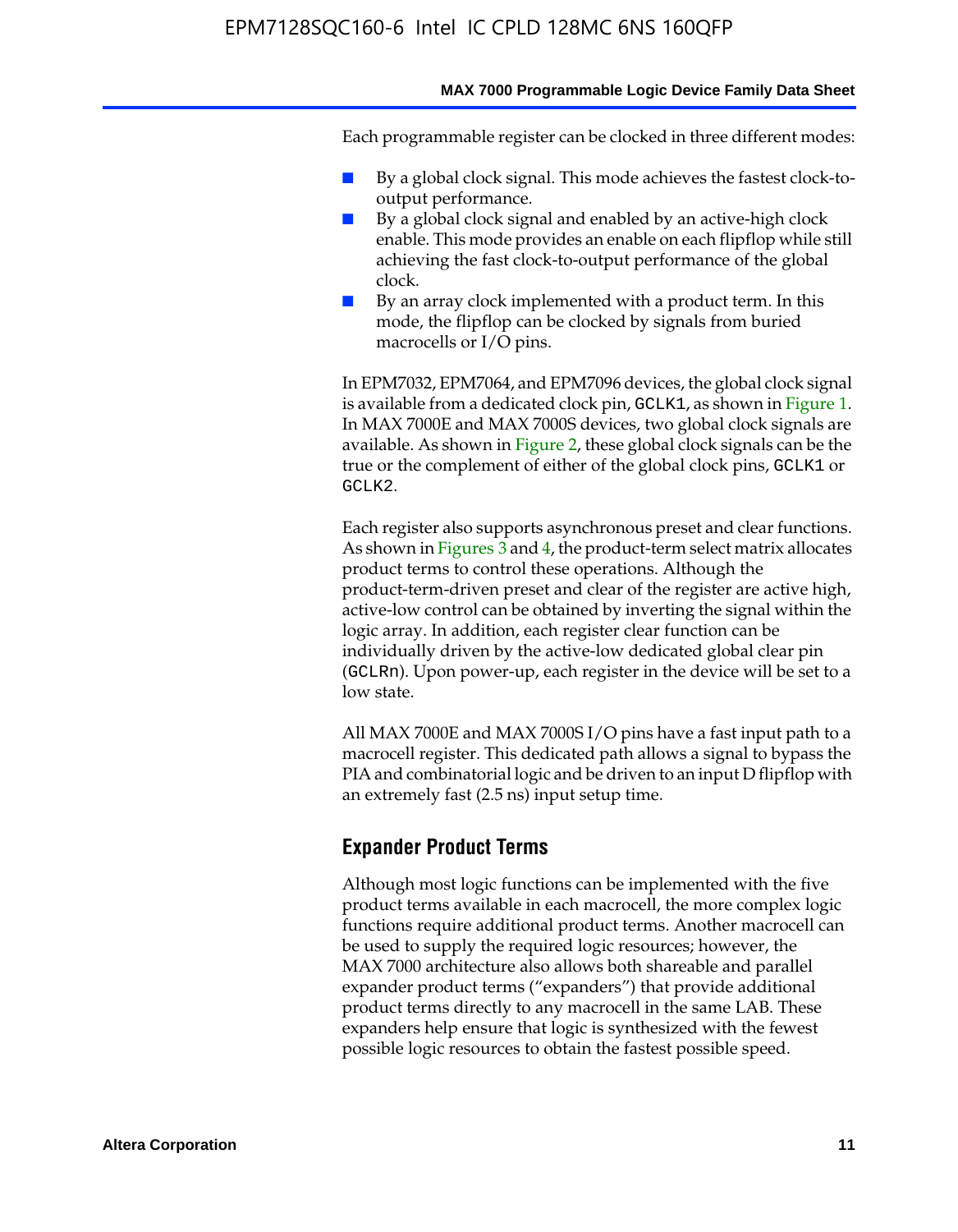Each programmable register can be clocked in three different modes:

- By a global clock signal. This mode achieves the fastest clock-to-output performance.
- By a global clock signal and enabled by an active-high clock enable. This mode provides an enable on each flipflop while still achieving the fast clock-to-output performance of the global clock.
- By an array clock implemented with a product term. In this mode, the flipflop can be clocked by signals from buried macrocells or I/O pins.

In EPM7032, EPM7064, and EPM7096 devices, the global clock signal is available from a dedicated clock pin, GCLK1, as shown in Figure 1. In MAX 7000E and MAX 7000S devices, two global clock signals are available. As shown in Figure 2, these global clock signals can be the true or the complement of either of the global clock pins, GCLK1 or GCLK2.

Each register also supports asynchronous preset and clear functions. As shown in Figures 3 and 4, the product-term select matrix allocates product terms to control these operations. Although the product-term-driven preset and clear of the register are active high, active-low control can be obtained by inverting the signal within the logic array. In addition, each register clear function can be individually driven by the active-low dedicated global clear pin (GCLRn). Upon power-up, each register in the device will be set to a low state.

All MAX 7000E and MAX 7000S I/O pins have a fast input path to a macrocell register. This dedicated path allows a signal to bypass the PIA and combinatorial logic and be driven to an input D flipflop with an extremely fast (2.5 ns) input setup time.

## Expander Product Terms

Although most logic functions can be implemented with the five product terms available in each macrocell, the more complex logic functions require additional product terms. Another macrocell can be used to supply the required logic resources; however, the MAX 7000 architecture also allows both shareable and parallel expander product terms ("expanders") that provide additional product terms directly to any macrocell in the same LAB. These expanders help ensure that logic is synthesized with the fewest possible logic resources to obtain the fastest possible speed.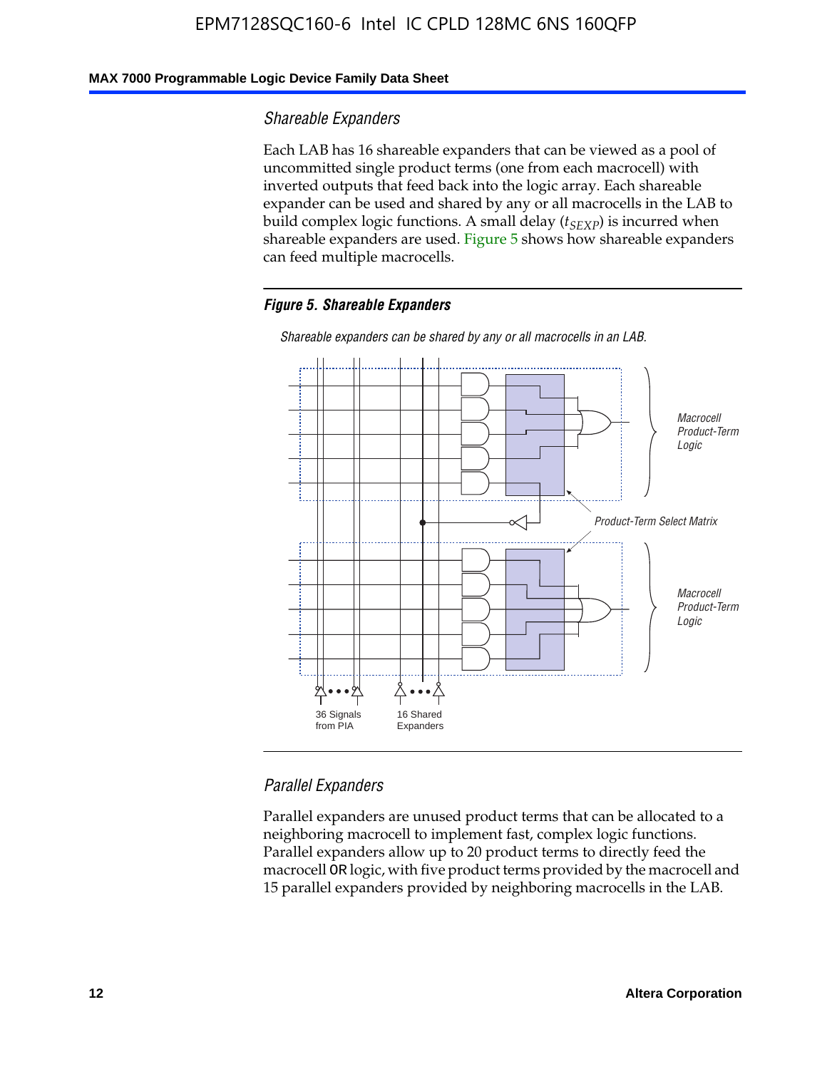### Shareable Expanders

Each LAB has 16 shareable expanders that can be viewed as a pool of uncommitted single product terms (one from each macrocell) with inverted outputs that feed back into the logic array. Each shareable expander can be used and shared by any or all macrocells in the LAB to build complex logic functions. A small delay ($t_{SEXP}$) is incurred when shareable expanders are used. Figure 5 shows how shareable expanders can feed multiple macrocells.

**Figure 5. Shareable Expanders**

*Shareable expanders can be shared by any or all macrocells in an LAB.*

Macrocell Product-Term Logic

Product-Term Select Matrix

Macrocell Product-Term Logic

36 Signals from PIA

16 Shared Expanders

### Parallel Expanders

Parallel expanders are unused product terms that can be allocated to a neighboring macrocell to implement fast, complex logic functions. Parallel expanders allow up to 20 product terms to directly feed the macrocell OR logic, with five product terms provided by the macrocell and 15 parallel expanders provided by neighboring macrocells in the LAB.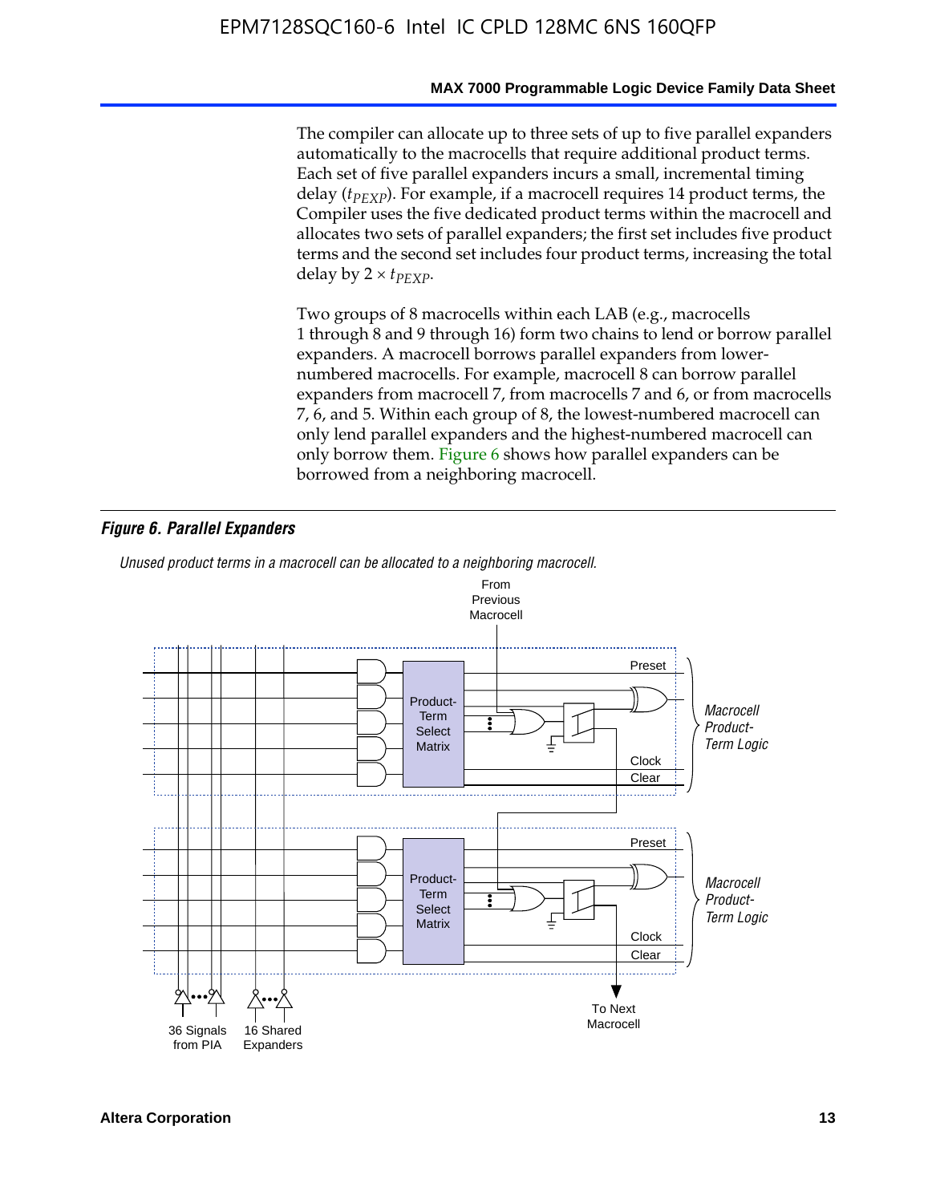The compiler can allocate up to three sets of up to five parallel expanders automatically to the macrocells that require additional product terms. Each set of five parallel expanders incurs a small, incremental timing delay ($t_{PEXP}$). For example, if a macrocell requires 14 product terms, the Compiler uses the five dedicated product terms within the macrocell and allocates two sets of parallel expanders; the first set includes five product terms and the second set includes four product terms, increasing the total delay by $2 \times t_{PEXP}$.

Two groups of 8 macrocells within each LAB (e.g., macrocells 1 through 8 and 9 through 16) form two chains to lend or borrow parallel expanders. A macrocell borrows parallel expanders from lower-numbered macrocells. For example, macrocell 8 can borrow parallel expanders from macrocell 7, from macrocells 7 and 6, or from macrocells 7, 6, and 5. Within each group of 8, the lowest-numbered macrocell can only lend parallel expanders and the highest-numbered macrocell can only borrow them. Figure 6 shows how parallel expanders can be borrowed from a neighboring macrocell.

***Figure 6. Parallel Expanders***

*Unused product terms in a macrocell can be allocated to a neighboring macrocell.*

From Previous Macrocell

Preset

Product-Term Select Matrix

Clock

Clear

*Macrocell Product-Term Logic*

Preset

Product-Term Select Matrix

Clock

Clear

*Macrocell Product-Term Logic*

36 Signals from PIA

16 Shared Expanders

To Next Macrocell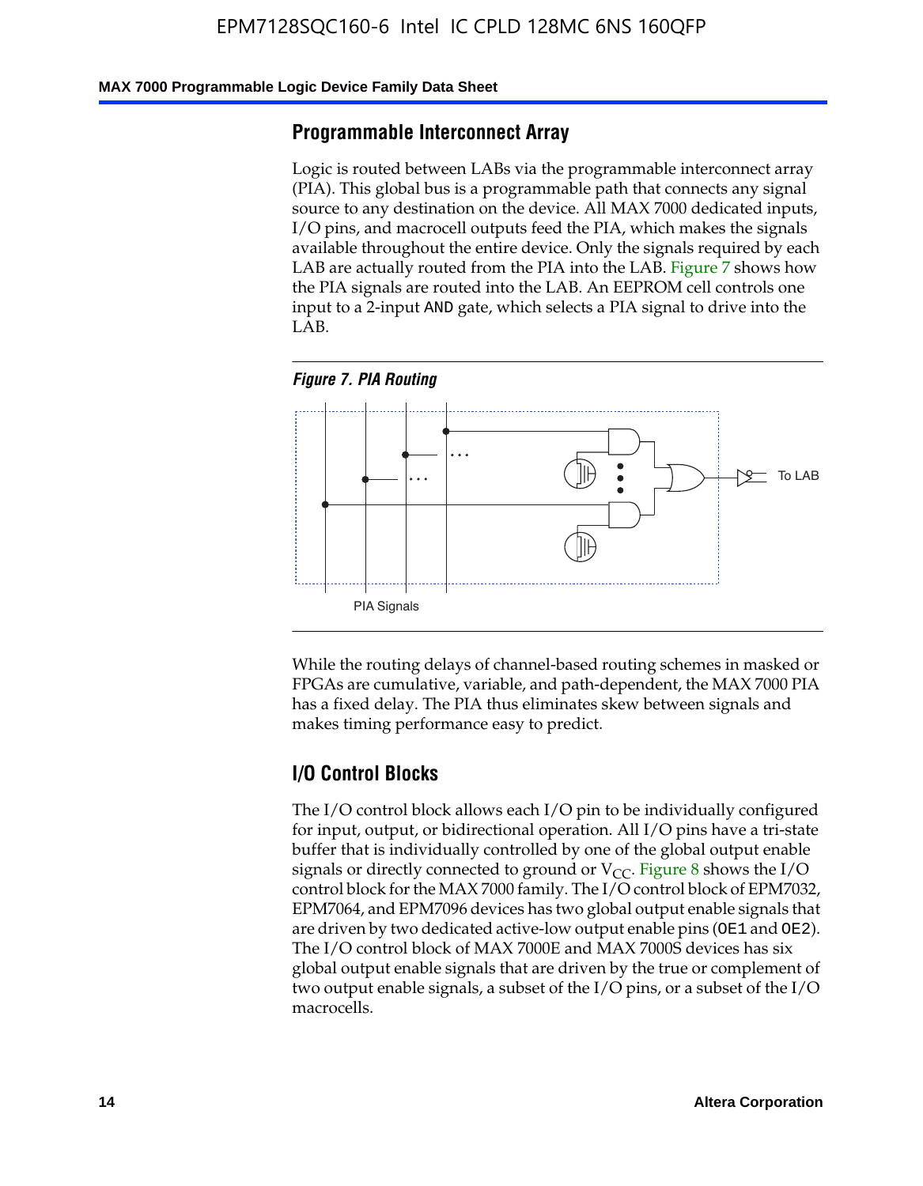## Programmable Interconnect Array

Logic is routed between LABs via the programmable interconnect array (PIA). This global bus is a programmable path that connects any signal source to any destination on the device. All MAX 7000 dedicated inputs, I/O pins, and macrocell outputs feed the PIA, which makes the signals available throughout the entire device. Only the signals required by each LAB are actually routed from the PIA into the LAB. Figure 7 shows how the PIA signals are routed into the LAB. An EEPROM cell controls one input to a 2-input AND gate, which selects a PIA signal to drive into the LAB.

*Figure 7. PIA Routing*

While the routing delays of channel-based routing schemes in masked or FPGAs are cumulative, variable, and path-dependent, the MAX 7000 PIA has a fixed delay. The PIA thus eliminates skew between signals and makes timing performance easy to predict.

## I/O Control Blocks

The I/O control block allows each I/O pin to be individually configured for input, output, or bidirectional operation. All I/O pins have a tri-state buffer that is individually controlled by one of the global output enable signals or directly connected to ground or $V_{CC}$. Figure 8 shows the I/O control block for the MAX 7000 family. The I/O control block of EPM7032, EPM7064, and EPM7096 devices has two global output enable signals that are driven by two dedicated active-low output enable pins (OE1 and OE2). The I/O control block of MAX 7000E and MAX 7000S devices has six global output enable signals that are driven by the true or complement of two output enable signals, a subset of the I/O pins, or a subset of the I/O macrocells.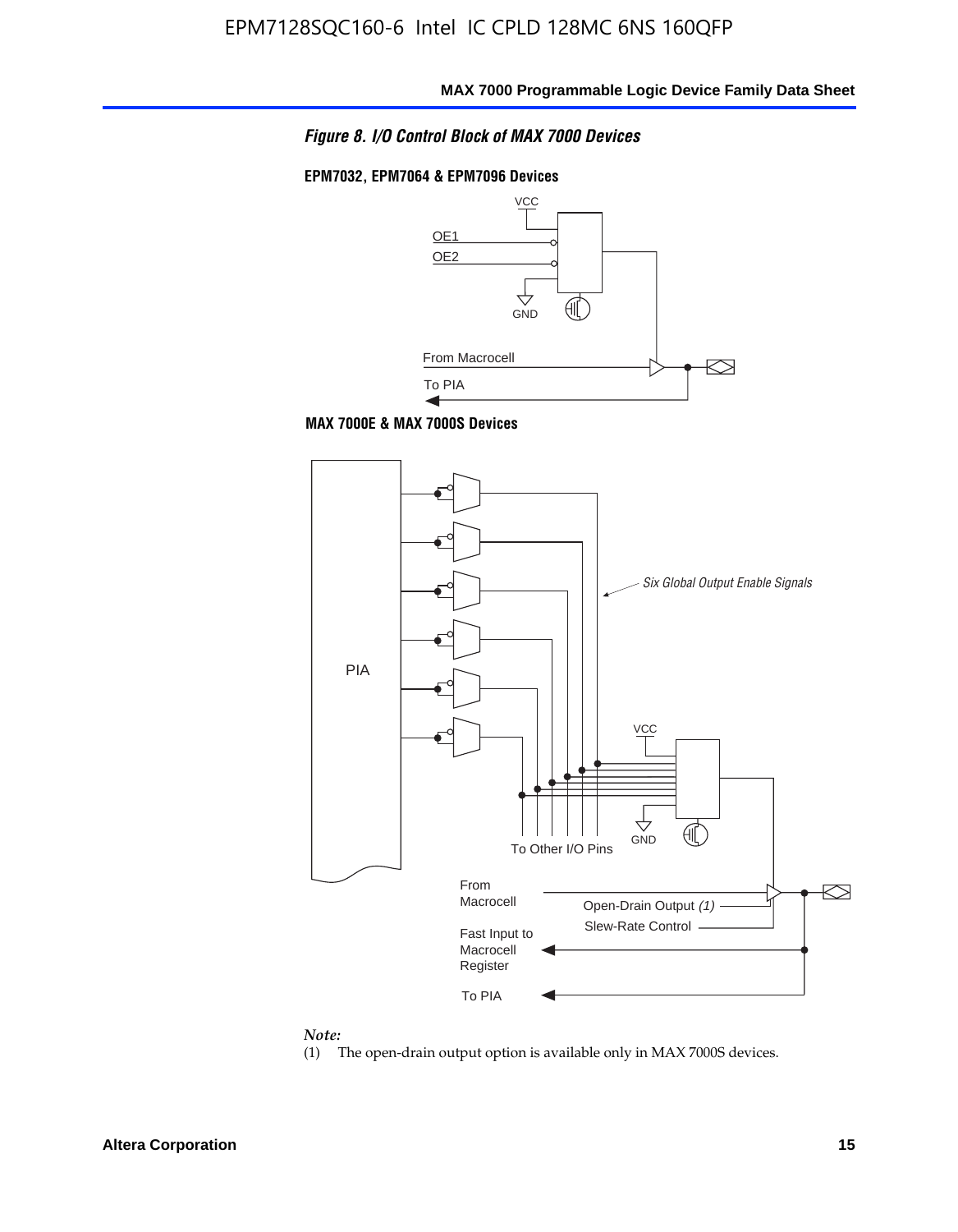*Figure 8. I/O Control Block of MAX 7000 Devices*

**EPM7032, EPM7064 & EPM7096 Devices**

VCC

OE1

OE2

GND

From Macrocell

To PIA

**MAX 7000E & MAX 7000S Devices**

PIA

*Six Global Output Enable Signals*

VCC

GND

To Other I/O Pins

From Macrocell

Open-Drain Output *(1)*

Slew-Rate Control

Fast Input to Macrocell Register

To PIA

*Note:*

(1) The open-drain output option is available only in MAX 7000S devices.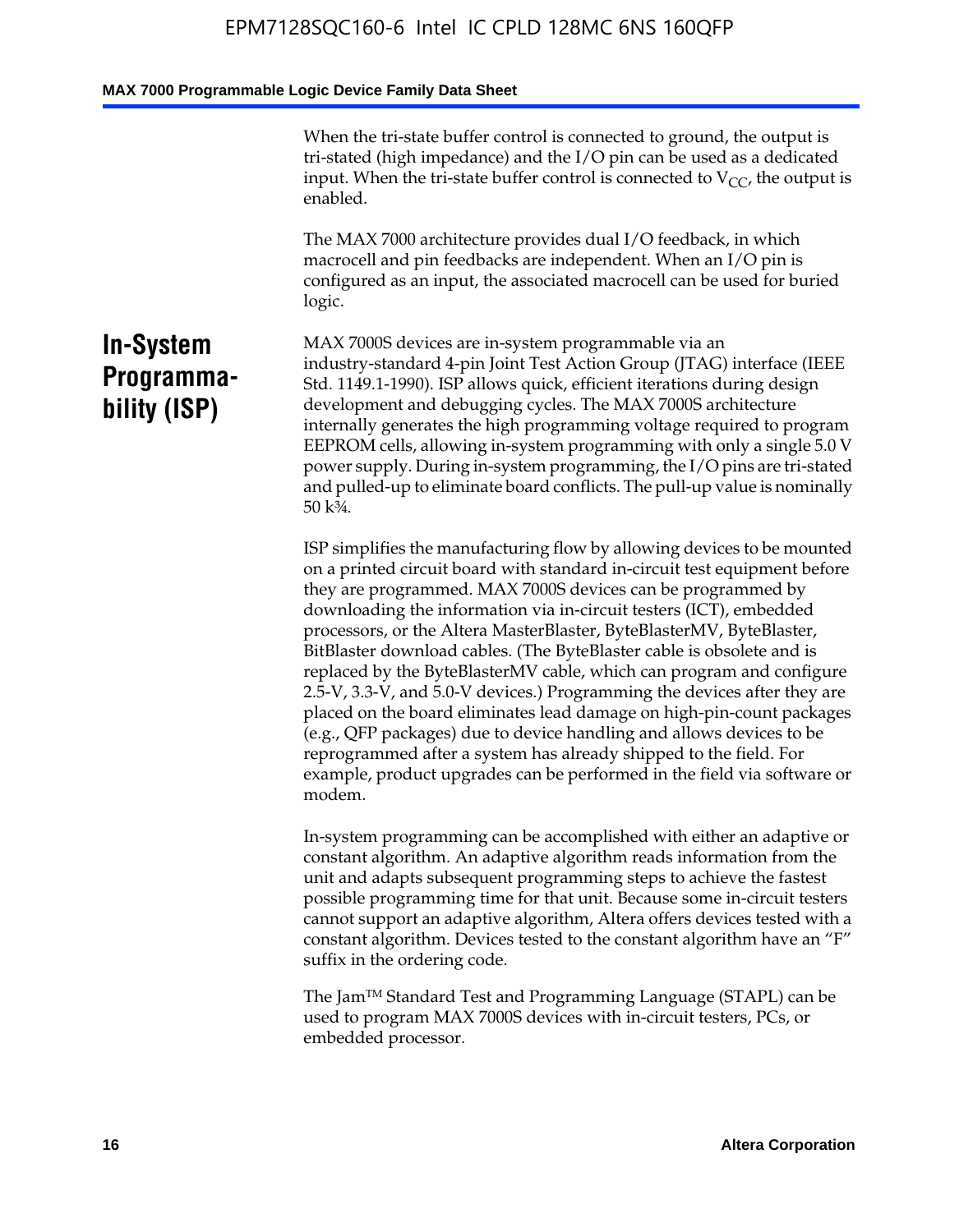When the tri-state buffer control is connected to ground, the output is tri-stated (high impedance) and the I/O pin can be used as a dedicated input. When the tri-state buffer control is connected to $V_{CC}$, the output is enabled.

The MAX 7000 architecture provides dual I/O feedback, in which macrocell and pin feedbacks are independent. When an I/O pin is configured as an input, the associated macrocell can be used for buried logic.

## In-System Programmability (ISP)

MAX 7000S devices are in-system programmable via an industry-standard 4-pin Joint Test Action Group (JTAG) interface (IEEE Std. 1149.1-1990). ISP allows quick, efficient iterations during design development and debugging cycles. The MAX 7000S architecture internally generates the high programming voltage required to program EEPROM cells, allowing in-system programming with only a single 5.0 V power supply. During in-system programming, the I/O pins are tri-stated and pulled-up to eliminate board conflicts. The pull-up value is nominally 50 k¾.

ISP simplifies the manufacturing flow by allowing devices to be mounted on a printed circuit board with standard in-circuit test equipment before they are programmed. MAX 7000S devices can be programmed by downloading the information via in-circuit testers (ICT), embedded processors, or the Altera MasterBlaster, ByteBlasterMV, ByteBlaster, BitBlaster download cables. (The ByteBlaster cable is obsolete and is replaced by the ByteBlasterMV cable, which can program and configure 2.5-V, 3.3-V, and 5.0-V devices.) Programming the devices after they are placed on the board eliminates lead damage on high-pin-count packages (e.g., QFP packages) due to device handling and allows devices to be reprogrammed after a system has already shipped to the field. For example, product upgrades can be performed in the field via software or modem.

In-system programming can be accomplished with either an adaptive or constant algorithm. An adaptive algorithm reads information from the unit and adapts subsequent programming steps to achieve the fastest possible programming time for that unit. Because some in-circuit testers cannot support an adaptive algorithm, Altera offers devices tested with a constant algorithm. Devices tested to the constant algorithm have an "F" suffix in the ordering code.

The Jam™ Standard Test and Programming Language (STAPL) can be used to program MAX 7000S devices with in-circuit testers, PCs, or embedded processor.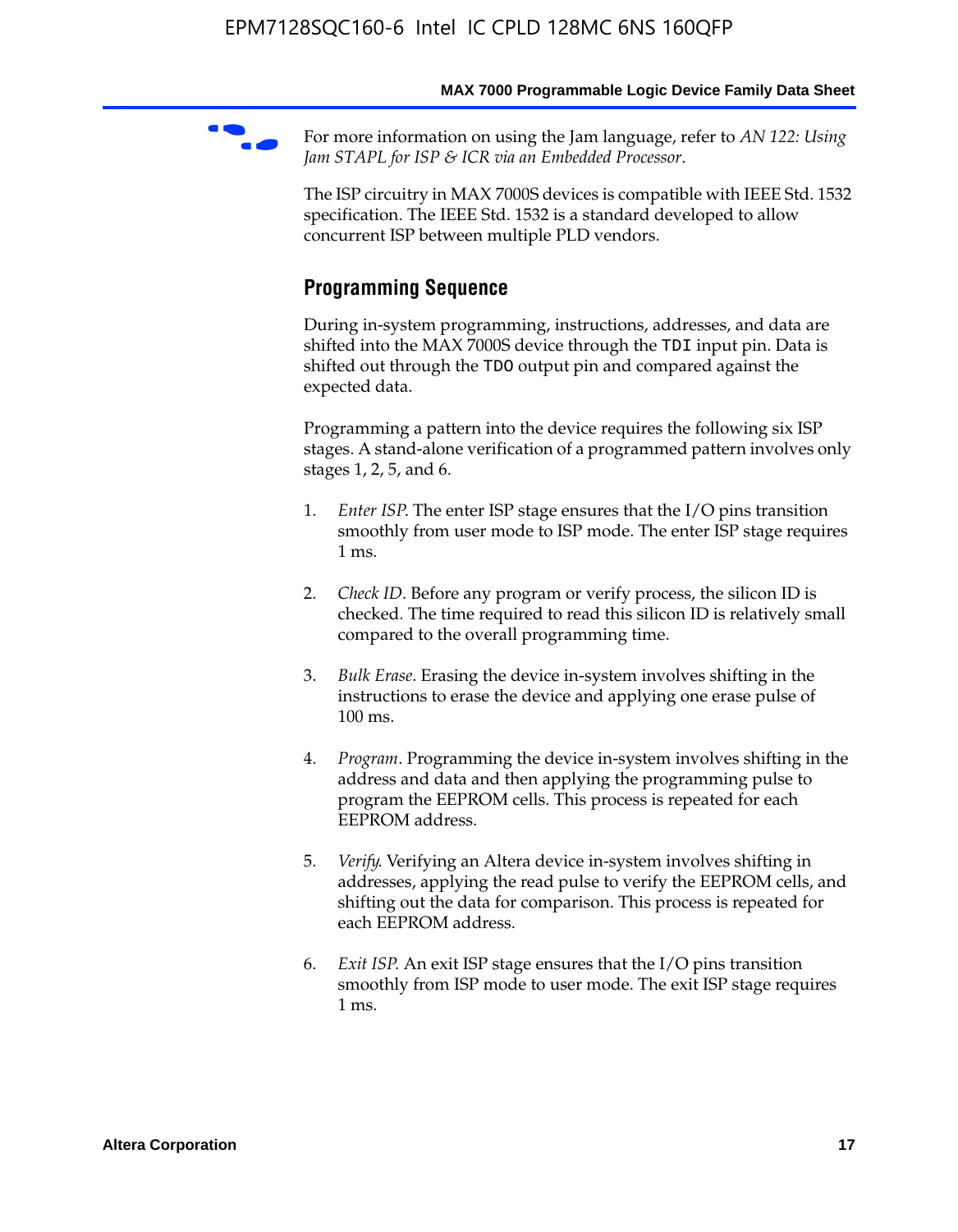For more information on using the Jam language, refer to *AN 122: Using Jam STAPL for ISP & ICR via an Embedded Processor*.

The ISP circuitry in MAX 7000S devices is compatible with IEEE Std. 1532 specification. The IEEE Std. 1532 is a standard developed to allow concurrent ISP between multiple PLD vendors.

### Programming Sequence

During in-system programming, instructions, addresses, and data are shifted into the MAX 7000S device through the `TDI` input pin. Data is shifted out through the `TDO` output pin and compared against the expected data.

Programming a pattern into the device requires the following six ISP stages. A stand-alone verification of a programmed pattern involves only stages 1, 2, 5, and 6.

1. *Enter ISP*. The enter ISP stage ensures that the I/O pins transition smoothly from user mode to ISP mode. The enter ISP stage requires 1 ms.

2. *Check ID*. Before any program or verify process, the silicon ID is checked. The time required to read this silicon ID is relatively small compared to the overall programming time.

3. *Bulk Erase*. Erasing the device in-system involves shifting in the instructions to erase the device and applying one erase pulse of 100 ms.

4. *Program*. Programming the device in-system involves shifting in the address and data and then applying the programming pulse to program the EEPROM cells. This process is repeated for each EEPROM address.

5. *Verify*. Verifying an Altera device in-system involves shifting in addresses, applying the read pulse to verify the EEPROM cells, and shifting out the data for comparison. This process is repeated for each EEPROM address.

6. *Exit ISP*. An exit ISP stage ensures that the I/O pins transition smoothly from ISP mode to user mode. The exit ISP stage requires 1 ms.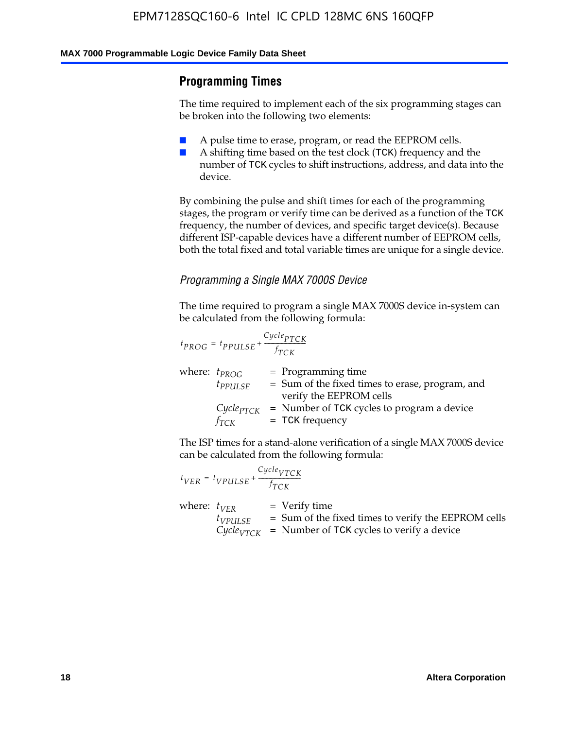## Programming Times

The time required to implement each of the six programming stages can be broken into the following two elements:

- A pulse time to erase, program, or read the EEPROM cells.
- A shifting time based on the test clock (TCK) frequency and the number of TCK cycles to shift instructions, address, and data into the device.

By combining the pulse and shift times for each of the programming stages, the program or verify time can be derived as a function of the TCK frequency, the number of devices, and specific target device(s). Because different ISP-capable devices have a different number of EEPROM cells, both the total fixed and total variable times are unique for a single device.

### *Programming a Single MAX 7000S Device*

The time required to program a single MAX 7000S device in-system can be calculated from the following formula:

$$t_{PROG} = t_{PPULSE} + \frac{Cycle_{PTCK}}{f_{TCK}}$$

where: $t_{PROG}$ = Programming time
$t_{PPULSE}$ = Sum of the fixed times to erase, program, and verify the EEPROM cells
$Cycle_{PTCK}$ = Number of TCK cycles to program a device
$f_{TCK}$ = TCK frequency

The ISP times for a stand-alone verification of a single MAX 7000S device can be calculated from the following formula:

$$t_{VER} = t_{VPULSE} + \frac{Cycle_{VTCK}}{f_{TCK}}$$

where: $t_{VER}$ = Verify time
$t_{VPULSE}$ = Sum of the fixed times to verify the EEPROM cells
$Cycle_{VTCK}$ = Number of TCK cycles to verify a device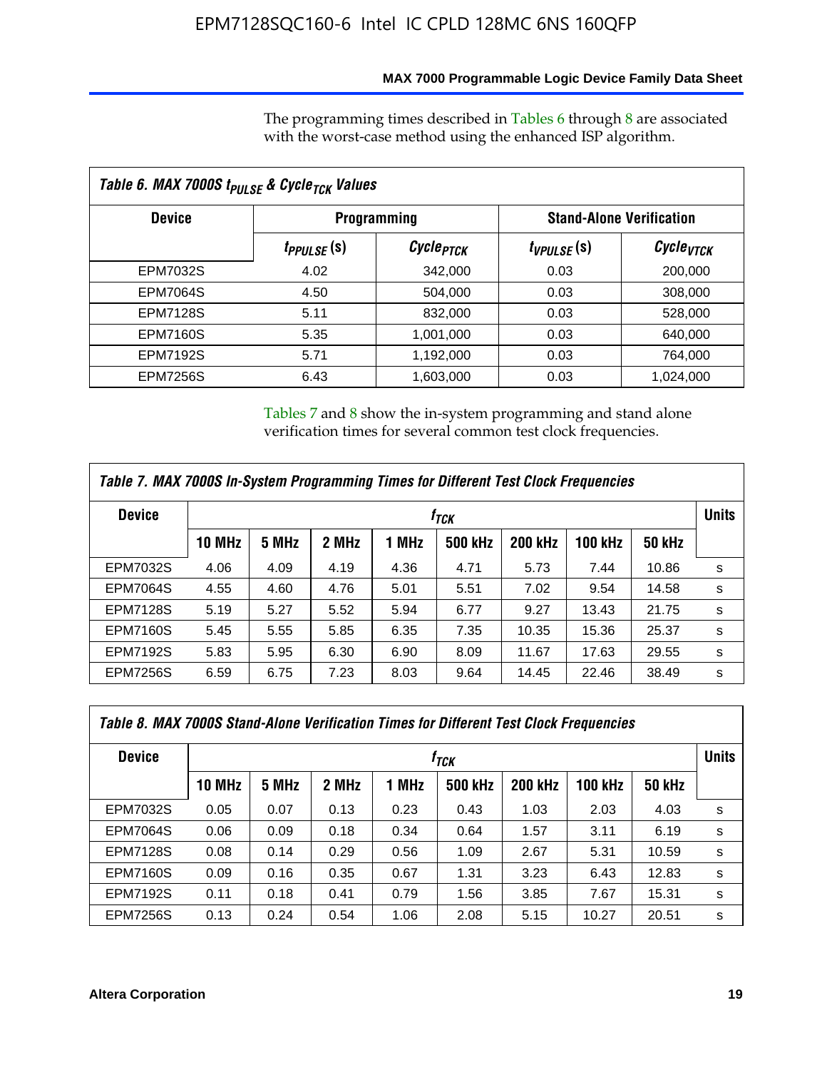The programming times described in Tables 6 through 8 are associated with the worst-case method using the enhanced ISP algorithm.

**Table 6. MAX 7000S $t_{PULSE}$ & $Cycle_{TCK}$ Values**

| Device | Programming | | Stand-Alone Verification | |
|---|---|---|---|---|
| | $t_{PPULSE}$ (s) | $Cycle_{PTCK}$ | $t_{VPULSE}$ (s) | $Cycle_{VTCK}$ |
| EPM7032S | 4.02 | 342,000 | 0.03 | 200,000 |
| EPM7064S | 4.50 | 504,000 | 0.03 | 308,000 |
| EPM7128S | 5.11 | 832,000 | 0.03 | 528,000 |
| EPM7160S | 5.35 | 1,001,000 | 0.03 | 640,000 |
| EPM7192S | 5.71 | 1,192,000 | 0.03 | 764,000 |
| EPM7256S | 6.43 | 1,603,000 | 0.03 | 1,024,000 |

Tables 7 and 8 show the in-system programming and stand alone verification times for several common test clock frequencies.

**Table 7. MAX 7000S In-System Programming Times for Different Test Clock Frequencies**

| Device | $f_{TCK}$ | | | | | | | | Units |
|---|---|---|---|---|---|---|---|---|---|
| | 10 MHz | 5 MHz | 2 MHz | 1 MHz | 500 kHz | 200 kHz | 100 kHz | 50 kHz | |
| EPM7032S | 4.06 | 4.09 | 4.19 | 4.36 | 4.71 | 5.73 | 7.44 | 10.86 | s |
| EPM7064S | 4.55 | 4.60 | 4.76 | 5.01 | 5.51 | 7.02 | 9.54 | 14.58 | s |
| EPM7128S | 5.19 | 5.27 | 5.52 | 5.94 | 6.77 | 9.27 | 13.43 | 21.75 | s |
| EPM7160S | 5.45 | 5.55 | 5.85 | 6.35 | 7.35 | 10.35 | 15.36 | 25.37 | s |
| EPM7192S | 5.83 | 5.95 | 6.30 | 6.90 | 8.09 | 11.67 | 17.63 | 29.55 | s |
| EPM7256S | 6.59 | 6.75 | 7.23 | 8.03 | 9.64 | 14.45 | 22.46 | 38.49 | s |

**Table 8. MAX 7000S Stand-Alone Verification Times for Different Test Clock Frequencies**

| Device | $f_{TCK}$ | | | | | | | | Units |
|---|---|---|---|---|---|---|---|---|---|
| | 10 MHz | 5 MHz | 2 MHz | 1 MHz | 500 kHz | 200 kHz | 100 kHz | 50 kHz | |
| EPM7032S | 0.05 | 0.07 | 0.13 | 0.23 | 0.43 | 1.03 | 2.03 | 4.03 | s |
| EPM7064S | 0.06 | 0.09 | 0.18 | 0.34 | 0.64 | 1.57 | 3.11 | 6.19 | s |
| EPM7128S | 0.08 | 0.14 | 0.29 | 0.56 | 1.09 | 2.67 | 5.31 | 10.59 | s |
| EPM7160S | 0.09 | 0.16 | 0.35 | 0.67 | 1.31 | 3.23 | 6.43 | 12.83 | s |
| EPM7192S | 0.11 | 0.18 | 0.41 | 0.79 | 1.56 | 3.85 | 7.67 | 15.31 | s |
| EPM7256S | 0.13 | 0.24 | 0.54 | 1.06 | 2.08 | 5.15 | 10.27 | 20.51 | s |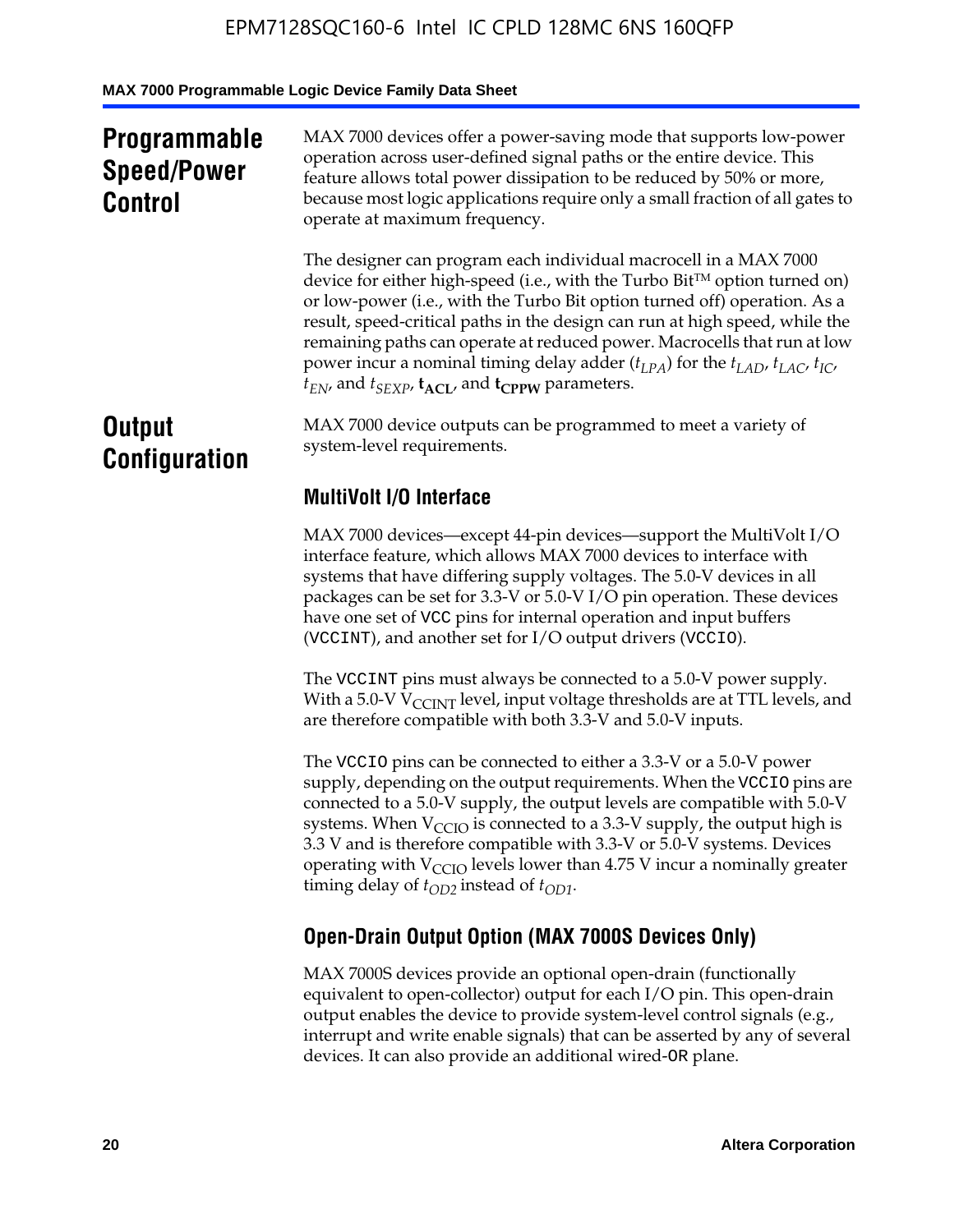## Programmable Speed/Power Control

MAX 7000 devices offer a power-saving mode that supports low-power operation across user-defined signal paths or the entire device. This feature allows total power dissipation to be reduced by 50% or more, because most logic applications require only a small fraction of all gates to operate at maximum frequency.

The designer can program each individual macrocell in a MAX 7000 device for either high-speed (i.e., with the Turbo Bit™ option turned on) or low-power (i.e., with the Turbo Bit option turned off) operation. As a result, speed-critical paths in the design can run at high speed, while the remaining paths can operate at reduced power. Macrocells that run at low power incur a nominal timing delay adder ($t_{LPA}$) for the $t_{LAD}$, $t_{LAC}$, $t_{IC}$, $t_{EN}$, and $t_{SEXP}$, $\mathbf{t_{ACL}}$, and $\mathbf{t_{CPPW}}$ parameters.

## Output Configuration

MAX 7000 device outputs can be programmed to meet a variety of system-level requirements.

### MultiVolt I/O Interface

MAX 7000 devices—except 44-pin devices—support the MultiVolt I/O interface feature, which allows MAX 7000 devices to interface with systems that have differing supply voltages. The 5.0-V devices in all packages can be set for 3.3-V or 5.0-V I/O pin operation. These devices have one set of VCC pins for internal operation and input buffers (VCCINT), and another set for I/O output drivers (VCCIO).

The VCCINT pins must always be connected to a 5.0-V power supply. With a 5.0-V $V_{CCINT}$ level, input voltage thresholds are at TTL levels, and are therefore compatible with both 3.3-V and 5.0-V inputs.

The VCCIO pins can be connected to either a 3.3-V or a 5.0-V power supply, depending on the output requirements. When the VCCIO pins are connected to a 5.0-V supply, the output levels are compatible with 5.0-V systems. When $V_{CCIO}$ is connected to a 3.3-V supply, the output high is 3.3 V and is therefore compatible with 3.3-V or 5.0-V systems. Devices operating with $V_{CCIO}$ levels lower than 4.75 V incur a nominally greater timing delay of $t_{OD2}$ instead of $t_{OD1}$.

### Open-Drain Output Option (MAX 7000S Devices Only)

MAX 7000S devices provide an optional open-drain (functionally equivalent to open-collector) output for each I/O pin. This open-drain output enables the device to provide system-level control signals (e.g., interrupt and write enable signals) that can be asserted by any of several devices. It can also provide an additional wired-OR plane.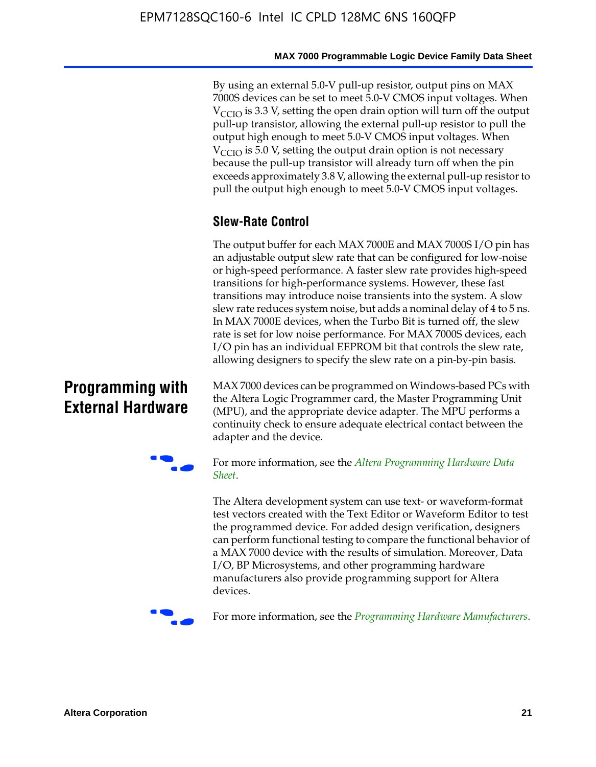By using an external 5.0-V pull-up resistor, output pins on MAX 7000S devices can be set to meet 5.0-V CMOS input voltages. When $V_{CCIO}$ is 3.3 V, setting the open drain option will turn off the output pull-up transistor, allowing the external pull-up resistor to pull the output high enough to meet 5.0-V CMOS input voltages. When $V_{CCIO}$ is 5.0 V, setting the output drain option is not necessary because the pull-up transistor will already turn off when the pin exceeds approximately 3.8 V, allowing the external pull-up resistor to pull the output high enough to meet 5.0-V CMOS input voltages.

### Slew-Rate Control

The output buffer for each MAX 7000E and MAX 7000S I/O pin has an adjustable output slew rate that can be configured for low-noise or high-speed performance. A faster slew rate provides high-speed transitions for high-performance systems. However, these fast transitions may introduce noise transients into the system. A slow slew rate reduces system noise, but adds a nominal delay of 4 to 5 ns. In MAX 7000E devices, when the Turbo Bit is turned off, the slew rate is set for low noise performance. For MAX 7000S devices, each I/O pin has an individual EEPROM bit that controls the slew rate, allowing designers to specify the slew rate on a pin-by-pin basis.

## Programming with External Hardware

MAX 7000 devices can be programmed on Windows-based PCs with the Altera Logic Programmer card, the Master Programming Unit (MPU), and the appropriate device adapter. The MPU performs a continuity check to ensure adequate electrical contact between the adapter and the device.

For more information, see the *Altera Programming Hardware Data Sheet*.

The Altera development system can use text- or waveform-format test vectors created with the Text Editor or Waveform Editor to test the programmed device. For added design verification, designers can perform functional testing to compare the functional behavior of a MAX 7000 device with the results of simulation. Moreover, Data I/O, BP Microsystems, and other programming hardware manufacturers also provide programming support for Altera devices.

For more information, see the *Programming Hardware Manufacturers*.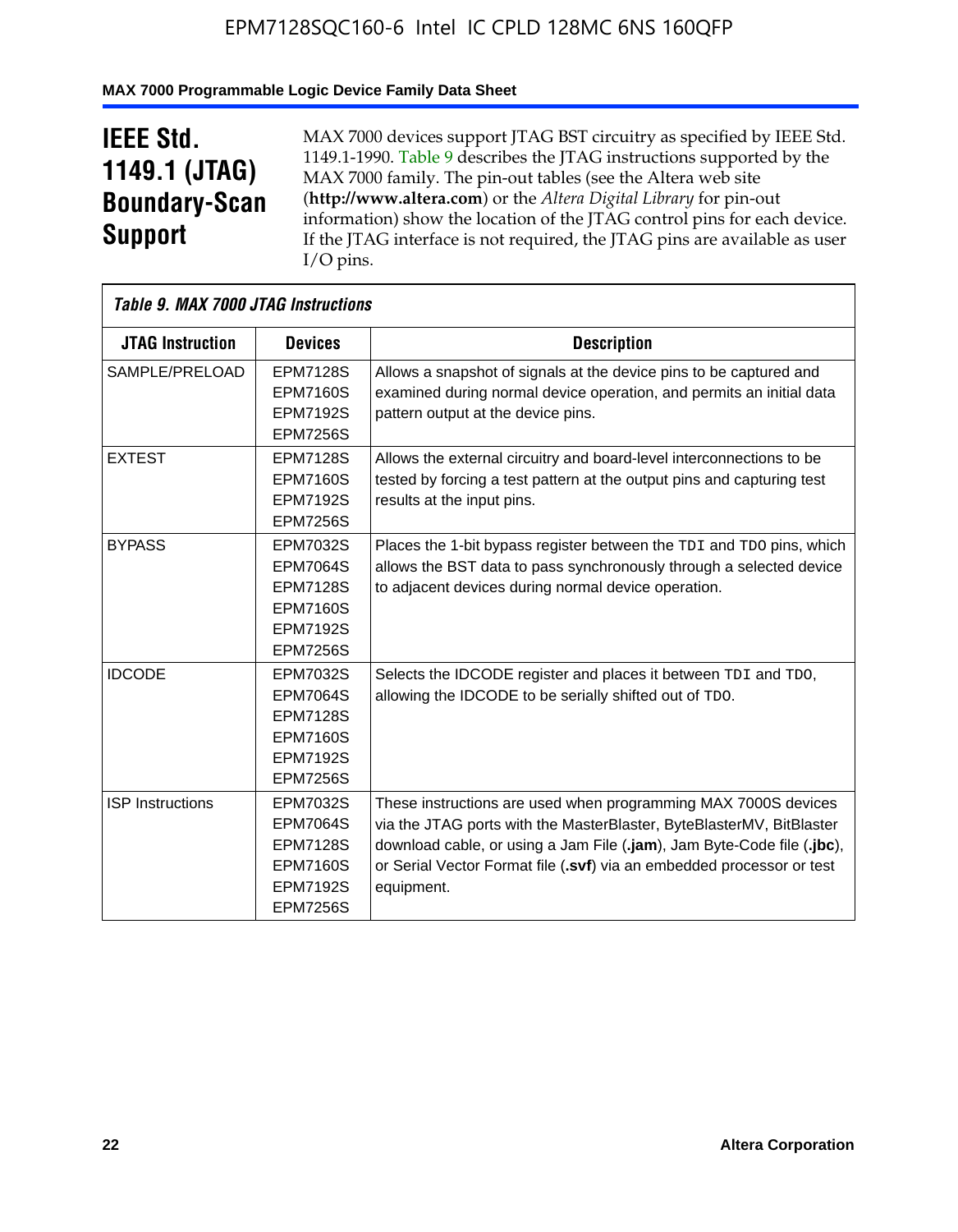## IEEE Std. 1149.1 (JTAG) Boundary-Scan Support

MAX 7000 devices support JTAG BST circuitry as specified by IEEE Std. 1149.1-1990. Table 9 describes the JTAG instructions supported by the MAX 7000 family. The pin-out tables (see the Altera web site (**http://www.altera.com**) or the *Altera Digital Library* for pin-out information) show the location of the JTAG control pins for each device. If the JTAG interface is not required, the JTAG pins are available as user I/O pins.

*Table 9. MAX 7000 JTAG Instructions*

| JTAG Instruction | Devices | Description |
|---|---|---|
| SAMPLE/PRELOAD | EPM7128S<br>EPM7160S<br>EPM7192S<br>EPM7256S | Allows a snapshot of signals at the device pins to be captured and examined during normal device operation, and permits an initial data pattern output at the device pins. |
| EXTEST | EPM7128S<br>EPM7160S<br>EPM7192S<br>EPM7256S | Allows the external circuitry and board-level interconnections to be tested by forcing a test pattern at the output pins and capturing test results at the input pins. |
| BYPASS | EPM7032S<br>EPM7064S<br>EPM7128S<br>EPM7160S<br>EPM7192S<br>EPM7256S | Places the 1-bit bypass register between the `TDI` and `TDO` pins, which allows the BST data to pass synchronously through a selected device to adjacent devices during normal device operation. |
| IDCODE | EPM7032S<br>EPM7064S<br>EPM7128S<br>EPM7160S<br>EPM7192S<br>EPM7256S | Selects the IDCODE register and places it between `TDI` and `TDO`, allowing the IDCODE to be serially shifted out of `TDO`. |
| ISP Instructions | EPM7032S<br>EPM7064S<br>EPM7128S<br>EPM7160S<br>EPM7192S<br>EPM7256S | These instructions are used when programming MAX 7000S devices via the JTAG ports with the MasterBlaster, ByteBlasterMV, BitBlaster download cable, or using a Jam File (**.jam**), Jam Byte-Code file (**.jbc**), or Serial Vector Format file (**.svf**) via an embedded processor or test equipment. |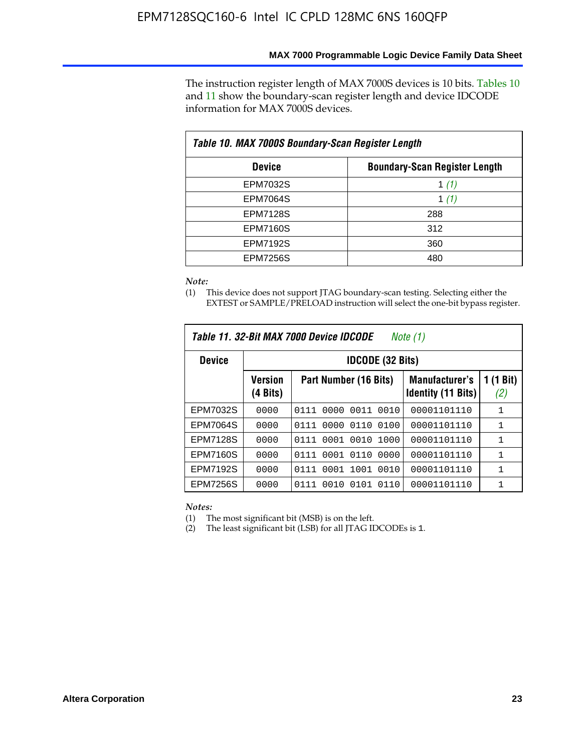The instruction register length of MAX 7000S devices is 10 bits. Tables 10 and 11 show the boundary-scan register length and device IDCODE information for MAX 7000S devices.

**Table 10. MAX 7000S Boundary-Scan Register Length**

| Device | Boundary-Scan Register Length |
|---|---|
| EPM7032S | 1 *(1)* |
| EPM7064S | 1 *(1)* |
| EPM7128S | 288 |
| EPM7160S | 312 |
| EPM7192S | 360 |
| EPM7256S | 480 |

*Note:*

(1) This device does not support JTAG boundary-scan testing. Selecting either the EXTEST or SAMPLE/PRELOAD instruction will select the one-bit bypass register.

**Table 11. 32-Bit MAX 7000 Device IDCODE** *Note (1)*

| Device | IDCODE (32 Bits) | | | |
|---|---|---|---|---|
| | Version (4 Bits) | Part Number (16 Bits) | Manufacturer's Identity (11 Bits) | 1 (1 Bit) *(2)* |
| EPM7032S | 0000 | 0111 0000 0011 0010 | 00001101110 | 1 |
| EPM7064S | 0000 | 0111 0000 0110 0100 | 00001101110 | 1 |
| EPM7128S | 0000 | 0111 0001 0010 1000 | 00001101110 | 1 |
| EPM7160S | 0000 | 0111 0001 0110 0000 | 00001101110 | 1 |
| EPM7192S | 0000 | 0111 0001 1001 0010 | 00001101110 | 1 |
| EPM7256S | 0000 | 0111 0010 0101 0110 | 00001101110 | 1 |

*Notes:*

(1) The most significant bit (MSB) is on the left.

(2) The least significant bit (LSB) for all JTAG IDCODEs is 1.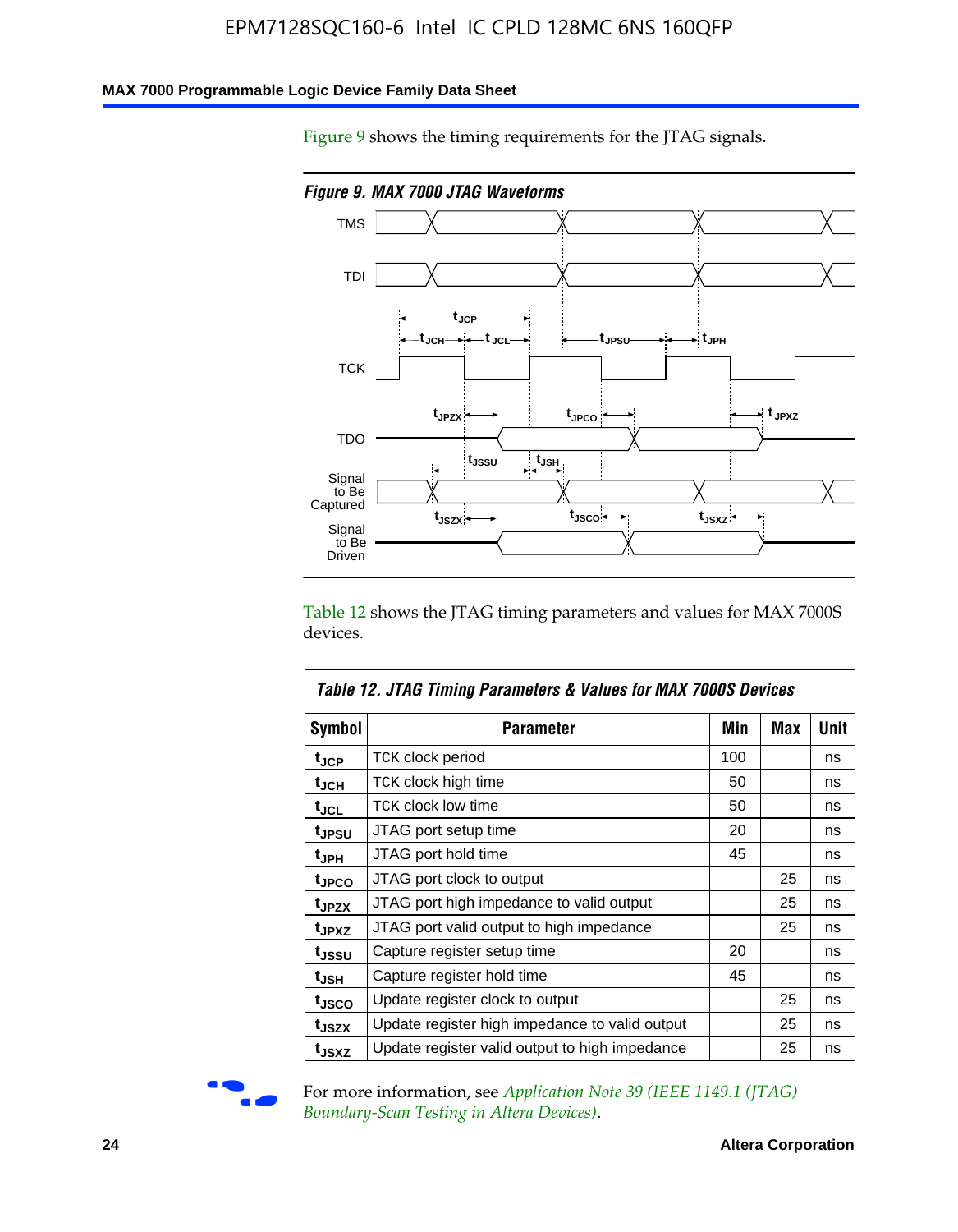Figure 9 shows the timing requirements for the JTAG signals.

*Figure 9. MAX 7000 JTAG Waveforms*

Table 12 shows the JTAG timing parameters and values for MAX 7000S devices.

| Table 12. JTAG Timing Parameters & Values for MAX 7000S Devices | | | | |
|---|---|---|---|---|
| **Symbol** | **Parameter** | **Min** | **Max** | **Unit** |
| $t_{JCP}$ | TCK clock period | 100 | | ns |
| $t_{JCH}$ | TCK clock high time | 50 | | ns |
| $t_{JCL}$ | TCK clock low time | 50 | | ns |
| $t_{JPSU}$ | JTAG port setup time | 20 | | ns |
| $t_{JPH}$ | JTAG port hold time | 45 | | ns |
| $t_{JPCO}$ | JTAG port clock to output | | 25 | ns |
| $t_{JPZX}$ | JTAG port high impedance to valid output | | 25 | ns |
| $t_{JPXZ}$ | JTAG port valid output to high impedance | | 25 | ns |
| $t_{JSSU}$ | Capture register setup time | 20 | | ns |
| $t_{JSH}$ | Capture register hold time | 45 | | ns |
| $t_{JSCO}$ | Update register clock to output | | 25 | ns |
| $t_{JSZX}$ | Update register high impedance to valid output | | 25 | ns |
| $t_{JSXZ}$ | Update register valid output to high impedance | | 25 | ns |

For more information, see *Application Note 39 (IEEE 1149.1 (JTAG) Boundary-Scan Testing in Altera Devices)*.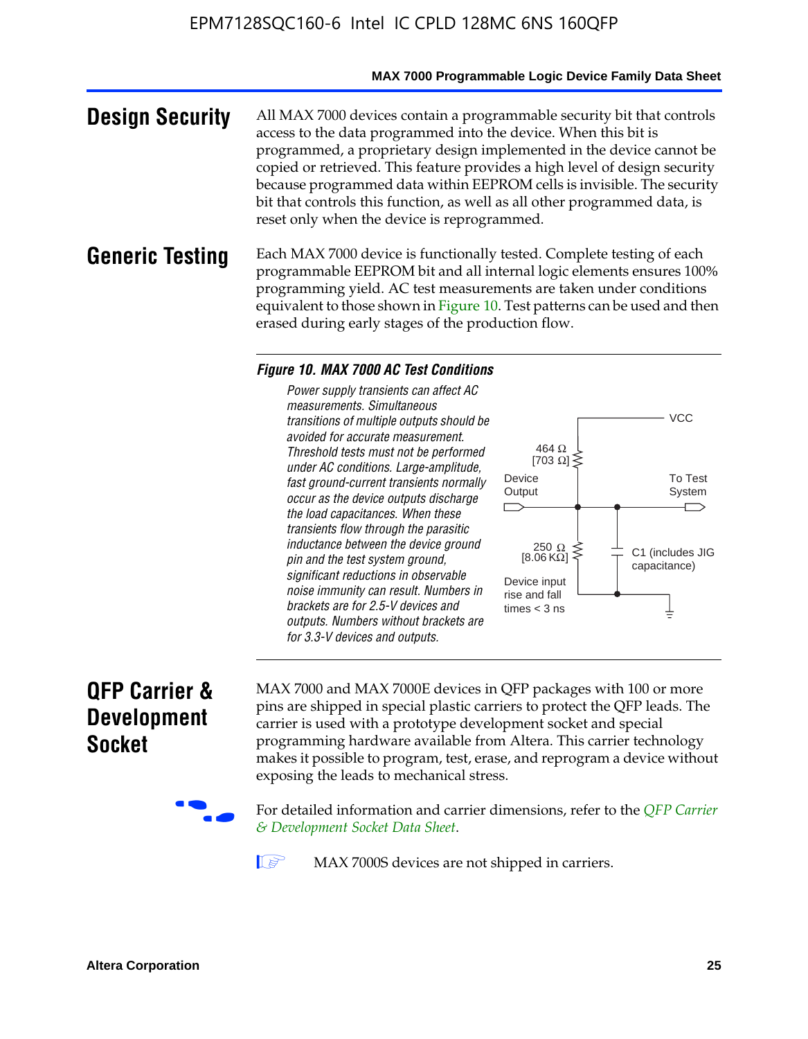## Design Security

All MAX 7000 devices contain a programmable security bit that controls access to the data programmed into the device. When this bit is programmed, a proprietary design implemented in the device cannot be copied or retrieved. This feature provides a high level of design security because programmed data within EEPROM cells is invisible. The security bit that controls this function, as well as all other programmed data, is reset only when the device is reprogrammed.

## Generic Testing

Each MAX 7000 device is functionally tested. Complete testing of each programmable EEPROM bit and all internal logic elements ensures 100% programming yield. AC test measurements are taken under conditions equivalent to those shown in Figure 10. Test patterns can be used and then erased during early stages of the production flow.

**Figure 10. MAX 7000 AC Test Conditions**

*Power supply transients can affect AC measurements. Simultaneous transitions of multiple outputs should be avoided for accurate measurement. Threshold tests must not be performed under AC conditions. Large-amplitude, fast ground-current transients normally occur as the device outputs discharge the load capacitances. When these transients flow through the parasitic inductance between the device ground pin and the test system ground, significant reductions in observable noise immunity can result. Numbers in brackets are for 2.5-V devices and outputs. Numbers without brackets are for 3.3-V devices and outputs.*

VCC

464 Ω [703 Ω]

Device Output

To Test System

250 Ω [8.06 KΩ]

C1 (includes JIG capacitance)

Device input rise and fall times < 3 ns

## QFP Carrier & Development Socket

MAX 7000 and MAX 7000E devices in QFP packages with 100 or more pins are shipped in special plastic carriers to protect the QFP leads. The carrier is used with a prototype development socket and special programming hardware available from Altera. This carrier technology makes it possible to program, test, erase, and reprogram a device without exposing the leads to mechanical stress.

For detailed information and carrier dimensions, refer to the *QFP Carrier & Development Socket Data Sheet*.

MAX 7000S devices are not shipped in carriers.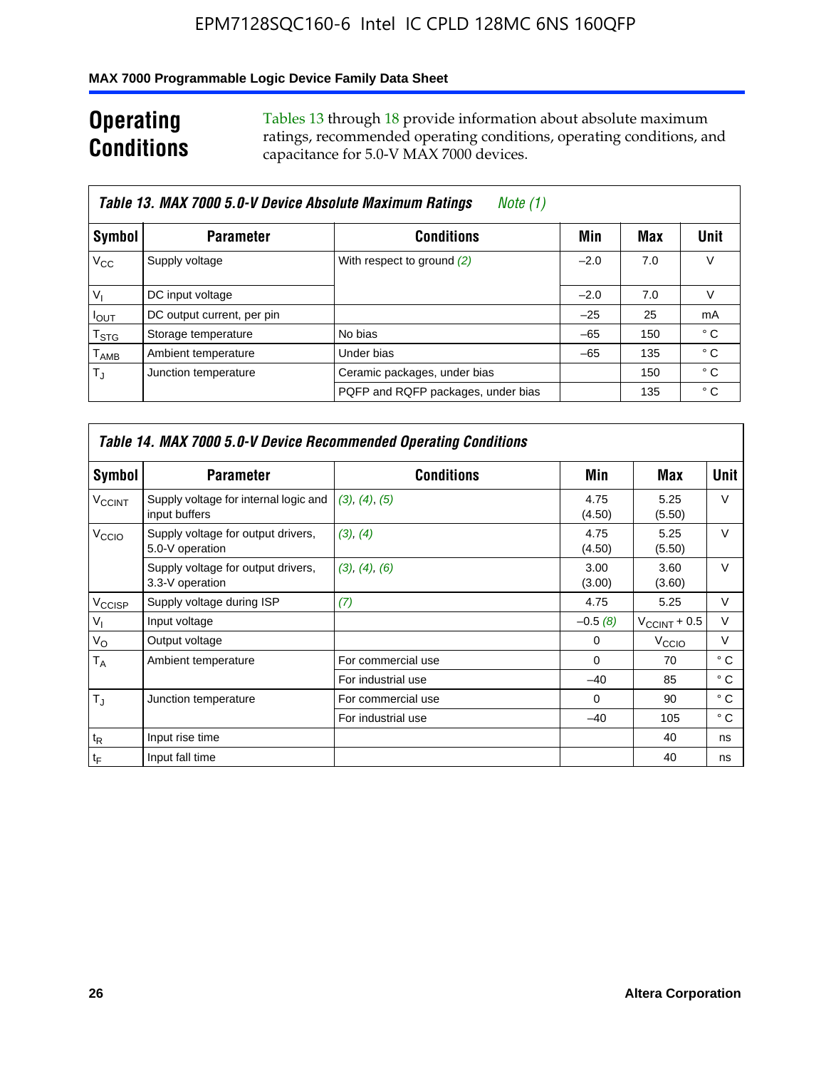## Operating Conditions

Tables 13 through 18 provide information about absolute maximum ratings, recommended operating conditions, operating conditions, and capacitance for 5.0-V MAX 7000 devices.

**Table 13. MAX 7000 5.0-V Device Absolute Maximum Ratings** *Note (1)*

| Symbol | Parameter | Conditions | Min | Max | Unit |
|---|---|---|---|---|---|
| $V_{CC}$ | Supply voltage | With respect to ground *(2)* | –2.0 | 7.0 | V |
| $V_I$ | DC input voltage | | –2.0 | 7.0 | V |
| $I_{OUT}$ | DC output current, per pin | | –25 | 25 | mA |
| $T_{STG}$ | Storage temperature | No bias | –65 | 150 | ° C |
| $T_{AMB}$ | Ambient temperature | Under bias | –65 | 135 | ° C |
| $T_J$ | Junction temperature | Ceramic packages, under bias | | 150 | ° C |
| | | PQFP and RQFP packages, under bias | | 135 | ° C |

**Table 14. MAX 7000 5.0-V Device Recommended Operating Conditions**

| Symbol | Parameter | Conditions | Min | Max | Unit |
|---|---|---|---|---|---|
| $V_{CCINT}$ | Supply voltage for internal logic and input buffers | *(3)*, *(4)*, *(5)* | 4.75 (4.50) | 5.25 (5.50) | V |
| $V_{CCIO}$ | Supply voltage for output drivers, 5.0-V operation | *(3)*, *(4)* | 4.75 (4.50) | 5.25 (5.50) | V |
| | Supply voltage for output drivers, 3.3-V operation | *(3)*, *(4)*, *(6)* | 3.00 (3.00) | 3.60 (3.60) | V |
| $V_{CCISP}$ | Supply voltage during ISP | *(7)* | 4.75 | 5.25 | V |
| $V_I$ | Input voltage | | –0.5 *(8)* | $V_{CCINT}$ + 0.5 | V |
| $V_O$ | Output voltage | | 0 | $V_{CCIO}$ | V |
| $T_A$ | Ambient temperature | For commercial use | 0 | 70 | ° C |
| | | For industrial use | –40 | 85 | ° C |
| $T_J$ | Junction temperature | For commercial use | 0 | 90 | ° C |
| | | For industrial use | –40 | 105 | ° C |
| $t_R$ | Input rise time | | | 40 | ns |
| $t_F$ | Input fall time | | | 40 | ns |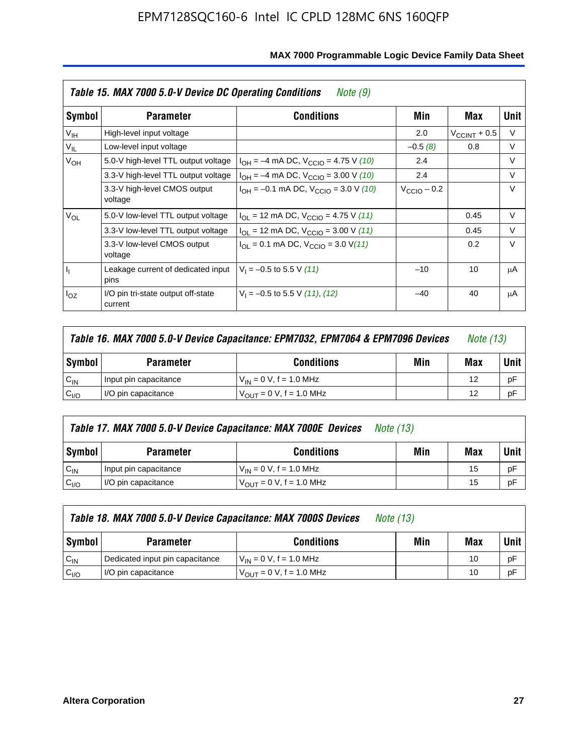**Table 15. MAX 7000 5.0-V Device DC Operating Conditions** *Note (9)*

| Symbol | Parameter | Conditions | Min | Max | Unit |
|---|---|---|---|---|---|
| $V_{IH}$ | High-level input voltage | | 2.0 | $V_{CCINT}$ + 0.5 | V |
| $V_{IL}$ | Low-level input voltage | | –0.5 *(8)* | 0.8 | V |
| $V_{OH}$ | 5.0-V high-level TTL output voltage | $I_{OH}$ = –4 mA DC, $V_{CCIO}$ = 4.75 V *(10)* | 2.4 | | V |
| | 3.3-V high-level TTL output voltage | $I_{OH}$ = –4 mA DC, $V_{CCIO}$ = 3.00 V *(10)* | 2.4 | | V |
| | 3.3-V high-level CMOS output voltage | $I_{OH}$ = –0.1 mA DC, $V_{CCIO}$ = 3.0 V *(10)* | $V_{CCIO}$ – 0.2 | | V |
| $V_{OL}$ | 5.0-V low-level TTL output voltage | $I_{OL}$ = 12 mA DC, $V_{CCIO}$ = 4.75 V *(11)* | | 0.45 | V |
| | 3.3-V low-level TTL output voltage | $I_{OL}$ = 12 mA DC, $V_{CCIO}$ = 3.00 V *(11)* | | 0.45 | V |
| | 3.3-V low-level CMOS output voltage | $I_{OL}$ = 0.1 mA DC, $V_{CCIO}$ = 3.0 V *(11)* | | 0.2 | V |
| $I_I$ | Leakage current of dedicated input pins | $V_I$ = –0.5 to 5.5 V *(11)* | –10 | 10 | μA |
| $I_{OZ}$ | I/O pin tri-state output off-state current | $V_I$ = –0.5 to 5.5 V *(11), (12)* | –40 | 40 | μA |

**Table 16. MAX 7000 5.0-V Device Capacitance: EPM7032, EPM7064 & EPM7096 Devices** *Note (13)*

| Symbol | Parameter | Conditions | Min | Max | Unit |
|---|---|---|---|---|---|
| $C_{IN}$ | Input pin capacitance | $V_{IN}$ = 0 V, f = 1.0 MHz | | 12 | pF |
| $C_{I/O}$ | I/O pin capacitance | $V_{OUT}$ = 0 V, f = 1.0 MHz | | 12 | pF |

**Table 17. MAX 7000 5.0-V Device Capacitance: MAX 7000E Devices** *Note (13)*

| Symbol | Parameter | Conditions | Min | Max | Unit |
|---|---|---|---|---|---|
| $C_{IN}$ | Input pin capacitance | $V_{IN}$ = 0 V, f = 1.0 MHz | | 15 | pF |
| $C_{I/O}$ | I/O pin capacitance | $V_{OUT}$ = 0 V, f = 1.0 MHz | | 15 | pF |

**Table 18. MAX 7000 5.0-V Device Capacitance: MAX 7000S Devices** *Note (13)*

| Symbol | Parameter | Conditions | Min | Max | Unit |
|---|---|---|---|---|---|
| $C_{IN}$ | Dedicated input pin capacitance | $V_{IN}$ = 0 V, f = 1.0 MHz | | 10 | pF |
| $C_{I/O}$ | I/O pin capacitance | $V_{OUT}$ = 0 V, f = 1.0 MHz | | 10 | pF |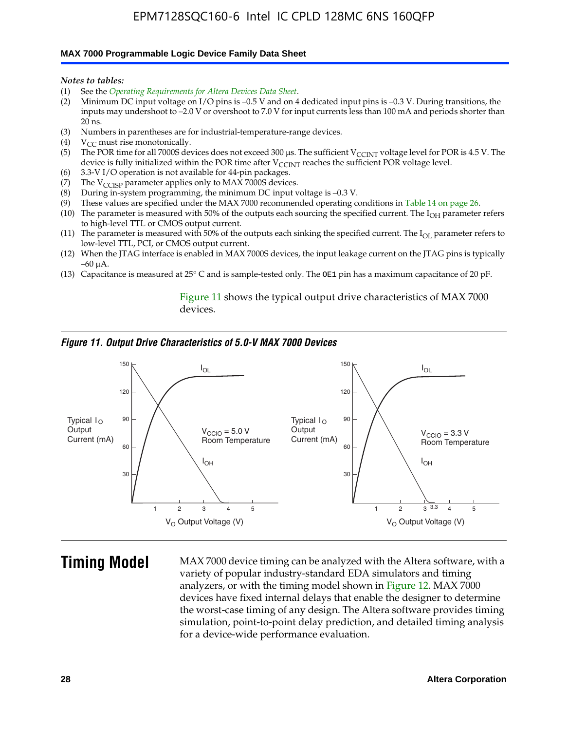*Notes to tables:*

(1) See the *Operating Requirements for Altera Devices Data Sheet*.
(2) Minimum DC input voltage on I/O pins is –0.5 V and on 4 dedicated input pins is –0.3 V. During transitions, the inputs may undershoot to –2.0 V or overshoot to 7.0 V for input currents less than 100 mA and periods shorter than 20 ns.
(3) Numbers in parentheses are for industrial-temperature-range devices.
(4) $V_{CC}$ must rise monotonically.
(5) The POR time for all 7000S devices does not exceed 300 µs. The sufficient $V_{CCINT}$ voltage level for POR is 4.5 V. The device is fully initialized within the POR time after $V_{CCINT}$ reaches the sufficient POR voltage level.
(6) 3.3-V I/O operation is not available for 44-pin packages.
(7) The $V_{CCISP}$ parameter applies only to MAX 7000S devices.
(8) During in-system programming, the minimum DC input voltage is –0.3 V.
(9) These values are specified under the MAX 7000 recommended operating conditions in Table 14 on page 26.
(10) The parameter is measured with 50% of the outputs each sourcing the specified current. The $I_{OH}$ parameter refers to high-level TTL or CMOS output current.
(11) The parameter is measured with 50% of the outputs each sinking the specified current. The $I_{OL}$ parameter refers to low-level TTL, PCI, or CMOS output current.
(12) When the JTAG interface is enabled in MAX 7000S devices, the input leakage current on the JTAG pins is typically –60 µA.
(13) Capacitance is measured at 25° C and is sample-tested only. The OE1 pin has a maximum capacitance of 20 pF.

Figure 11 shows the typical output drive characteristics of MAX 7000 devices.

*Figure 11. Output Drive Characteristics of 5.0-V MAX 7000 Devices*

## Timing Model

MAX 7000 device timing can be analyzed with the Altera software, with a variety of popular industry-standard EDA simulators and timing analyzers, or with the timing model shown in Figure 12. MAX 7000 devices have fixed internal delays that enable the designer to determine the worst-case timing of any design. The Altera software provides timing simulation, point-to-point delay prediction, and detailed timing analysis for a device-wide performance evaluation.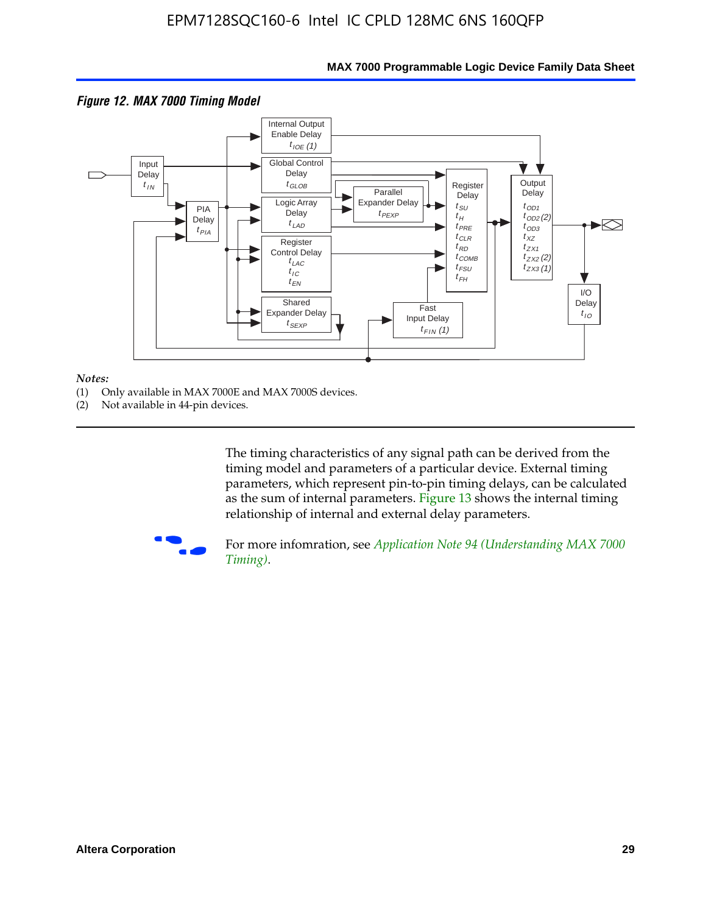*Figure 12. MAX 7000 Timing Model*

*Notes:*

(1) Only available in MAX 7000E and MAX 7000S devices.

(2) Not available in 44-pin devices.

The timing characteristics of any signal path can be derived from the timing model and parameters of a particular device. External timing parameters, which represent pin-to-pin timing delays, can be calculated as the sum of internal parameters. Figure 13 shows the internal timing relationship of internal and external delay parameters.

For more infomration, see *Application Note 94 (Understanding MAX 7000 Timing)*.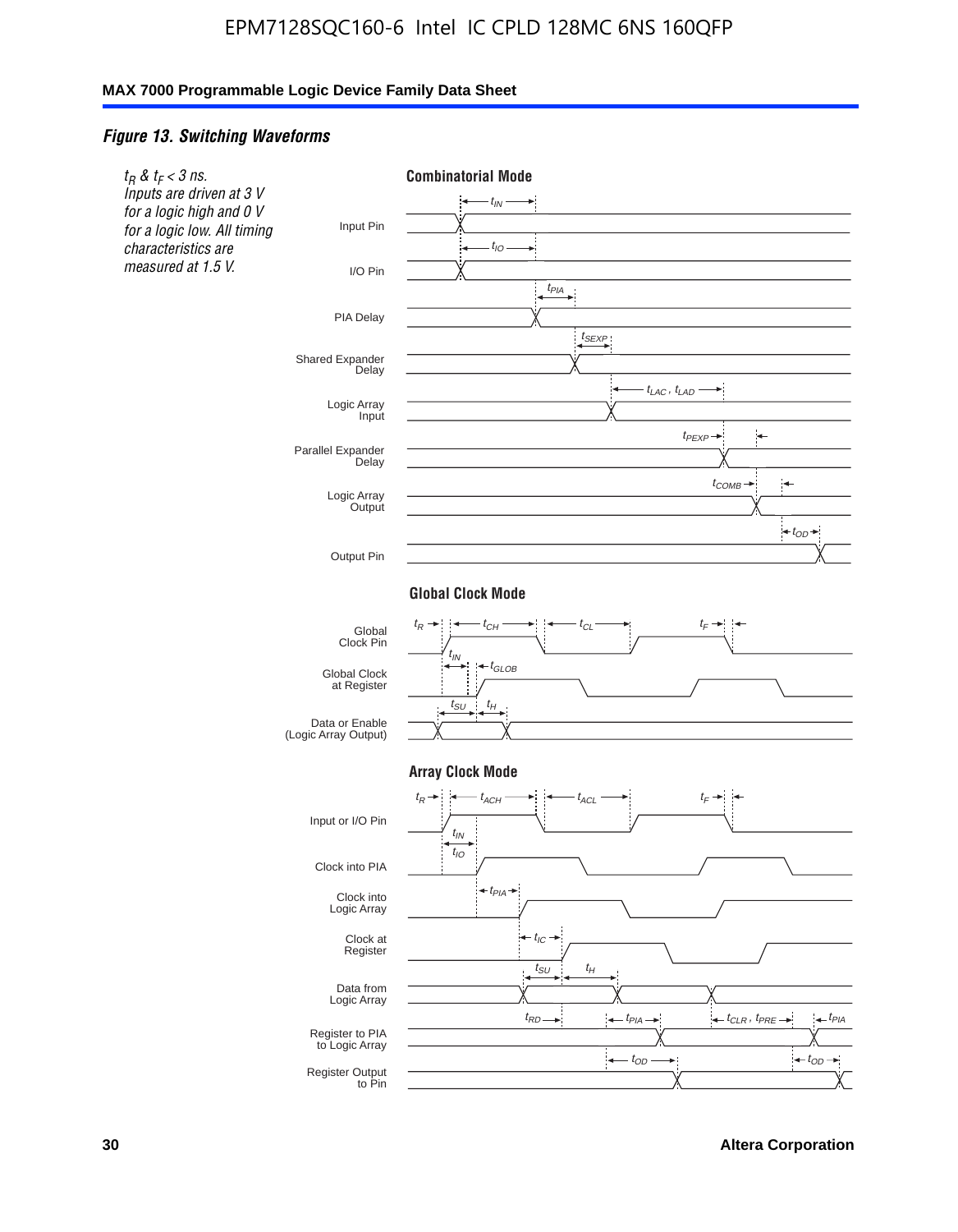### *Figure 13. Switching Waveforms*

*$t_R$ & $t_F$ < 3 ns. Inputs are driven at 3 V for a logic high and 0 V for a logic low. All timing characteristics are measured at 1.5 V.*

**Combinatorial Mode**

Input Pin — $t_{IN}$

I/O Pin — $t_{IO}$

PIA Delay — $t_{PIA}$

Shared Expander Delay — $t_{SEXP}$

Logic Array Input — $t_{LAC}$, $t_{LAD}$

Parallel Expander Delay — $t_{PEXP}$

Logic Array Output — $t_{COMB}$

Output Pin — $t_{OD}$

**Global Clock Mode**

Global Clock Pin — $t_R$, $t_{CH}$, $t_{CL}$, $t_F$

Global Clock at Register — $t_{IN}$, $t_{GLOB}$

Data or Enable (Logic Array Output) — $t_{SU}$, $t_H$

**Array Clock Mode**

Input or I/O Pin — $t_R$, $t_{ACH}$, $t_{ACL}$, $t_F$

Clock into PIA — $t_{IN}$, $t_{IO}$

Clock into Logic Array — $t_{PIA}$

Clock at Register — $t_{IC}$

Data from Logic Array — $t_{SU}$, $t_H$

Register to PIA to Logic Array — $t_{RD}$, $t_{PIA}$, $t_{CLR}$, $t_{PRE}$, $t_{PIA}$

Register Output to Pin — $t_{OD}$, $t_{OD}$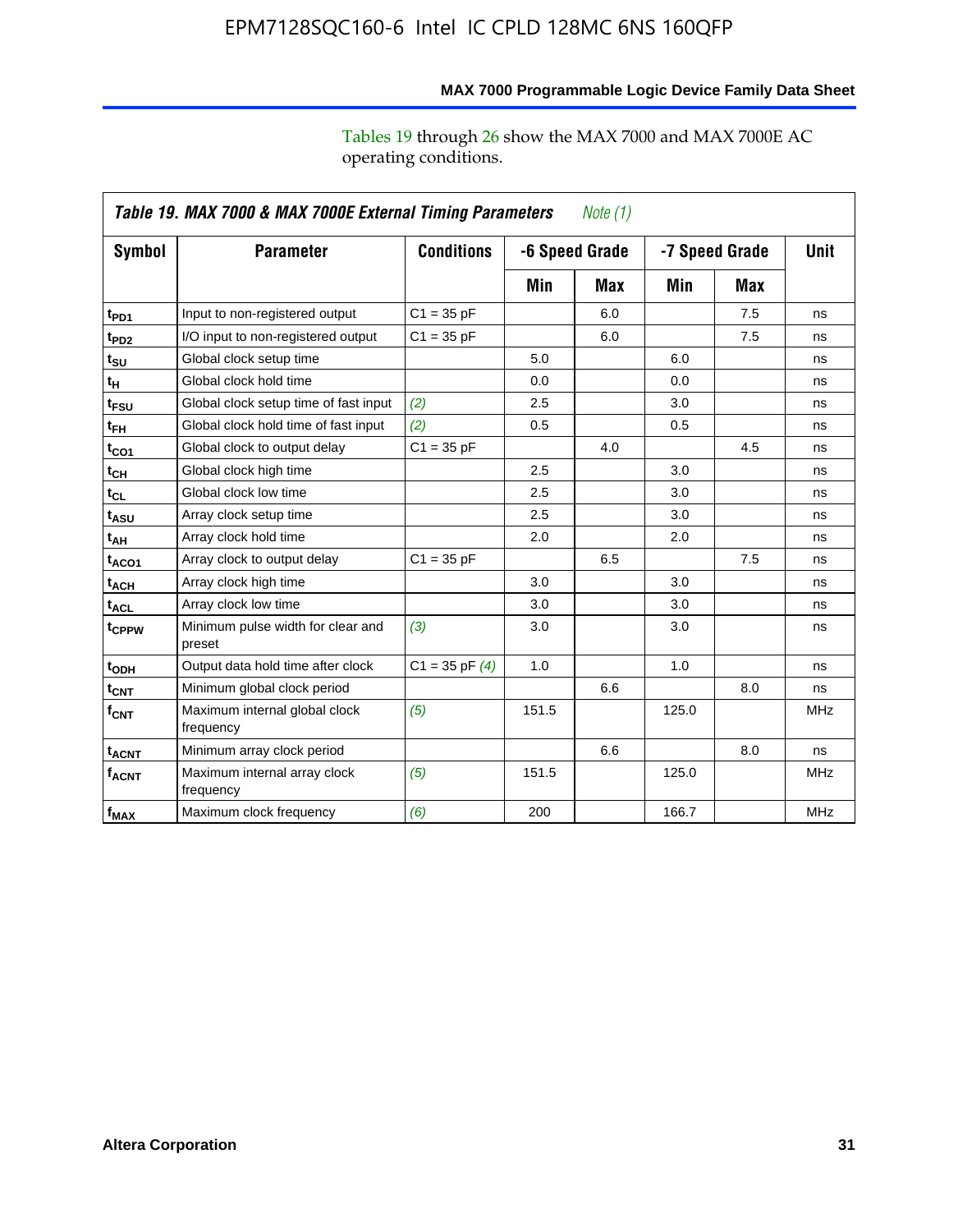Tables 19 through 26 show the MAX 7000 and MAX 7000E AC operating conditions.

**Table 19. MAX 7000 & MAX 7000E External Timing Parameters** *Note (1)*

| Symbol | Parameter | Conditions | -6 Speed Grade | | -7 Speed Grade | | Unit |
|---|---|---|---|---|---|---|---|
| | | | Min | Max | Min | Max | |
| $t_{PD1}$ | Input to non-registered output | C1 = 35 pF | | 6.0 | | 7.5 | ns |
| $t_{PD2}$ | I/O input to non-registered output | C1 = 35 pF | | 6.0 | | 7.5 | ns |
| $t_{SU}$ | Global clock setup time | | 5.0 | | 6.0 | | ns |
| $t_{H}$ | Global clock hold time | | 0.0 | | 0.0 | | ns |
| $t_{FSU}$ | Global clock setup time of fast input | *(2)* | 2.5 | | 3.0 | | ns |
| $t_{FH}$ | Global clock hold time of fast input | *(2)* | 0.5 | | 0.5 | | ns |
| $t_{CO1}$ | Global clock to output delay | C1 = 35 pF | | 4.0 | | 4.5 | ns |
| $t_{CH}$ | Global clock high time | | 2.5 | | 3.0 | | ns |
| $t_{CL}$ | Global clock low time | | 2.5 | | 3.0 | | ns |
| $t_{ASU}$ | Array clock setup time | | 2.5 | | 3.0 | | ns |
| $t_{AH}$ | Array clock hold time | | 2.0 | | 2.0 | | ns |
| $t_{ACO1}$ | Array clock to output delay | C1 = 35 pF | | 6.5 | | 7.5 | ns |
| $t_{ACH}$ | Array clock high time | | 3.0 | | 3.0 | | ns |
| $t_{ACL}$ | Array clock low time | | 3.0 | | 3.0 | | ns |
| $t_{CPPW}$ | Minimum pulse width for clear and preset | *(3)* | 3.0 | | 3.0 | | ns |
| $t_{ODH}$ | Output data hold time after clock | C1 = 35 pF *(4)* | 1.0 | | 1.0 | | ns |
| $t_{CNT}$ | Minimum global clock period | | | 6.6 | | 8.0 | ns |
| $f_{CNT}$ | Maximum internal global clock frequency | *(5)* | 151.5 | | 125.0 | | MHz |
| $t_{ACNT}$ | Minimum array clock period | | | 6.6 | | 8.0 | ns |
| $f_{ACNT}$ | Maximum internal array clock frequency | *(5)* | 151.5 | | 125.0 | | MHz |
| $f_{MAX}$ | Maximum clock frequency | *(6)* | 200 | | 166.7 | | MHz |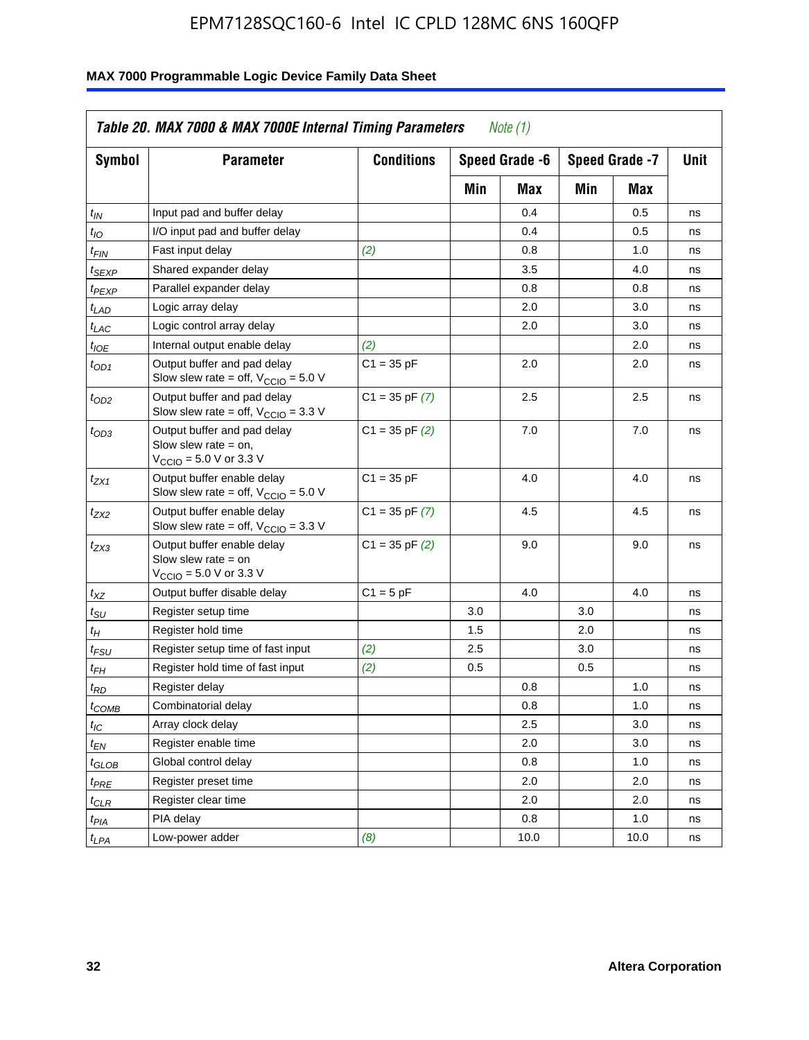**Table 20. MAX 7000 & MAX 7000E Internal Timing Parameters** *Note (1)*

| Symbol | Parameter | Conditions | Speed Grade -6 | | Speed Grade -7 | | Unit |
|---|---|---|---|---|---|---|---|
| | | | Min | Max | Min | Max | |
| $t_{IN}$ | Input pad and buffer delay | | | 0.4 | | 0.5 | ns |
| $t_{IO}$ | I/O input pad and buffer delay | | | 0.4 | | 0.5 | ns |
| $t_{FIN}$ | Fast input delay | *(2)* | | 0.8 | | 1.0 | ns |
| $t_{SEXP}$ | Shared expander delay | | | 3.5 | | 4.0 | ns |
| $t_{PEXP}$ | Parallel expander delay | | | 0.8 | | 0.8 | ns |
| $t_{LAD}$ | Logic array delay | | | 2.0 | | 3.0 | ns |
| $t_{LAC}$ | Logic control array delay | | | 2.0 | | 3.0 | ns |
| $t_{IOE}$ | Internal output enable delay | *(2)* | | | | 2.0 | ns |
| $t_{OD1}$ | Output buffer and pad delay Slow slew rate = off, $V_{CCIO}$ = 5.0 V | C1 = 35 pF | | 2.0 | | 2.0 | ns |
| $t_{OD2}$ | Output buffer and pad delay Slow slew rate = off, $V_{CCIO}$ = 3.3 V | C1 = 35 pF *(7)* | | 2.5 | | 2.5 | ns |
| $t_{OD3}$ | Output buffer and pad delay Slow slew rate = on, $V_{CCIO}$ = 5.0 V or 3.3 V | C1 = 35 pF *(2)* | | 7.0 | | 7.0 | ns |
| $t_{ZX1}$ | Output buffer enable delay Slow slew rate = off, $V_{CCIO}$ = 5.0 V | C1 = 35 pF | | 4.0 | | 4.0 | ns |
| $t_{ZX2}$ | Output buffer enable delay Slow slew rate = off, $V_{CCIO}$ = 3.3 V | C1 = 35 pF *(7)* | | 4.5 | | 4.5 | ns |
| $t_{ZX3}$ | Output buffer enable delay Slow slew rate = on $V_{CCIO}$ = 5.0 V or 3.3 V | C1 = 35 pF *(2)* | | 9.0 | | 9.0 | ns |
| $t_{XZ}$ | Output buffer disable delay | C1 = 5 pF | | 4.0 | | 4.0 | ns |
| $t_{SU}$ | Register setup time | | 3.0 | | 3.0 | | ns |
| $t_{H}$ | Register hold time | | 1.5 | | 2.0 | | ns |
| $t_{FSU}$ | Register setup time of fast input | *(2)* | 2.5 | | 3.0 | | ns |
| $t_{FH}$ | Register hold time of fast input | *(2)* | 0.5 | | 0.5 | | ns |
| $t_{RD}$ | Register delay | | | 0.8 | | 1.0 | ns |
| $t_{COMB}$ | Combinatorial delay | | | 0.8 | | 1.0 | ns |
| $t_{IC}$ | Array clock delay | | | 2.5 | | 3.0 | ns |
| $t_{EN}$ | Register enable time | | | 2.0 | | 3.0 | ns |
| $t_{GLOB}$ | Global control delay | | | 0.8 | | 1.0 | ns |
| $t_{PRE}$ | Register preset time | | | 2.0 | | 2.0 | ns |
| $t_{CLR}$ | Register clear time | | | 2.0 | | 2.0 | ns |
| $t_{PIA}$ | PIA delay | | | 0.8 | | 1.0 | ns |
| $t_{LPA}$ | Low-power adder | *(8)* | | 10.0 | | 10.0 | ns |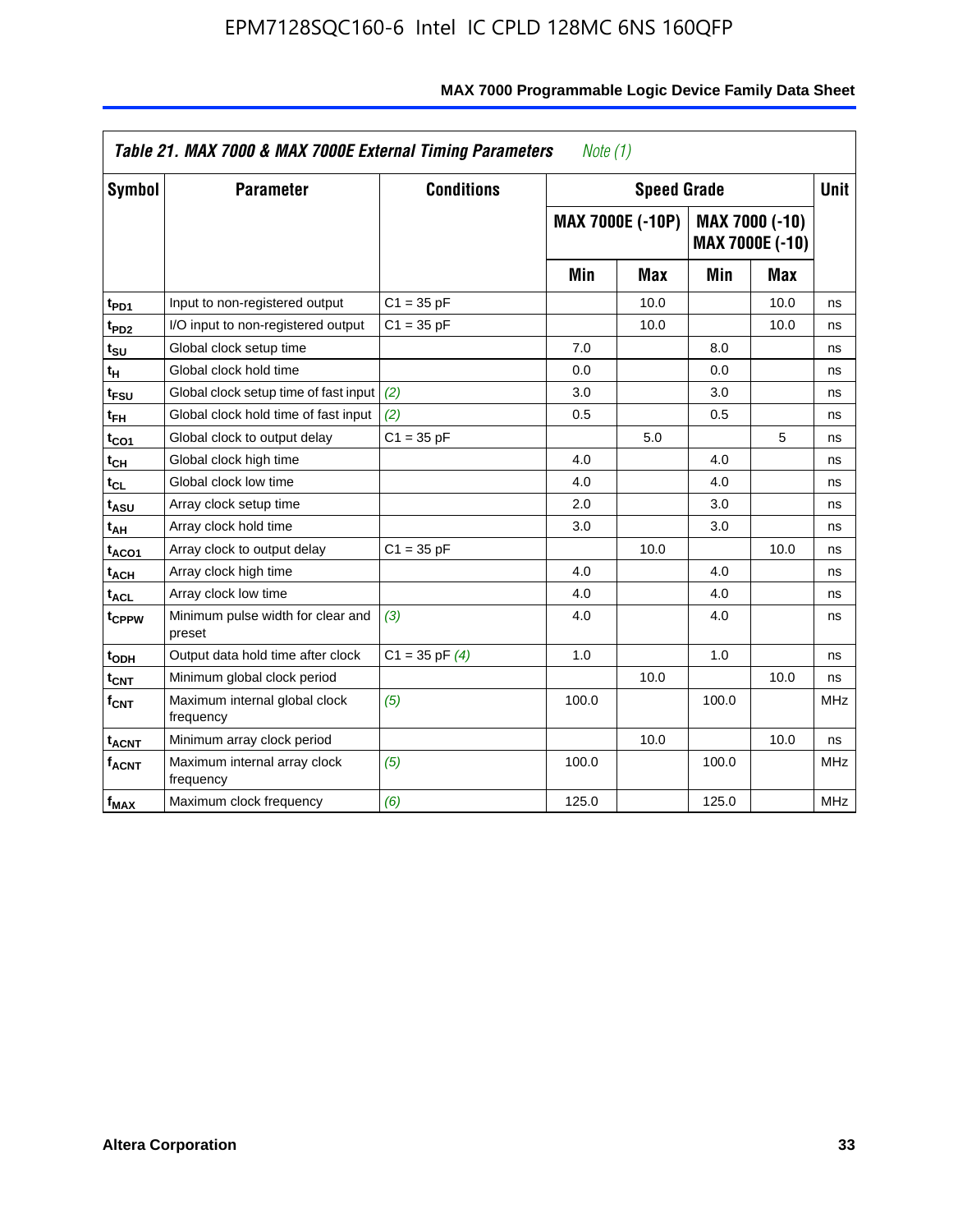Table 21. MAX 7000 & MAX 7000E External Timing Parameters *Note (1)*

| Symbol | Parameter | Conditions | Speed Grade | | | | Unit |
|---|---|---|---|---|---|---|---|
| | | | MAX 7000E (-10P) | | MAX 7000 (-10) MAX 7000E (-10) | | |
| | | | Min | Max | Min | Max | |
| $t_{PD1}$ | Input to non-registered output | C1 = 35 pF | | 10.0 | | 10.0 | ns |
| $t_{PD2}$ | I/O input to non-registered output | C1 = 35 pF | | 10.0 | | 10.0 | ns |
| $t_{SU}$ | Global clock setup time | | 7.0 | | 8.0 | | ns |
| $t_H$ | Global clock hold time | | 0.0 | | 0.0 | | ns |
| $t_{FSU}$ | Global clock setup time of fast input | *(2)* | 3.0 | | 3.0 | | ns |
| $t_{FH}$ | Global clock hold time of fast input | *(2)* | 0.5 | | 0.5 | | ns |
| $t_{CO1}$ | Global clock to output delay | C1 = 35 pF | | 5.0 | | 5 | ns |
| $t_{CH}$ | Global clock high time | | 4.0 | | 4.0 | | ns |
| $t_{CL}$ | Global clock low time | | 4.0 | | 4.0 | | ns |
| $t_{ASU}$ | Array clock setup time | | 2.0 | | 3.0 | | ns |
| $t_{AH}$ | Array clock hold time | | 3.0 | | 3.0 | | ns |
| $t_{ACO1}$ | Array clock to output delay | C1 = 35 pF | | 10.0 | | 10.0 | ns |
| $t_{ACH}$ | Array clock high time | | 4.0 | | 4.0 | | ns |
| $t_{ACL}$ | Array clock low time | | 4.0 | | 4.0 | | ns |
| $t_{CPPW}$ | Minimum pulse width for clear and preset | *(3)* | 4.0 | | 4.0 | | ns |
| $t_{ODH}$ | Output data hold time after clock | C1 = 35 pF *(4)* | 1.0 | | 1.0 | | ns |
| $t_{CNT}$ | Minimum global clock period | | | 10.0 | | 10.0 | ns |
| $f_{CNT}$ | Maximum internal global clock frequency | *(5)* | 100.0 | | 100.0 | | MHz |
| $t_{ACNT}$ | Minimum array clock period | | | 10.0 | | 10.0 | ns |
| $f_{ACNT}$ | Maximum internal array clock frequency | *(5)* | 100.0 | | 100.0 | | MHz |
| $f_{MAX}$ | Maximum clock frequency | *(6)* | 125.0 | | 125.0 | | MHz |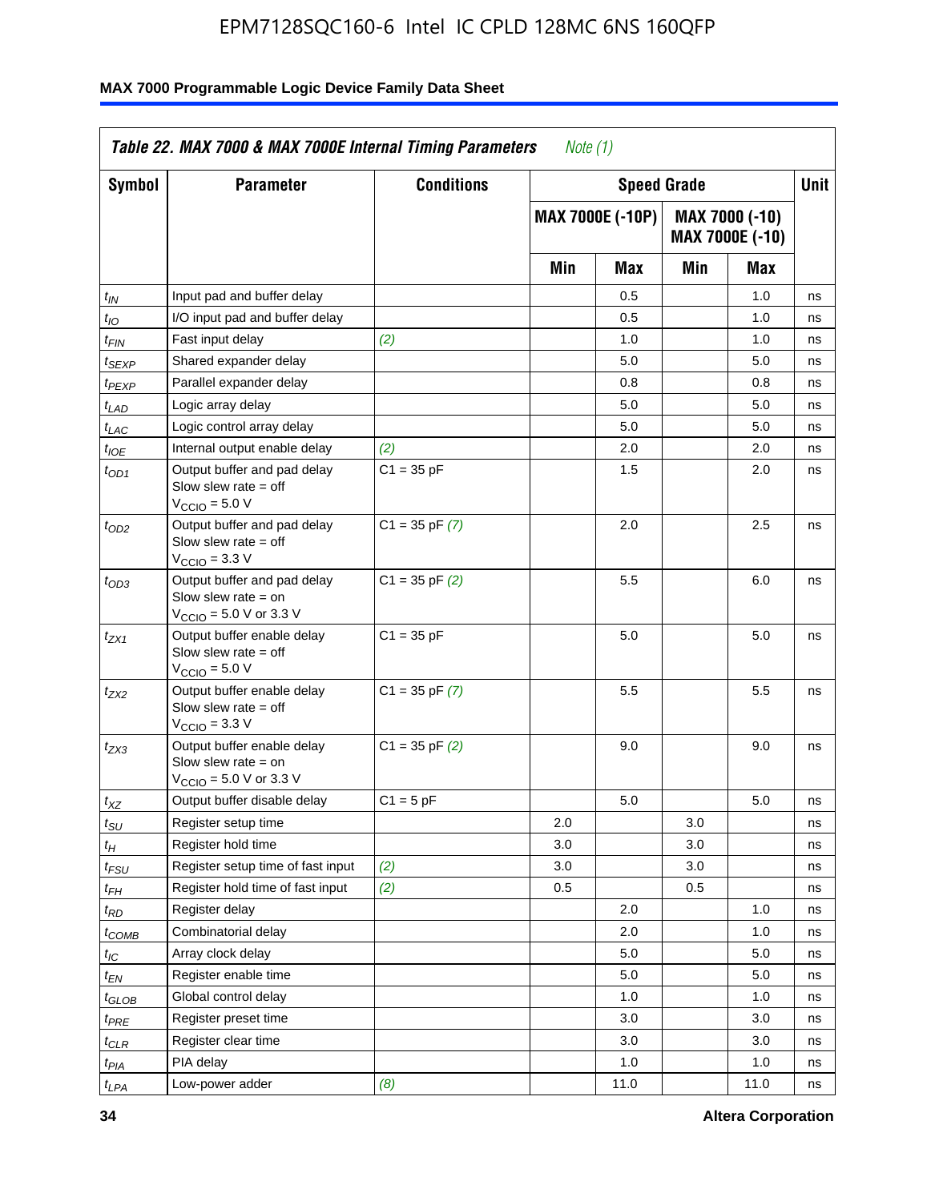**Table 22. MAX 7000 & MAX 7000E Internal Timing Parameters** *Note (1)*

| Symbol | Parameter | Conditions | Speed Grade | | | | Unit |
|---|---|---|---|---|---|---|---|
| | | | MAX 7000E (-10P) | | MAX 7000 (-10) MAX 7000E (-10) | | |
| | | | Min | Max | Min | Max | |
| $t_{IN}$ | Input pad and buffer delay | | | 0.5 | | 1.0 | ns |
| $t_{IO}$ | I/O input pad and buffer delay | | | 0.5 | | 1.0 | ns |
| $t_{FIN}$ | Fast input delay | *(2)* | | 1.0 | | 1.0 | ns |
| $t_{SEXP}$ | Shared expander delay | | | 5.0 | | 5.0 | ns |
| $t_{PEXP}$ | Parallel expander delay | | | 0.8 | | 0.8 | ns |
| $t_{LAD}$ | Logic array delay | | | 5.0 | | 5.0 | ns |
| $t_{LAC}$ | Logic control array delay | | | 5.0 | | 5.0 | ns |
| $t_{IOE}$ | Internal output enable delay | *(2)* | | 2.0 | | 2.0 | ns |
| $t_{OD1}$ | Output buffer and pad delay Slow slew rate = off $V_{CCIO}$ = 5.0 V | C1 = 35 pF | | 1.5 | | 2.0 | ns |
| $t_{OD2}$ | Output buffer and pad delay Slow slew rate = off $V_{CCIO}$ = 3.3 V | C1 = 35 pF *(7)* | | 2.0 | | 2.5 | ns |
| $t_{OD3}$ | Output buffer and pad delay Slow slew rate = on $V_{CCIO}$ = 5.0 V or 3.3 V | C1 = 35 pF *(2)* | | 5.5 | | 6.0 | ns |
| $t_{ZX1}$ | Output buffer enable delay Slow slew rate = off $V_{CCIO}$ = 5.0 V | C1 = 35 pF | | 5.0 | | 5.0 | ns |
| $t_{ZX2}$ | Output buffer enable delay Slow slew rate = off $V_{CCIO}$ = 3.3 V | C1 = 35 pF *(7)* | | 5.5 | | 5.5 | ns |
| $t_{ZX3}$ | Output buffer enable delay Slow slew rate = on $V_{CCIO}$ = 5.0 V or 3.3 V | C1 = 35 pF *(2)* | | 9.0 | | 9.0 | ns |
| $t_{XZ}$ | Output buffer disable delay | C1 = 5 pF | | 5.0 | | 5.0 | ns |
| $t_{SU}$ | Register setup time | | 2.0 | | 3.0 | | ns |
| $t_{H}$ | Register hold time | | 3.0 | | 3.0 | | ns |
| $t_{FSU}$ | Register setup time of fast input | *(2)* | 3.0 | | 3.0 | | ns |
| $t_{FH}$ | Register hold time of fast input | *(2)* | 0.5 | | 0.5 | | ns |
| $t_{RD}$ | Register delay | | | 2.0 | | 1.0 | ns |
| $t_{COMB}$ | Combinatorial delay | | | 2.0 | | 1.0 | ns |
| $t_{IC}$ | Array clock delay | | | 5.0 | | 5.0 | ns |
| $t_{EN}$ | Register enable time | | | 5.0 | | 5.0 | ns |
| $t_{GLOB}$ | Global control delay | | | 1.0 | | 1.0 | ns |
| $t_{PRE}$ | Register preset time | | | 3.0 | | 3.0 | ns |
| $t_{CLR}$ | Register clear time | | | 3.0 | | 3.0 | ns |
| $t_{PIA}$ | PIA delay | | | 1.0 | | 1.0 | ns |
| $t_{LPA}$ | Low-power adder | *(8)* | | 11.0 | | 11.0 | ns |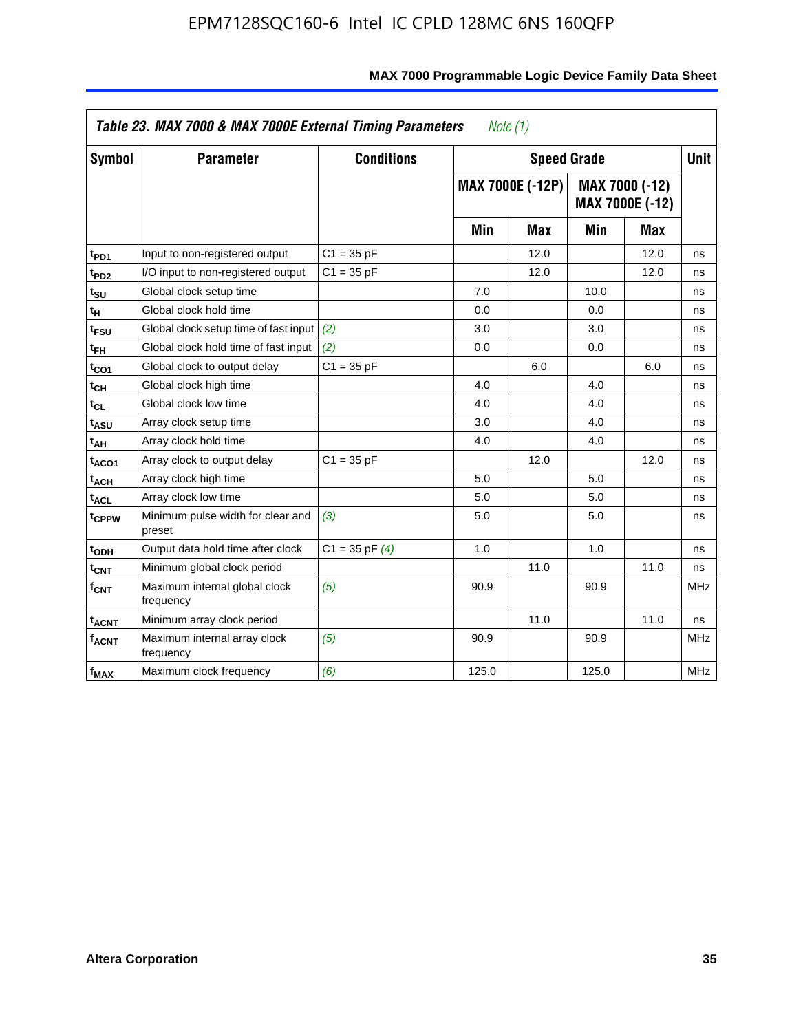| Table 23. MAX 7000 & MAX 7000E External Timing Parameters *Note (1)* | | | | | | | |
|---|---|---|---|---|---|---|---|
| Symbol | Parameter | Conditions | Speed Grade | | | | Unit |
| | | | MAX 7000E (-12P) | | MAX 7000 (-12) MAX 7000E (-12) | | |
| | | | Min | Max | Min | Max | |
| $t_{PD1}$ | Input to non-registered output | C1 = 35 pF | | 12.0 | | 12.0 | ns |
| $t_{PD2}$ | I/O input to non-registered output | C1 = 35 pF | | 12.0 | | 12.0 | ns |
| $t_{SU}$ | Global clock setup time | | 7.0 | | 10.0 | | ns |
| $t_{H}$ | Global clock hold time | | 0.0 | | 0.0 | | ns |
| $t_{FSU}$ | Global clock setup time of fast input | *(2)* | 3.0 | | 3.0 | | ns |
| $t_{FH}$ | Global clock hold time of fast input | *(2)* | 0.0 | | 0.0 | | ns |
| $t_{CO1}$ | Global clock to output delay | C1 = 35 pF | | 6.0 | | 6.0 | ns |
| $t_{CH}$ | Global clock high time | | 4.0 | | 4.0 | | ns |
| $t_{CL}$ | Global clock low time | | 4.0 | | 4.0 | | ns |
| $t_{ASU}$ | Array clock setup time | | 3.0 | | 4.0 | | ns |
| $t_{AH}$ | Array clock hold time | | 4.0 | | 4.0 | | ns |
| $t_{ACO1}$ | Array clock to output delay | C1 = 35 pF | | 12.0 | | 12.0 | ns |
| $t_{ACH}$ | Array clock high time | | 5.0 | | 5.0 | | ns |
| $t_{ACL}$ | Array clock low time | | 5.0 | | 5.0 | | ns |
| $t_{CPPW}$ | Minimum pulse width for clear and preset | *(3)* | 5.0 | | 5.0 | | ns |
| $t_{ODH}$ | Output data hold time after clock | C1 = 35 pF *(4)* | 1.0 | | 1.0 | | ns |
| $t_{CNT}$ | Minimum global clock period | | | 11.0 | | 11.0 | ns |
| $f_{CNT}$ | Maximum internal global clock frequency | *(5)* | 90.9 | | 90.9 | | MHz |
| $t_{ACNT}$ | Minimum array clock period | | | 11.0 | | 11.0 | ns |
| $f_{ACNT}$ | Maximum internal array clock frequency | *(5)* | 90.9 | | 90.9 | | MHz |
| $f_{MAX}$ | Maximum clock frequency | *(6)* | 125.0 | | 125.0 | | MHz |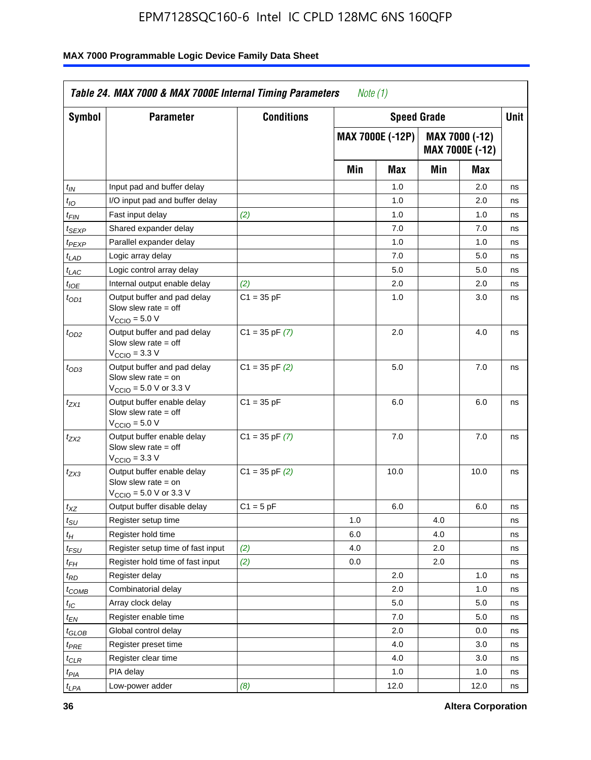**Table 24. MAX 7000 & MAX 7000E Internal Timing Parameters** *Note (1)*

| Symbol | Parameter | Conditions | Speed Grade | | | | Unit |
|---|---|---|---|---|---|---|---|
| | | | MAX 7000E (-12P) | | MAX 7000 (-12) MAX 7000E (-12) | | |
| | | | Min | Max | Min | Max | |
| $t_{IN}$ | Input pad and buffer delay | | | 1.0 | | 2.0 | ns |
| $t_{IO}$ | I/O input pad and buffer delay | | | 1.0 | | 2.0 | ns |
| $t_{FIN}$ | Fast input delay | *(2)* | | 1.0 | | 1.0 | ns |
| $t_{SEXP}$ | Shared expander delay | | | 7.0 | | 7.0 | ns |
| $t_{PEXP}$ | Parallel expander delay | | | 1.0 | | 1.0 | ns |
| $t_{LAD}$ | Logic array delay | | | 7.0 | | 5.0 | ns |
| $t_{LAC}$ | Logic control array delay | | | 5.0 | | 5.0 | ns |
| $t_{IOE}$ | Internal output enable delay | *(2)* | | 2.0 | | 2.0 | ns |
| $t_{OD1}$ | Output buffer and pad delay Slow slew rate = off $V_{CCIO}$ = 5.0 V | C1 = 35 pF | | 1.0 | | 3.0 | ns |
| $t_{OD2}$ | Output buffer and pad delay Slow slew rate = off $V_{CCIO}$ = 3.3 V | C1 = 35 pF *(7)* | | 2.0 | | 4.0 | ns |
| $t_{OD3}$ | Output buffer and pad delay Slow slew rate = on $V_{CCIO}$ = 5.0 V or 3.3 V | C1 = 35 pF *(2)* | | 5.0 | | 7.0 | ns |
| $t_{ZX1}$ | Output buffer enable delay Slow slew rate = off $V_{CCIO}$ = 5.0 V | C1 = 35 pF | | 6.0 | | 6.0 | ns |
| $t_{ZX2}$ | Output buffer enable delay Slow slew rate = off $V_{CCIO}$ = 3.3 V | C1 = 35 pF *(7)* | | 7.0 | | 7.0 | ns |
| $t_{ZX3}$ | Output buffer enable delay Slow slew rate = on $V_{CCIO}$ = 5.0 V or 3.3 V | C1 = 35 pF *(2)* | | 10.0 | | 10.0 | ns |
| $t_{XZ}$ | Output buffer disable delay | C1 = 5 pF | | 6.0 | | 6.0 | ns |
| $t_{SU}$ | Register setup time | | 1.0 | | 4.0 | | ns |
| $t_{H}$ | Register hold time | | 6.0 | | 4.0 | | ns |
| $t_{FSU}$ | Register setup time of fast input | *(2)* | 4.0 | | 2.0 | | ns |
| $t_{FH}$ | Register hold time of fast input | *(2)* | 0.0 | | 2.0 | | ns |
| $t_{RD}$ | Register delay | | | 2.0 | | 1.0 | ns |
| $t_{COMB}$ | Combinatorial delay | | | 2.0 | | 1.0 | ns |
| $t_{IC}$ | Array clock delay | | | 5.0 | | 5.0 | ns |
| $t_{EN}$ | Register enable time | | | 7.0 | | 5.0 | ns |
| $t_{GLOB}$ | Global control delay | | | 2.0 | | 0.0 | ns |
| $t_{PRE}$ | Register preset time | | | 4.0 | | 3.0 | ns |
| $t_{CLR}$ | Register clear time | | | 4.0 | | 3.0 | ns |
| $t_{PIA}$ | PIA delay | | | 1.0 | | 1.0 | ns |
| $t_{LPA}$ | Low-power adder | *(8)* | | 12.0 | | 12.0 | ns |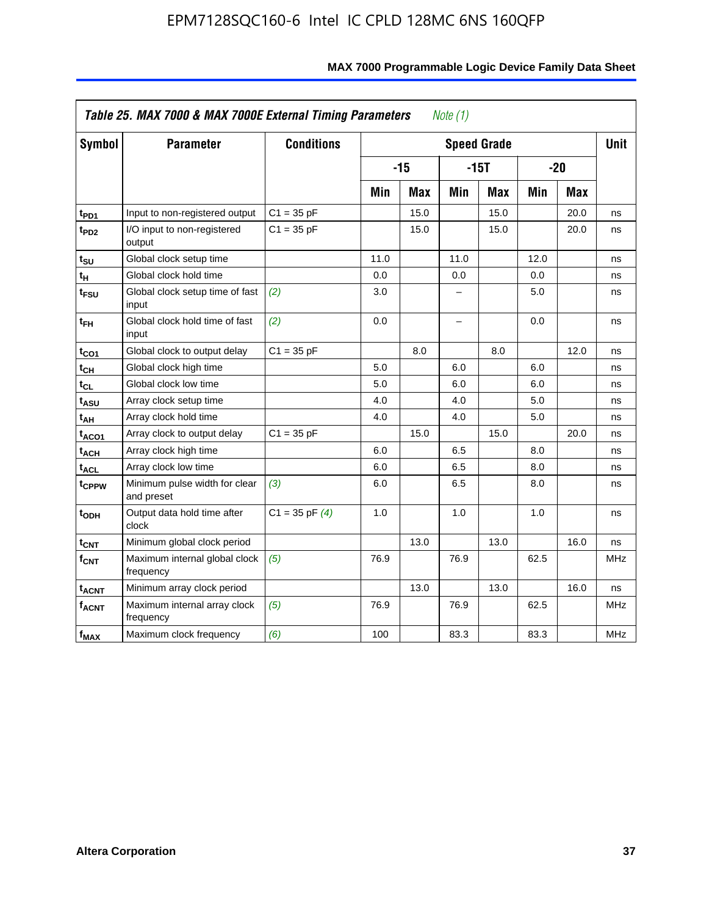**Table 25. MAX 7000 & MAX 7000E External Timing Parameters** *Note (1)*

| Symbol | Parameter | Conditions | Speed Grade | | | | | | Unit |
|---|---|---|---|---|---|---|---|---|---|
| | | | -15 | | -15T | | -20 | | |
| | | | Min | Max | Min | Max | Min | Max | |
| $t_{PD1}$ | Input to non-registered output | C1 = 35 pF | | 15.0 | | 15.0 | | 20.0 | ns |
| $t_{PD2}$ | I/O input to non-registered output | C1 = 35 pF | | 15.0 | | 15.0 | | 20.0 | ns |
| $t_{SU}$ | Global clock setup time | | 11.0 | | 11.0 | | 12.0 | | ns |
| $t_{H}$ | Global clock hold time | | 0.0 | | 0.0 | | 0.0 | | ns |
| $t_{FSU}$ | Global clock setup time of fast input | *(2)* | 3.0 | | – | | 5.0 | | ns |
| $t_{FH}$ | Global clock hold time of fast input | *(2)* | 0.0 | | – | | 0.0 | | ns |
| $t_{CO1}$ | Global clock to output delay | C1 = 35 pF | | 8.0 | | 8.0 | | 12.0 | ns |
| $t_{CH}$ | Global clock high time | | 5.0 | | 6.0 | | 6.0 | | ns |
| $t_{CL}$ | Global clock low time | | 5.0 | | 6.0 | | 6.0 | | ns |
| $t_{ASU}$ | Array clock setup time | | 4.0 | | 4.0 | | 5.0 | | ns |
| $t_{AH}$ | Array clock hold time | | 4.0 | | 4.0 | | 5.0 | | ns |
| $t_{ACO1}$ | Array clock to output delay | C1 = 35 pF | | 15.0 | | 15.0 | | 20.0 | ns |
| $t_{ACH}$ | Array clock high time | | 6.0 | | 6.5 | | 8.0 | | ns |
| $t_{ACL}$ | Array clock low time | | 6.0 | | 6.5 | | 8.0 | | ns |
| $t_{CPPW}$ | Minimum pulse width for clear and preset | *(3)* | 6.0 | | 6.5 | | 8.0 | | ns |
| $t_{ODH}$ | Output data hold time after clock | C1 = 35 pF *(4)* | 1.0 | | 1.0 | | 1.0 | | ns |
| $t_{CNT}$ | Minimum global clock period | | | 13.0 | | 13.0 | | 16.0 | ns |
| $f_{CNT}$ | Maximum internal global clock frequency | *(5)* | 76.9 | | 76.9 | | 62.5 | | MHz |
| $t_{ACNT}$ | Minimum array clock period | | | 13.0 | | 13.0 | | 16.0 | ns |
| $f_{ACNT}$ | Maximum internal array clock frequency | *(5)* | 76.9 | | 76.9 | | 62.5 | | MHz |
| $f_{MAX}$ | Maximum clock frequency | *(6)* | 100 | | 83.3 | | 83.3 | | MHz |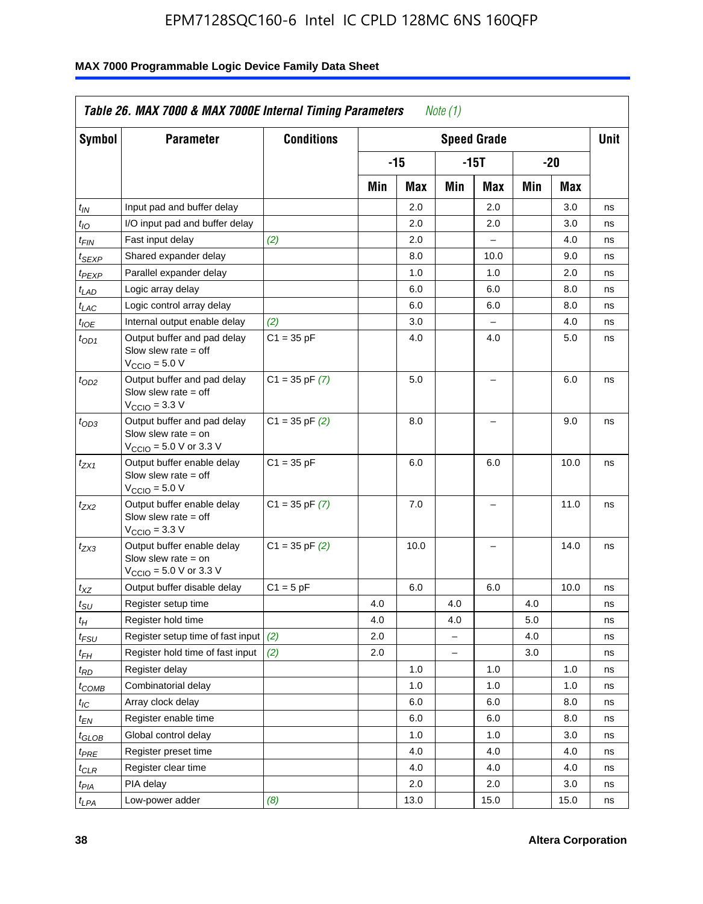EPM7128SQC160-6 Intel IC CPLD 128MC 6NS 160QFP

**Table 26. MAX 7000 & MAX 7000E Internal Timing Parameters** *Note (1)*

| Symbol | Parameter | Conditions | Speed Grade | | | | | | Unit |
|---|---|---|---|---|---|---|---|---|---|
| | | | -15 | | -15T | | -20 | | |
| | | | Min | Max | Min | Max | Min | Max | |
| $t_{IN}$ | Input pad and buffer delay | | | 2.0 | | 2.0 | | 3.0 | ns |
| $t_{IO}$ | I/O input pad and buffer delay | | | 2.0 | | 2.0 | | 3.0 | ns |
| $t_{FIN}$ | Fast input delay | *(2)* | | 2.0 | | – | | 4.0 | ns |
| $t_{SEXP}$ | Shared expander delay | | | 8.0 | | 10.0 | | 9.0 | ns |
| $t_{PEXP}$ | Parallel expander delay | | | 1.0 | | 1.0 | | 2.0 | ns |
| $t_{LAD}$ | Logic array delay | | | 6.0 | | 6.0 | | 8.0 | ns |
| $t_{LAC}$ | Logic control array delay | | | 6.0 | | 6.0 | | 8.0 | ns |
| $t_{IOE}$ | Internal output enable delay | *(2)* | | 3.0 | | – | | 4.0 | ns |
| $t_{OD1}$ | Output buffer and pad delay Slow slew rate = off $V_{CCIO}$ = 5.0 V | C1 = 35 pF | | 4.0 | | 4.0 | | 5.0 | ns |
| $t_{OD2}$ | Output buffer and pad delay Slow slew rate = off $V_{CCIO}$ = 3.3 V | C1 = 35 pF *(7)* | | 5.0 | | – | | 6.0 | ns |
| $t_{OD3}$ | Output buffer and pad delay Slow slew rate = on $V_{CCIO}$ = 5.0 V or 3.3 V | C1 = 35 pF *(2)* | | 8.0 | | – | | 9.0 | ns |
| $t_{ZX1}$ | Output buffer enable delay Slow slew rate = off $V_{CCIO}$ = 5.0 V | C1 = 35 pF | | 6.0 | | 6.0 | | 10.0 | ns |
| $t_{ZX2}$ | Output buffer enable delay Slow slew rate = off $V_{CCIO}$ = 3.3 V | C1 = 35 pF *(7)* | | 7.0 | | – | | 11.0 | ns |
| $t_{ZX3}$ | Output buffer enable delay Slow slew rate = on $V_{CCIO}$ = 5.0 V or 3.3 V | C1 = 35 pF *(2)* | | 10.0 | | – | | 14.0 | ns |
| $t_{XZ}$ | Output buffer disable delay | C1 = 5 pF | | 6.0 | | 6.0 | | 10.0 | ns |
| $t_{SU}$ | Register setup time | | 4.0 | | 4.0 | | 4.0 | | ns |
| $t_{H}$ | Register hold time | | 4.0 | | 4.0 | | 5.0 | | ns |
| $t_{FSU}$ | Register setup time of fast input | *(2)* | 2.0 | | – | | 4.0 | | ns |
| $t_{FH}$ | Register hold time of fast input | *(2)* | 2.0 | | – | | 3.0 | | ns |
| $t_{RD}$ | Register delay | | | 1.0 | | 1.0 | | 1.0 | ns |
| $t_{COMB}$ | Combinatorial delay | | | 1.0 | | 1.0 | | 1.0 | ns |
| $t_{IC}$ | Array clock delay | | | 6.0 | | 6.0 | | 8.0 | ns |
| $t_{EN}$ | Register enable time | | | 6.0 | | 6.0 | | 8.0 | ns |
| $t_{GLOB}$ | Global control delay | | | 1.0 | | 1.0 | | 3.0 | ns |
| $t_{PRE}$ | Register preset time | | | 4.0 | | 4.0 | | 4.0 | ns |
| $t_{CLR}$ | Register clear time | | | 4.0 | | 4.0 | | 4.0 | ns |
| $t_{PIA}$ | PIA delay | | | 2.0 | | 2.0 | | 3.0 | ns |
| $t_{LPA}$ | Low-power adder | *(8)* | | 13.0 | | 15.0 | | 15.0 | ns |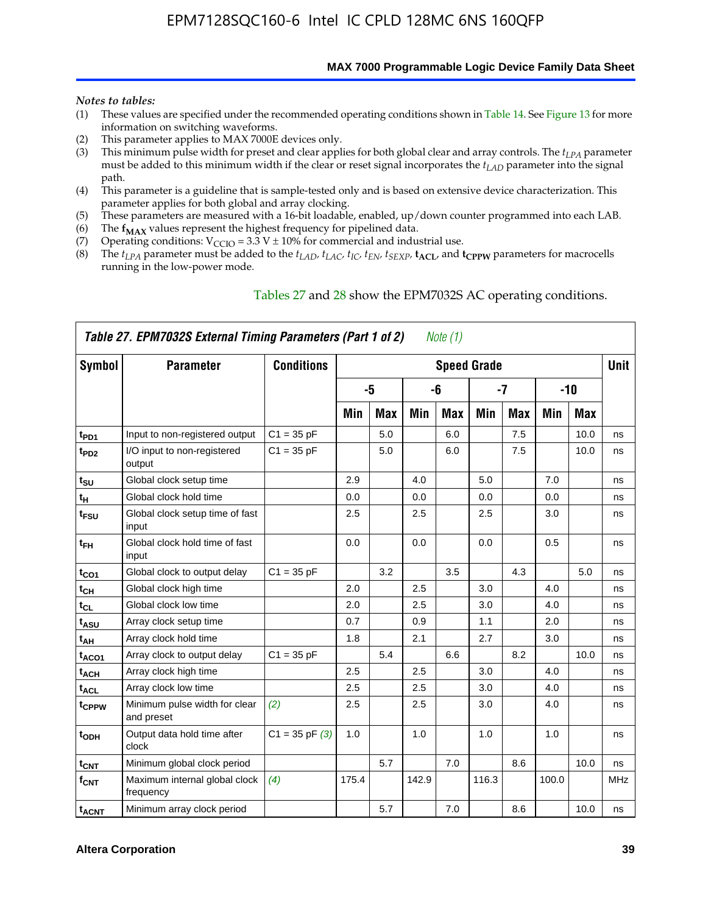*Notes to tables:*

(1) These values are specified under the recommended operating conditions shown in Table 14. See Figure 13 for more information on switching waveforms.
(2) This parameter applies to MAX 7000E devices only.
(3) This minimum pulse width for preset and clear applies for both global clear and array controls. The $t_{LPA}$ parameter must be added to this minimum width if the clear or reset signal incorporates the $t_{LAD}$ parameter into the signal path.
(4) This parameter is a guideline that is sample-tested only and is based on extensive device characterization. This parameter applies for both global and array clocking.
(5) These parameters are measured with a 16-bit loadable, enabled, up/down counter programmed into each LAB.
(6) The $f_{MAX}$ values represent the highest frequency for pipelined data.
(7) Operating conditions: $V_{CCIO}$ = 3.3 V ± 10% for commercial and industrial use.
(8) The $t_{LPA}$ parameter must be added to the $t_{LAD}$, $t_{LAC}$, $t_{IC}$, $t_{EN}$, $t_{SEXP}$, $t_{ACL}$, and $t_{CPPW}$ parameters for macrocells running in the low-power mode.

Tables 27 and 28 show the EPM7032S AC operating conditions.

**Table 27. EPM7032S External Timing Parameters (Part 1 of 2)** *Note (1)*

| Symbol | Parameter | Conditions | Speed Grade | | | | | | | | Unit |
|---|---|---|---|---|---|---|---|---|---|---|---|
| | | | -5 | | -6 | | -7 | | -10 | | |
| | | | Min | Max | Min | Max | Min | Max | Min | Max | |
| $t_{PD1}$ | Input to non-registered output | C1 = 35 pF | | 5.0 | | 6.0 | | 7.5 | | 10.0 | ns |
| $t_{PD2}$ | I/O input to non-registered output | C1 = 35 pF | | 5.0 | | 6.0 | | 7.5 | | 10.0 | ns |
| $t_{SU}$ | Global clock setup time | | 2.9 | | 4.0 | | 5.0 | | 7.0 | | ns |
| $t_{H}$ | Global clock hold time | | 0.0 | | 0.0 | | 0.0 | | 0.0 | | ns |
| $t_{FSU}$ | Global clock setup time of fast input | | 2.5 | | 2.5 | | 2.5 | | 3.0 | | ns |
| $t_{FH}$ | Global clock hold time of fast input | | 0.0 | | 0.0 | | 0.0 | | 0.5 | | ns |
| $t_{CO1}$ | Global clock to output delay | C1 = 35 pF | | 3.2 | | 3.5 | | 4.3 | | 5.0 | ns |
| $t_{CH}$ | Global clock high time | | 2.0 | | 2.5 | | 3.0 | | 4.0 | | ns |
| $t_{CL}$ | Global clock low time | | 2.0 | | 2.5 | | 3.0 | | 4.0 | | ns |
| $t_{ASU}$ | Array clock setup time | | 0.7 | | 0.9 | | 1.1 | | 2.0 | | ns |
| $t_{AH}$ | Array clock hold time | | 1.8 | | 2.1 | | 2.7 | | 3.0 | | ns |
| $t_{ACO1}$ | Array clock to output delay | C1 = 35 pF | | 5.4 | | 6.6 | | 8.2 | | 10.0 | ns |
| $t_{ACH}$ | Array clock high time | | 2.5 | | 2.5 | | 3.0 | | 4.0 | | ns |
| $t_{ACL}$ | Array clock low time | | 2.5 | | 2.5 | | 3.0 | | 4.0 | | ns |
| $t_{CPPW}$ | Minimum pulse width for clear and preset | *(2)* | 2.5 | | 2.5 | | 3.0 | | 4.0 | | ns |
| $t_{ODH}$ | Output data hold time after clock | C1 = 35 pF *(3)* | 1.0 | | 1.0 | | 1.0 | | 1.0 | | ns |
| $t_{CNT}$ | Minimum global clock period | | | 5.7 | | 7.0 | | 8.6 | | 10.0 | ns |
| $f_{CNT}$ | Maximum internal global clock frequency | *(4)* | 175.4 | | 142.9 | | 116.3 | | 100.0 | | MHz |
| $t_{ACNT}$ | Minimum array clock period | | | 5.7 | | 7.0 | | 8.6 | | 10.0 | ns |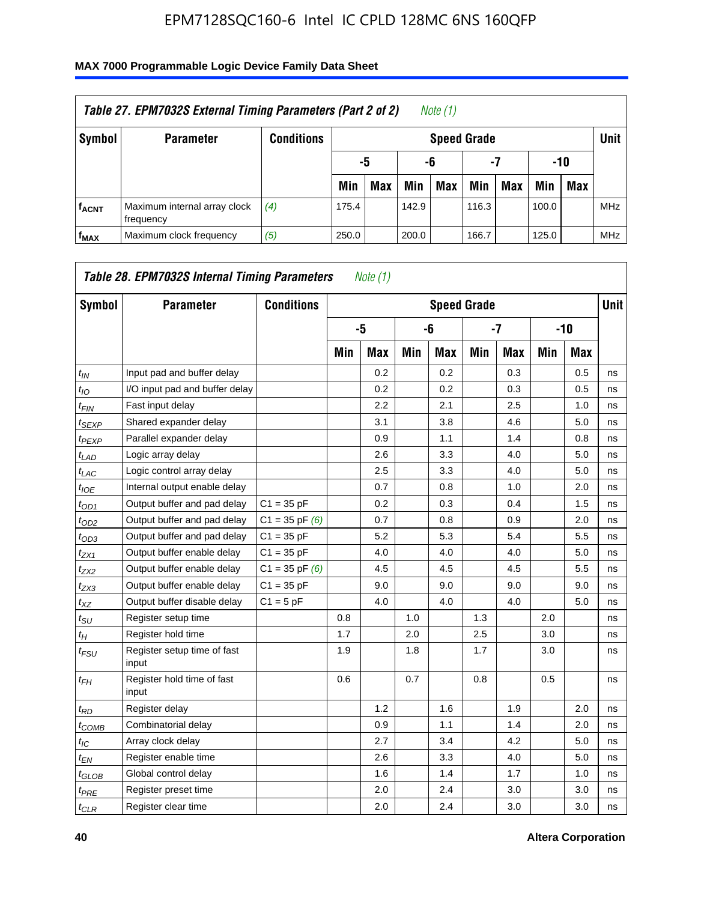| Table 27. EPM7032S External Timing Parameters (Part 2 of 2) *Note (1)* | | | | | | | | | | | |
|---|---|---|---|---|---|---|---|---|---|---|---|
| **Symbol** | **Parameter** | **Conditions** | **Speed Grade** | | | | | | | | **Unit** |
| | | | **-5** | | **-6** | | **-7** | | **-10** | | |
| | | | **Min** | **Max** | **Min** | **Max** | **Min** | **Max** | **Min** | **Max** | |
| $f_{ACNT}$ | Maximum internal array clock frequency | *(4)* | 175.4 | | 142.9 | | 116.3 | | 100.0 | | MHz |
| $f_{MAX}$ | Maximum clock frequency | *(5)* | 250.0 | | 200.0 | | 166.7 | | 125.0 | | MHz |

| Table 28. EPM7032S Internal Timing Parameters *Note (1)* | | | | | | | | | | | |
|---|---|---|---|---|---|---|---|---|---|---|---|
| **Symbol** | **Parameter** | **Conditions** | **Speed Grade** | | | | | | | | **Unit** |
| | | | **-5** | | **-6** | | **-7** | | **-10** | | |
| | | | **Min** | **Max** | **Min** | **Max** | **Min** | **Max** | **Min** | **Max** | |
| $t_{IN}$ | Input pad and buffer delay | | | 0.2 | | 0.2 | | 0.3 | | 0.5 | ns |
| $t_{IO}$ | I/O input pad and buffer delay | | | 0.2 | | 0.2 | | 0.3 | | 0.5 | ns |
| $t_{FIN}$ | Fast input delay | | | 2.2 | | 2.1 | | 2.5 | | 1.0 | ns |
| $t_{SEXP}$ | Shared expander delay | | | 3.1 | | 3.8 | | 4.6 | | 5.0 | ns |
| $t_{PEXP}$ | Parallel expander delay | | | 0.9 | | 1.1 | | 1.4 | | 0.8 | ns |
| $t_{LAD}$ | Logic array delay | | | 2.6 | | 3.3 | | 4.0 | | 5.0 | ns |
| $t_{LAC}$ | Logic control array delay | | | 2.5 | | 3.3 | | 4.0 | | 5.0 | ns |
| $t_{IOE}$ | Internal output enable delay | | | 0.7 | | 0.8 | | 1.0 | | 2.0 | ns |
| $t_{OD1}$ | Output buffer and pad delay | C1 = 35 pF | | 0.2 | | 0.3 | | 0.4 | | 1.5 | ns |
| $t_{OD2}$ | Output buffer and pad delay | C1 = 35 pF *(6)* | | 0.7 | | 0.8 | | 0.9 | | 2.0 | ns |
| $t_{OD3}$ | Output buffer and pad delay | C1 = 35 pF | | 5.2 | | 5.3 | | 5.4 | | 5.5 | ns |
| $t_{ZX1}$ | Output buffer enable delay | C1 = 35 pF | | 4.0 | | 4.0 | | 4.0 | | 5.0 | ns |
| $t_{ZX2}$ | Output buffer enable delay | C1 = 35 pF *(6)* | | 4.5 | | 4.5 | | 4.5 | | 5.5 | ns |
| $t_{ZX3}$ | Output buffer enable delay | C1 = 35 pF | | 9.0 | | 9.0 | | 9.0 | | 9.0 | ns |
| $t_{XZ}$ | Output buffer disable delay | C1 = 5 pF | | 4.0 | | 4.0 | | 4.0 | | 5.0 | ns |
| $t_{SU}$ | Register setup time | | 0.8 | | 1.0 | | 1.3 | | 2.0 | | ns |
| $t_H$ | Register hold time | | 1.7 | | 2.0 | | 2.5 | | 3.0 | | ns |
| $t_{FSU}$ | Register setup time of fast input | | 1.9 | | 1.8 | | 1.7 | | 3.0 | | ns |
| $t_{FH}$ | Register hold time of fast input | | 0.6 | | 0.7 | | 0.8 | | 0.5 | | ns |
| $t_{RD}$ | Register delay | | | 1.2 | | 1.6 | | 1.9 | | 2.0 | ns |
| $t_{COMB}$ | Combinatorial delay | | | 0.9 | | 1.1 | | 1.4 | | 2.0 | ns |
| $t_{IC}$ | Array clock delay | | | 2.7 | | 3.4 | | 4.2 | | 5.0 | ns |
| $t_{EN}$ | Register enable time | | | 2.6 | | 3.3 | | 4.0 | | 5.0 | ns |
| $t_{GLOB}$ | Global control delay | | | 1.6 | | 1.4 | | 1.7 | | 1.0 | ns |
| $t_{PRE}$ | Register preset time | | | 2.0 | | 2.4 | | 3.0 | | 3.0 | ns |
| $t_{CLR}$ | Register clear time | | | 2.0 | | 2.4 | | 3.0 | | 3.0 | ns |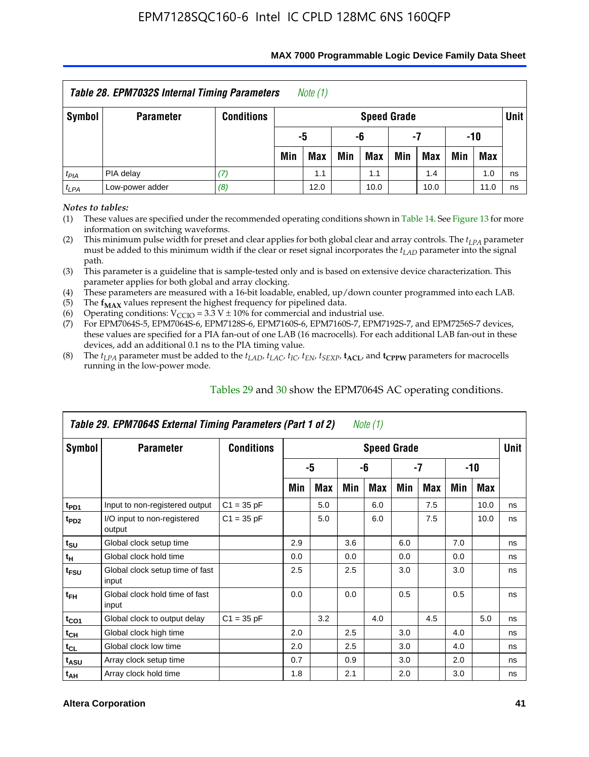### Table 28. EPM7032S Internal Timing Parameters *Note (1)*

| Symbol | Parameter | Conditions | Speed Grade | | | | | | | | Unit |
|---|---|---|---|---|---|---|---|---|---|---|---|
| | | | -5 | | -6 | | -7 | | -10 | | |
| | | | Min | Max | Min | Max | Min | Max | Min | Max | |
| $t_{PIA}$ | PIA delay | *(7)* | | 1.1 | | 1.1 | | 1.4 | | 1.0 | ns |
| $t_{LPA}$ | Low-power adder | *(8)* | | 12.0 | | 10.0 | | 10.0 | | 11.0 | ns |

*Notes to tables:*

(1) These values are specified under the recommended operating conditions shown in Table 14. See Figure 13 for more information on switching waveforms.

(2) This minimum pulse width for preset and clear applies for both global clear and array controls. The $t_{LPA}$ parameter must be added to this minimum width if the clear or reset signal incorporates the $t_{LAD}$ parameter into the signal path.

(3) This parameter is a guideline that is sample-tested only and is based on extensive device characterization. This parameter applies for both global and array clocking.

(4) These parameters are measured with a 16-bit loadable, enabled, up/down counter programmed into each LAB.

(5) The $f_{MAX}$ values represent the highest frequency for pipelined data.

(6) Operating conditions: $V_{CCIO}$ = 3.3 V ± 10% for commercial and industrial use.

(7) For EPM7064S-5, EPM7064S-6, EPM7128S-6, EPM7160S-6, EPM7160S-7, EPM7192S-7, and EPM7256S-7 devices, these values are specified for a PIA fan-out of one LAB (16 macrocells). For each additional LAB fan-out in these devices, add an additional 0.1 ns to the PIA timing value.

(8) The $t_{LPA}$ parameter must be added to the $t_{LAD}$, $t_{LAC}$, $t_{IC}$, $t_{EN}$, $t_{SEXP}$, $t_{ACL}$, and $t_{CPPW}$ parameters for macrocells running in the low-power mode.

Tables 29 and 30 show the EPM7064S AC operating conditions.

### Table 29. EPM7064S External Timing Parameters (Part 1 of 2) *Note (1)*

| Symbol | Parameter | Conditions | Speed Grade | | | | | | | | Unit |
|---|---|---|---|---|---|---|---|---|---|---|---|
| | | | -5 | | -6 | | -7 | | -10 | | |
| | | | Min | Max | Min | Max | Min | Max | Min | Max | |
| $t_{PD1}$ | Input to non-registered output | C1 = 35 pF | | 5.0 | | 6.0 | | 7.5 | | 10.0 | ns |
| $t_{PD2}$ | I/O input to non-registered output | C1 = 35 pF | | 5.0 | | 6.0 | | 7.5 | | 10.0 | ns |
| $t_{SU}$ | Global clock setup time | | 2.9 | | 3.6 | | 6.0 | | 7.0 | | ns |
| $t_{H}$ | Global clock hold time | | 0.0 | | 0.0 | | 0.0 | | 0.0 | | ns |
| $t_{FSU}$ | Global clock setup time of fast input | | 2.5 | | 2.5 | | 3.0 | | 3.0 | | ns |
| $t_{FH}$ | Global clock hold time of fast input | | 0.0 | | 0.0 | | 0.5 | | 0.5 | | ns |
| $t_{CO1}$ | Global clock to output delay | C1 = 35 pF | | 3.2 | | 4.0 | | 4.5 | | 5.0 | ns |
| $t_{CH}$ | Global clock high time | | 2.0 | | 2.5 | | 3.0 | | 4.0 | | ns |
| $t_{CL}$ | Global clock low time | | 2.0 | | 2.5 | | 3.0 | | 4.0 | | ns |
| $t_{ASU}$ | Array clock setup time | | 0.7 | | 0.9 | | 3.0 | | 2.0 | | ns |
| $t_{AH}$ | Array clock hold time | | 1.8 | | 2.1 | | 2.0 | | 3.0 | | ns |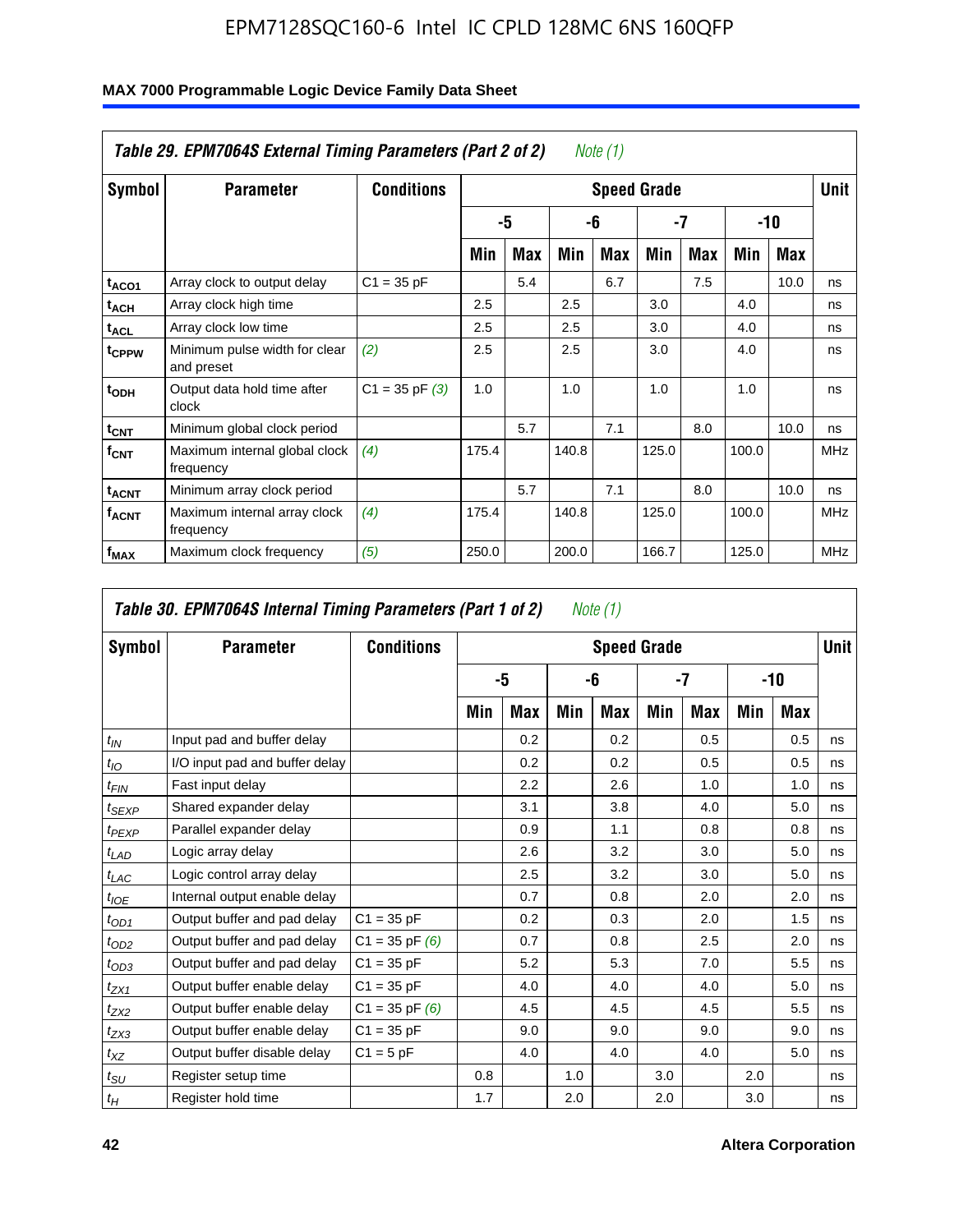## Table 29. EPM7064S External Timing Parameters (Part 2 of 2) *Note (1)*

| Symbol | Parameter | Conditions | Speed Grade | | | | | | | | Unit |
|---|---|---|---|---|---|---|---|---|---|---|---|
| | | | -5 | | -6 | | -7 | | -10 | | |
| | | | Min | Max | Min | Max | Min | Max | Min | Max | |
| $t_{ACO1}$ | Array clock to output delay | C1 = 35 pF | | 5.4 | | 6.7 | | 7.5 | | 10.0 | ns |
| $t_{ACH}$ | Array clock high time | | 2.5 | | 2.5 | | 3.0 | | 4.0 | | ns |
| $t_{ACL}$ | Array clock low time | | 2.5 | | 2.5 | | 3.0 | | 4.0 | | ns |
| $t_{CPPW}$ | Minimum pulse width for clear and preset | *(2)* | 2.5 | | 2.5 | | 3.0 | | 4.0 | | ns |
| $t_{ODH}$ | Output data hold time after clock | C1 = 35 pF *(3)* | 1.0 | | 1.0 | | 1.0 | | 1.0 | | ns |
| $t_{CNT}$ | Minimum global clock period | | | 5.7 | | 7.1 | | 8.0 | | 10.0 | ns |
| $f_{CNT}$ | Maximum internal global clock frequency | *(4)* | 175.4 | | 140.8 | | 125.0 | | 100.0 | | MHz |
| $t_{ACNT}$ | Minimum array clock period | | | 5.7 | | 7.1 | | 8.0 | | 10.0 | ns |
| $f_{ACNT}$ | Maximum internal array clock frequency | *(4)* | 175.4 | | 140.8 | | 125.0 | | 100.0 | | MHz |
| $f_{MAX}$ | Maximum clock frequency | *(5)* | 250.0 | | 200.0 | | 166.7 | | 125.0 | | MHz |

## Table 30. EPM7064S Internal Timing Parameters (Part 1 of 2) *Note (1)*

| Symbol | Parameter | Conditions | Speed Grade | | | | | | | | Unit |
|---|---|---|---|---|---|---|---|---|---|---|---|
| | | | -5 | | -6 | | -7 | | -10 | | |
| | | | Min | Max | Min | Max | Min | Max | Min | Max | |
| $t_{IN}$ | Input pad and buffer delay | | | 0.2 | | 0.2 | | 0.5 | | 0.5 | ns |
| $t_{IO}$ | I/O input pad and buffer delay | | | 0.2 | | 0.2 | | 0.5 | | 0.5 | ns |
| $t_{FIN}$ | Fast input delay | | | 2.2 | | 2.6 | | 1.0 | | 1.0 | ns |
| $t_{SEXP}$ | Shared expander delay | | | 3.1 | | 3.8 | | 4.0 | | 5.0 | ns |
| $t_{PEXP}$ | Parallel expander delay | | | 0.9 | | 1.1 | | 0.8 | | 0.8 | ns |
| $t_{LAD}$ | Logic array delay | | | 2.6 | | 3.2 | | 3.0 | | 5.0 | ns |
| $t_{LAC}$ | Logic control array delay | | | 2.5 | | 3.2 | | 3.0 | | 5.0 | ns |
| $t_{IOE}$ | Internal output enable delay | | | 0.7 | | 0.8 | | 2.0 | | 2.0 | ns |
| $t_{OD1}$ | Output buffer and pad delay | C1 = 35 pF | | 0.2 | | 0.3 | | 2.0 | | 1.5 | ns |
| $t_{OD2}$ | Output buffer and pad delay | C1 = 35 pF *(6)* | | 0.7 | | 0.8 | | 2.5 | | 2.0 | ns |
| $t_{OD3}$ | Output buffer and pad delay | C1 = 35 pF | | 5.2 | | 5.3 | | 7.0 | | 5.5 | ns |
| $t_{ZX1}$ | Output buffer enable delay | C1 = 35 pF | | 4.0 | | 4.0 | | 4.0 | | 5.0 | ns |
| $t_{ZX2}$ | Output buffer enable delay | C1 = 35 pF *(6)* | | 4.5 | | 4.5 | | 4.5 | | 5.5 | ns |
| $t_{ZX3}$ | Output buffer enable delay | C1 = 35 pF | | 9.0 | | 9.0 | | 9.0 | | 9.0 | ns |
| $t_{XZ}$ | Output buffer disable delay | C1 = 5 pF | | 4.0 | | 4.0 | | 4.0 | | 5.0 | ns |
| $t_{SU}$ | Register setup time | | 0.8 | | 1.0 | | 3.0 | | 2.0 | | ns |
| $t_{H}$ | Register hold time | | 1.7 | | 2.0 | | 2.0 | | 3.0 | | ns |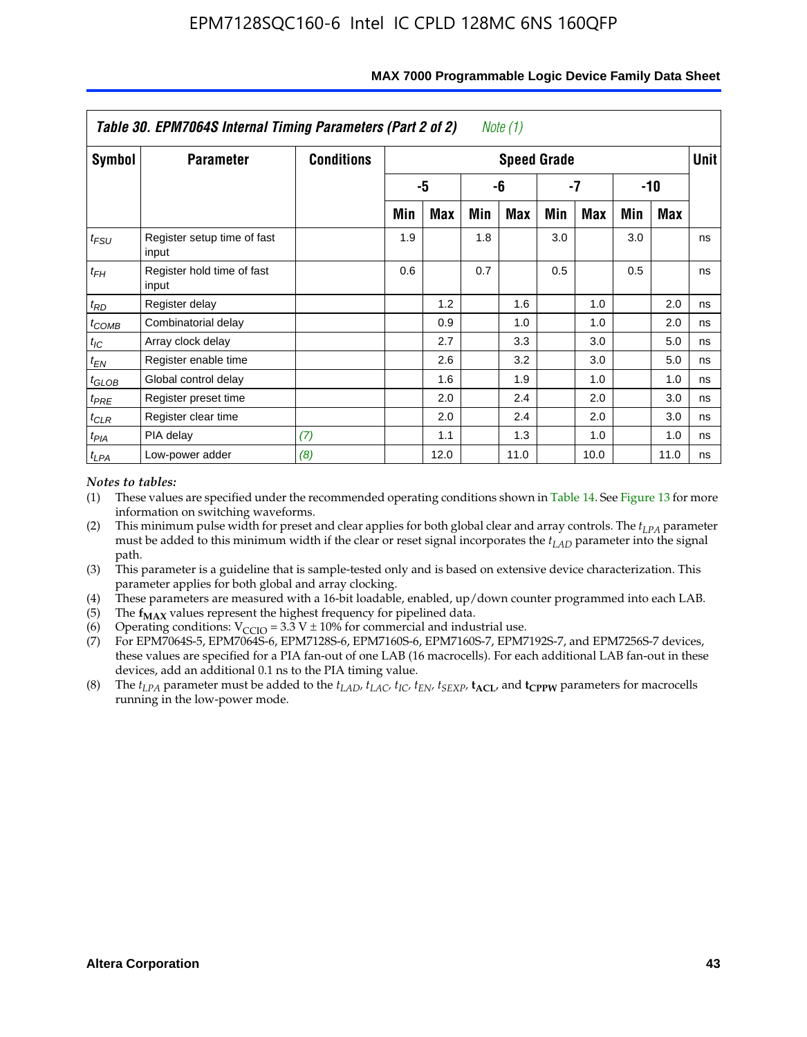| *Table 30. EPM7064S Internal Timing Parameters (Part 2 of 2)* *Note (1)* | | | | | | | | | | | |
|---|---|---|---|---|---|---|---|---|---|---|---|
| **Symbol** | **Parameter** | **Conditions** | **Speed Grade** | | | | | | | | **Unit** |
| | | | **-5** | | **-6** | | **-7** | | **-10** | | |
| | | | **Min** | **Max** | **Min** | **Max** | **Min** | **Max** | **Min** | **Max** | |
| $t_{FSU}$ | Register setup time of fast input | | 1.9 | | 1.8 | | 3.0 | | 3.0 | | ns |
| $t_{FH}$ | Register hold time of fast input | | 0.6 | | 0.7 | | 0.5 | | 0.5 | | ns |
| $t_{RD}$ | Register delay | | | 1.2 | | 1.6 | | 1.0 | | 2.0 | ns |
| $t_{COMB}$ | Combinatorial delay | | | 0.9 | | 1.0 | | 1.0 | | 2.0 | ns |
| $t_{IC}$ | Array clock delay | | | 2.7 | | 3.3 | | 3.0 | | 5.0 | ns |
| $t_{EN}$ | Register enable time | | | 2.6 | | 3.2 | | 3.0 | | 5.0 | ns |
| $t_{GLOB}$ | Global control delay | | | 1.6 | | 1.9 | | 1.0 | | 1.0 | ns |
| $t_{PRE}$ | Register preset time | | | 2.0 | | 2.4 | | 2.0 | | 3.0 | ns |
| $t_{CLR}$ | Register clear time | | | 2.0 | | 2.4 | | 2.0 | | 3.0 | ns |
| $t_{PIA}$ | PIA delay | *(7)* | | 1.1 | | 1.3 | | 1.0 | | 1.0 | ns |
| $t_{LPA}$ | Low-power adder | *(8)* | | 12.0 | | 11.0 | | 10.0 | | 11.0 | ns |

*Notes to tables:*

(1) These values are specified under the recommended operating conditions shown in Table 14. See Figure 13 for more information on switching waveforms.

(2) This minimum pulse width for preset and clear applies for both global clear and array controls. The $t_{LPA}$ parameter must be added to this minimum width if the clear or reset signal incorporates the $t_{LAD}$ parameter into the signal path.

(3) This parameter is a guideline that is sample-tested only and is based on extensive device characterization. This parameter applies for both global and array clocking.

(4) These parameters are measured with a 16-bit loadable, enabled, up/down counter programmed into each LAB.

(5) The $\mathbf{f_{MAX}}$ values represent the highest frequency for pipelined data.

(6) Operating conditions: $V_{CCIO}$ = 3.3 V ± 10% for commercial and industrial use.

(7) For EPM7064S-5, EPM7064S-6, EPM7128S-6, EPM7160S-6, EPM7160S-7, EPM7192S-7, and EPM7256S-7 devices, these values are specified for a PIA fan-out of one LAB (16 macrocells). For each additional LAB fan-out in these devices, add an additional 0.1 ns to the PIA timing value.

(8) The $t_{LPA}$ parameter must be added to the $t_{LAD}$, $t_{LAC}$, $t_{IC}$, $t_{EN}$, $t_{SEXP}$, $\mathbf{t_{ACL}}$, and $\mathbf{t_{CPPW}}$ parameters for macrocells running in the low-power mode.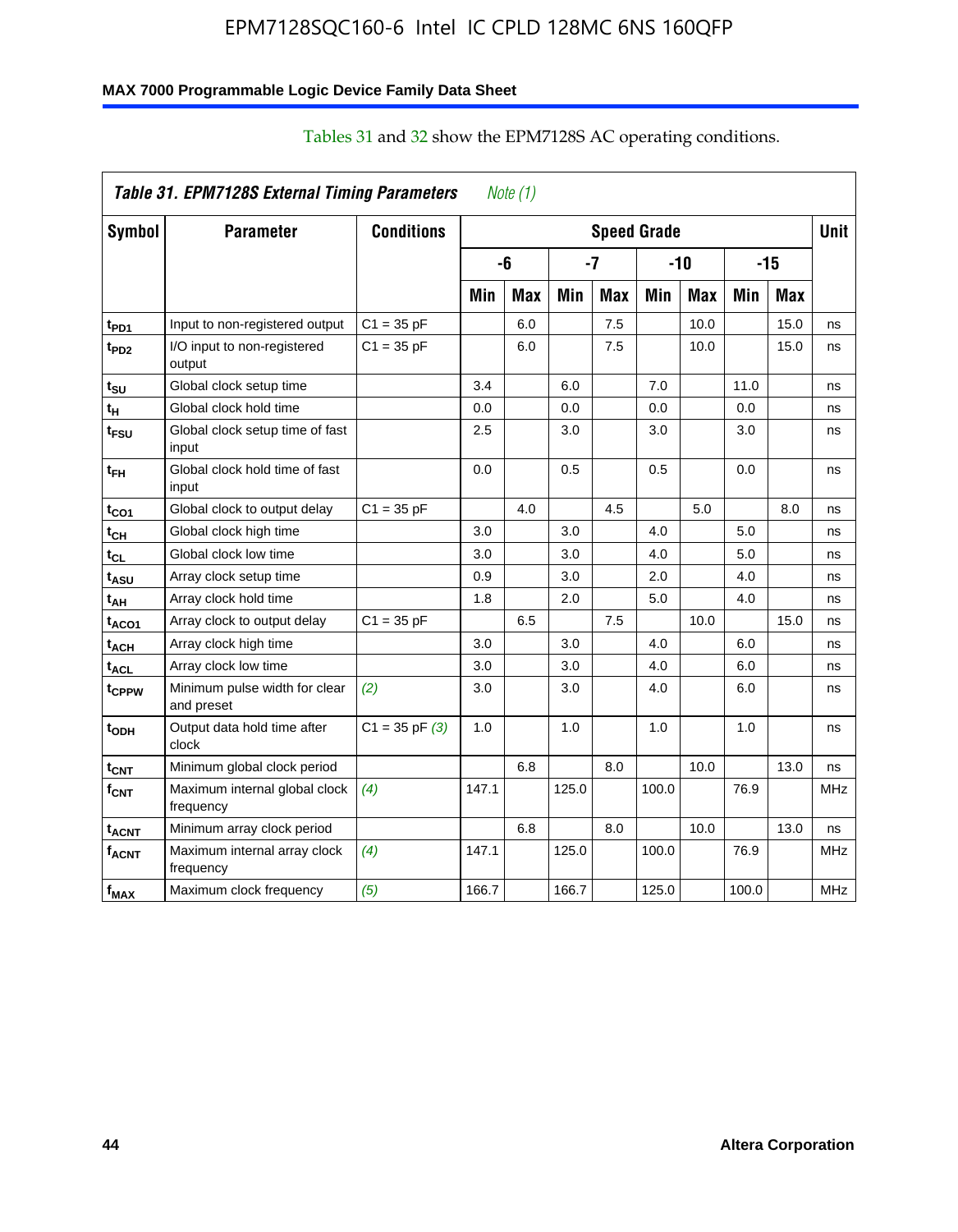Tables 31 and 32 show the EPM7128S AC operating conditions.

| *Table 31. EPM7128S External Timing Parameters* *Note (1)* | | | | | | | | | | | |
|---|---|---|---|---|---|---|---|---|---|---|---|
| **Symbol** | **Parameter** | **Conditions** | **Speed Grade** | | | | | | | | **Unit** |
| | | | **-6** | | **-7** | | **-10** | | **-15** | | |
| | | | **Min** | **Max** | **Min** | **Max** | **Min** | **Max** | **Min** | **Max** | |
| $t_{PD1}$ | Input to non-registered output | C1 = 35 pF | | 6.0 | | 7.5 | | 10.0 | | 15.0 | ns |
| $t_{PD2}$ | I/O input to non-registered output | C1 = 35 pF | | 6.0 | | 7.5 | | 10.0 | | 15.0 | ns |
| $t_{SU}$ | Global clock setup time | | 3.4 | | 6.0 | | 7.0 | | 11.0 | | ns |
| $t_H$ | Global clock hold time | | 0.0 | | 0.0 | | 0.0 | | 0.0 | | ns |
| $t_{FSU}$ | Global clock setup time of fast input | | 2.5 | | 3.0 | | 3.0 | | 3.0 | | ns |
| $t_{FH}$ | Global clock hold time of fast input | | 0.0 | | 0.5 | | 0.5 | | 0.0 | | ns |
| $t_{CO1}$ | Global clock to output delay | C1 = 35 pF | | 4.0 | | 4.5 | | 5.0 | | 8.0 | ns |
| $t_{CH}$ | Global clock high time | | 3.0 | | 3.0 | | 4.0 | | 5.0 | | ns |
| $t_{CL}$ | Global clock low time | | 3.0 | | 3.0 | | 4.0 | | 5.0 | | ns |
| $t_{ASU}$ | Array clock setup time | | 0.9 | | 3.0 | | 2.0 | | 4.0 | | ns |
| $t_{AH}$ | Array clock hold time | | 1.8 | | 2.0 | | 5.0 | | 4.0 | | ns |
| $t_{ACO1}$ | Array clock to output delay | C1 = 35 pF | | 6.5 | | 7.5 | | 10.0 | | 15.0 | ns |
| $t_{ACH}$ | Array clock high time | | 3.0 | | 3.0 | | 4.0 | | 6.0 | | ns |
| $t_{ACL}$ | Array clock low time | | 3.0 | | 3.0 | | 4.0 | | 6.0 | | ns |
| $t_{CPPW}$ | Minimum pulse width for clear and preset | *(2)* | 3.0 | | 3.0 | | 4.0 | | 6.0 | | ns |
| $t_{ODH}$ | Output data hold time after clock | C1 = 35 pF *(3)* | 1.0 | | 1.0 | | 1.0 | | 1.0 | | ns |
| $t_{CNT}$ | Minimum global clock period | | | 6.8 | | 8.0 | | 10.0 | | 13.0 | ns |
| $f_{CNT}$ | Maximum internal global clock frequency | *(4)* | 147.1 | | 125.0 | | 100.0 | | 76.9 | | MHz |
| $t_{ACNT}$ | Minimum array clock period | | | 6.8 | | 8.0 | | 10.0 | | 13.0 | ns |
| $f_{ACNT}$ | Maximum internal array clock frequency | *(4)* | 147.1 | | 125.0 | | 100.0 | | 76.9 | | MHz |
| $f_{MAX}$ | Maximum clock frequency | *(5)* | 166.7 | | 166.7 | | 125.0 | | 100.0 | | MHz |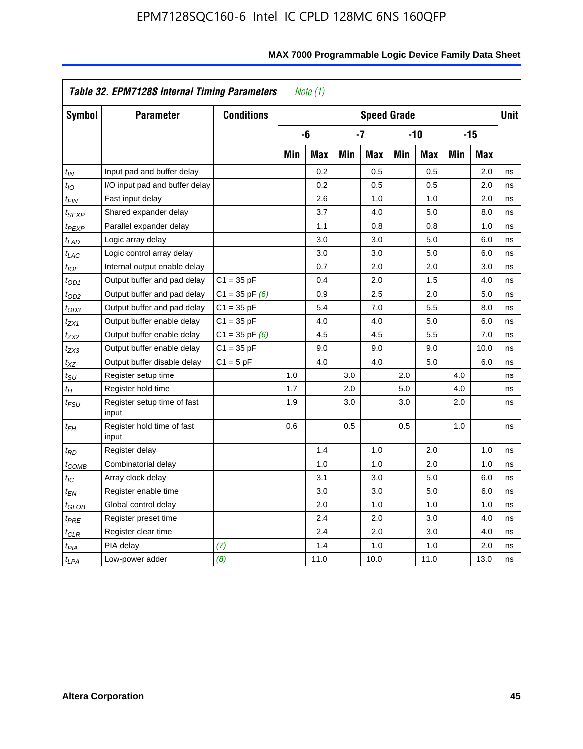**Table 32. EPM7128S Internal Timing Parameters** *Note (1)*

| Symbol | Parameter | Conditions | Speed Grade | | | | | | | | Unit |
|---|---|---|---|---|---|---|---|---|---|---|---|
| | | | -6 | | -7 | | -10 | | -15 | | |
| | | | Min | Max | Min | Max | Min | Max | Min | Max | |
| $t_{IN}$ | Input pad and buffer delay | | | 0.2 | | 0.5 | | 0.5 | | 2.0 | ns |
| $t_{IO}$ | I/O input pad and buffer delay | | | 0.2 | | 0.5 | | 0.5 | | 2.0 | ns |
| $t_{FIN}$ | Fast input delay | | | 2.6 | | 1.0 | | 1.0 | | 2.0 | ns |
| $t_{SEXP}$ | Shared expander delay | | | 3.7 | | 4.0 | | 5.0 | | 8.0 | ns |
| $t_{PEXP}$ | Parallel expander delay | | | 1.1 | | 0.8 | | 0.8 | | 1.0 | ns |
| $t_{LAD}$ | Logic array delay | | | 3.0 | | 3.0 | | 5.0 | | 6.0 | ns |
| $t_{LAC}$ | Logic control array delay | | | 3.0 | | 3.0 | | 5.0 | | 6.0 | ns |
| $t_{IOE}$ | Internal output enable delay | | | 0.7 | | 2.0 | | 2.0 | | 3.0 | ns |
| $t_{OD1}$ | Output buffer and pad delay | C1 = 35 pF | | 0.4 | | 2.0 | | 1.5 | | 4.0 | ns |
| $t_{OD2}$ | Output buffer and pad delay | C1 = 35 pF *(6)* | | 0.9 | | 2.5 | | 2.0 | | 5.0 | ns |
| $t_{OD3}$ | Output buffer and pad delay | C1 = 35 pF | | 5.4 | | 7.0 | | 5.5 | | 8.0 | ns |
| $t_{ZX1}$ | Output buffer enable delay | C1 = 35 pF | | 4.0 | | 4.0 | | 5.0 | | 6.0 | ns |
| $t_{ZX2}$ | Output buffer enable delay | C1 = 35 pF *(6)* | | 4.5 | | 4.5 | | 5.5 | | 7.0 | ns |
| $t_{ZX3}$ | Output buffer enable delay | C1 = 35 pF | | 9.0 | | 9.0 | | 9.0 | | 10.0 | ns |
| $t_{XZ}$ | Output buffer disable delay | C1 = 5 pF | | 4.0 | | 4.0 | | 5.0 | | 6.0 | ns |
| $t_{SU}$ | Register setup time | | 1.0 | | 3.0 | | 2.0 | | 4.0 | | ns |
| $t_{H}$ | Register hold time | | 1.7 | | 2.0 | | 5.0 | | 4.0 | | ns |
| $t_{FSU}$ | Register setup time of fast input | | 1.9 | | 3.0 | | 3.0 | | 2.0 | | ns |
| $t_{FH}$ | Register hold time of fast input | | 0.6 | | 0.5 | | 0.5 | | 1.0 | | ns |
| $t_{RD}$ | Register delay | | | 1.4 | | 1.0 | | 2.0 | | 1.0 | ns |
| $t_{COMB}$ | Combinatorial delay | | | 1.0 | | 1.0 | | 2.0 | | 1.0 | ns |
| $t_{IC}$ | Array clock delay | | | 3.1 | | 3.0 | | 5.0 | | 6.0 | ns |
| $t_{EN}$ | Register enable time | | | 3.0 | | 3.0 | | 5.0 | | 6.0 | ns |
| $t_{GLOB}$ | Global control delay | | | 2.0 | | 1.0 | | 1.0 | | 1.0 | ns |
| $t_{PRE}$ | Register preset time | | | 2.4 | | 2.0 | | 3.0 | | 4.0 | ns |
| $t_{CLR}$ | Register clear time | | | 2.4 | | 2.0 | | 3.0 | | 4.0 | ns |
| $t_{PIA}$ | PIA delay | *(7)* | | 1.4 | | 1.0 | | 1.0 | | 2.0 | ns |
| $t_{LPA}$ | Low-power adder | *(8)* | | 11.0 | | 10.0 | | 11.0 | | 13.0 | ns |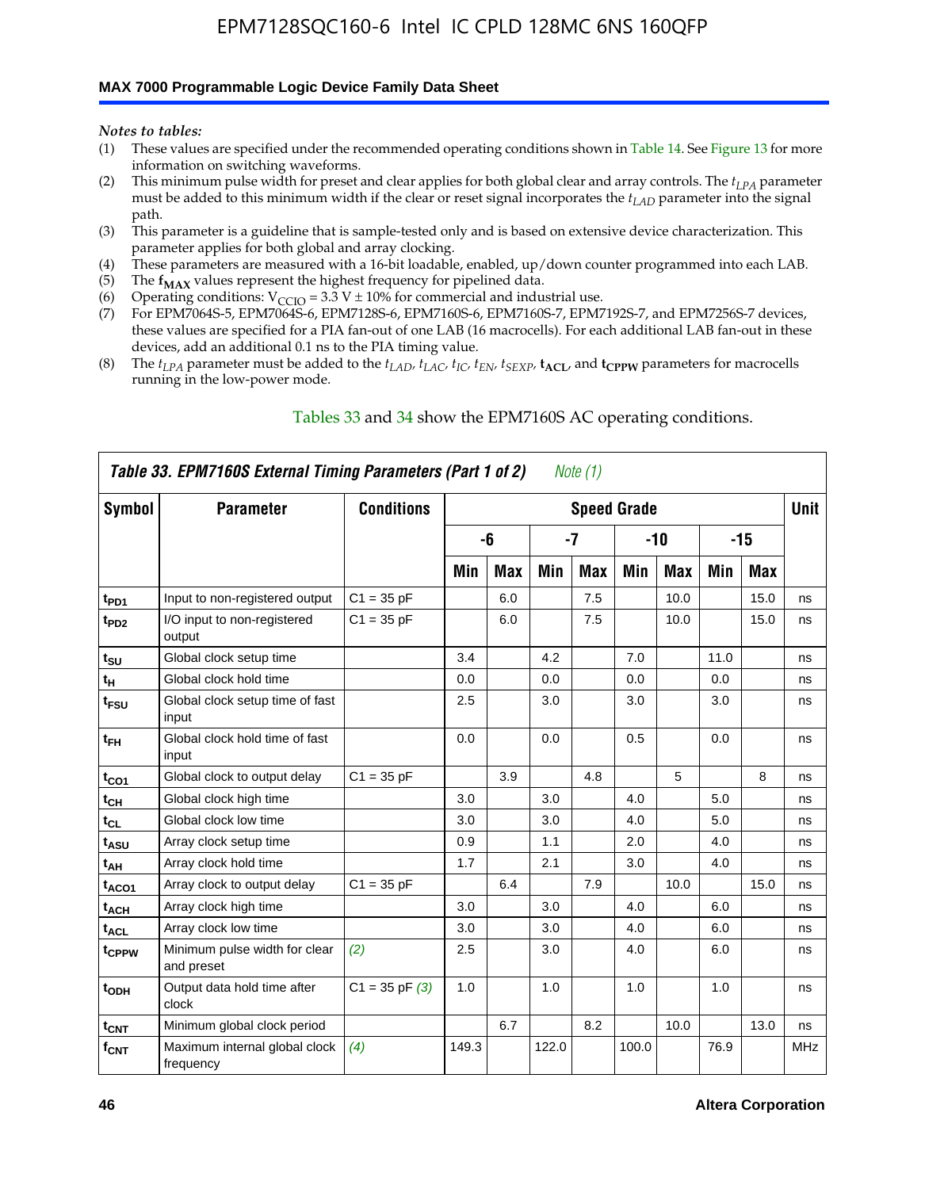*Notes to tables:*

(1) These values are specified under the recommended operating conditions shown in Table 14. See Figure 13 for more information on switching waveforms.

(2) This minimum pulse width for preset and clear applies for both global clear and array controls. The $t_{LPA}$ parameter must be added to this minimum width if the clear or reset signal incorporates the $t_{LAD}$ parameter into the signal path.

(3) This parameter is a guideline that is sample-tested only and is based on extensive device characterization. This parameter applies for both global and array clocking.

(4) These parameters are measured with a 16-bit loadable, enabled, up/down counter programmed into each LAB.

(5) The $\mathbf{f_{MAX}}$ values represent the highest frequency for pipelined data.

(6) Operating conditions: $V_{CCIO} = 3.3\ V \pm 10\%$ for commercial and industrial use.

(7) For EPM7064S-5, EPM7064S-6, EPM7128S-6, EPM7160S-6, EPM7160S-7, EPM7192S-7, and EPM7256S-7 devices, these values are specified for a PIA fan-out of one LAB (16 macrocells). For each additional LAB fan-out in these devices, add an additional 0.1 ns to the PIA timing value.

(8) The $t_{LPA}$ parameter must be added to the $t_{LAD}$, $t_{LAC}$, $t_{IC}$, $t_{EN}$, $t_{SEXP}$, $\mathbf{t_{ACL}}$, and $\mathbf{t_{CPPW}}$ parameters for macrocells running in the low-power mode.

Tables 33 and 34 show the EPM7160S AC operating conditions.

**Table 33. EPM7160S External Timing Parameters (Part 1 of 2)** *Note (1)*

| Symbol | Parameter | Conditions | Speed Grade | | | | | | | | Unit |
|---|---|---|---|---|---|---|---|---|---|---|---|
| | | | -6 | | -7 | | -10 | | -15 | | |
| | | | Min | Max | Min | Max | Min | Max | Min | Max | |
| $t_{PD1}$ | Input to non-registered output | C1 = 35 pF | | 6.0 | | 7.5 | | 10.0 | | 15.0 | ns |
| $t_{PD2}$ | I/O input to non-registered output | C1 = 35 pF | | 6.0 | | 7.5 | | 10.0 | | 15.0 | ns |
| $t_{SU}$ | Global clock setup time | | 3.4 | | 4.2 | | 7.0 | | 11.0 | | ns |
| $t_{H}$ | Global clock hold time | | 0.0 | | 0.0 | | 0.0 | | 0.0 | | ns |
| $t_{FSU}$ | Global clock setup time of fast input | | 2.5 | | 3.0 | | 3.0 | | 3.0 | | ns |
| $t_{FH}$ | Global clock hold time of fast input | | 0.0 | | 0.0 | | 0.5 | | 0.0 | | ns |
| $t_{CO1}$ | Global clock to output delay | C1 = 35 pF | | 3.9 | | 4.8 | | 5 | | 8 | ns |
| $t_{CH}$ | Global clock high time | | 3.0 | | 3.0 | | 4.0 | | 5.0 | | ns |
| $t_{CL}$ | Global clock low time | | 3.0 | | 3.0 | | 4.0 | | 5.0 | | ns |
| $t_{ASU}$ | Array clock setup time | | 0.9 | | 1.1 | | 2.0 | | 4.0 | | ns |
| $t_{AH}$ | Array clock hold time | | 1.7 | | 2.1 | | 3.0 | | 4.0 | | ns |
| $t_{ACO1}$ | Array clock to output delay | C1 = 35 pF | | 6.4 | | 7.9 | | 10.0 | | 15.0 | ns |
| $t_{ACH}$ | Array clock high time | | 3.0 | | 3.0 | | 4.0 | | 6.0 | | ns |
| $t_{ACL}$ | Array clock low time | | 3.0 | | 3.0 | | 4.0 | | 6.0 | | ns |
| $t_{CPPW}$ | Minimum pulse width for clear and preset | *(2)* | 2.5 | | 3.0 | | 4.0 | | 6.0 | | ns |
| $t_{ODH}$ | Output data hold time after clock | C1 = 35 pF *(3)* | 1.0 | | 1.0 | | 1.0 | | 1.0 | | ns |
| $t_{CNT}$ | Minimum global clock period | | | 6.7 | | 8.2 | | 10.0 | | 13.0 | ns |
| $f_{CNT}$ | Maximum internal global clock frequency | *(4)* | 149.3 | | 122.0 | | 100.0 | | 76.9 | | MHz |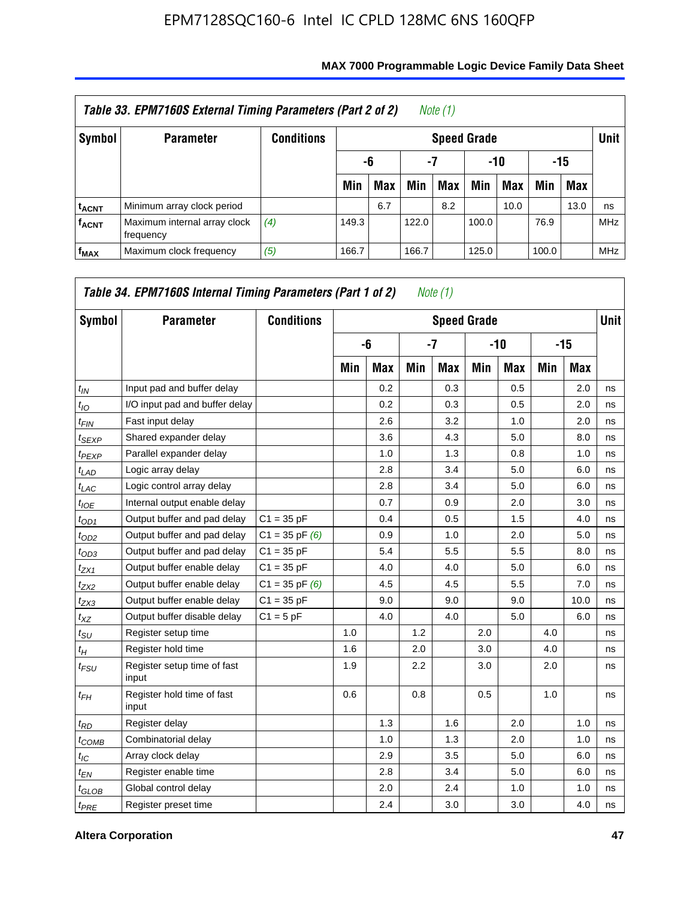### Table 33. EPM7160S External Timing Parameters (Part 2 of 2) *Note (1)*

| Symbol | Parameter | Conditions | Speed Grade | | | | | | | | Unit |
|---|---|---|---|---|---|---|---|---|---|---|---|
| | | | -6 | | -7 | | -10 | | -15 | | |
| | | | Min | Max | Min | Max | Min | Max | Min | Max | |
| $t_{ACNT}$ | Minimum array clock period | | | 6.7 | | 8.2 | | 10.0 | | 13.0 | ns |
| $f_{ACNT}$ | Maximum internal array clock frequency | *(4)* | 149.3 | | 122.0 | | 100.0 | | 76.9 | | MHz |
| $f_{MAX}$ | Maximum clock frequency | *(5)* | 166.7 | | 166.7 | | 125.0 | | 100.0 | | MHz |

### Table 34. EPM7160S Internal Timing Parameters (Part 1 of 2) *Note (1)*

| Symbol | Parameter | Conditions | Speed Grade | | | | | | | | Unit |
|---|---|---|---|---|---|---|---|---|---|---|---|
| | | | -6 | | -7 | | -10 | | -15 | | |
| | | | Min | Max | Min | Max | Min | Max | Min | Max | |
| $t_{IN}$ | Input pad and buffer delay | | | 0.2 | | 0.3 | | 0.5 | | 2.0 | ns |
| $t_{IO}$ | I/O input pad and buffer delay | | | 0.2 | | 0.3 | | 0.5 | | 2.0 | ns |
| $t_{FIN}$ | Fast input delay | | | 2.6 | | 3.2 | | 1.0 | | 2.0 | ns |
| $t_{SEXP}$ | Shared expander delay | | | 3.6 | | 4.3 | | 5.0 | | 8.0 | ns |
| $t_{PEXP}$ | Parallel expander delay | | | 1.0 | | 1.3 | | 0.8 | | 1.0 | ns |
| $t_{LAD}$ | Logic array delay | | | 2.8 | | 3.4 | | 5.0 | | 6.0 | ns |
| $t_{LAC}$ | Logic control array delay | | | 2.8 | | 3.4 | | 5.0 | | 6.0 | ns |
| $t_{IOE}$ | Internal output enable delay | | | 0.7 | | 0.9 | | 2.0 | | 3.0 | ns |
| $t_{OD1}$ | Output buffer and pad delay | C1 = 35 pF | | 0.4 | | 0.5 | | 1.5 | | 4.0 | ns |
| $t_{OD2}$ | Output buffer and pad delay | C1 = 35 pF *(6)* | | 0.9 | | 1.0 | | 2.0 | | 5.0 | ns |
| $t_{OD3}$ | Output buffer and pad delay | C1 = 35 pF | | 5.4 | | 5.5 | | 5.5 | | 8.0 | ns |
| $t_{ZX1}$ | Output buffer enable delay | C1 = 35 pF | | 4.0 | | 4.0 | | 5.0 | | 6.0 | ns |
| $t_{ZX2}$ | Output buffer enable delay | C1 = 35 pF *(6)* | | 4.5 | | 4.5 | | 5.5 | | 7.0 | ns |
| $t_{ZX3}$ | Output buffer enable delay | C1 = 35 pF | | 9.0 | | 9.0 | | 9.0 | | 10.0 | ns |
| $t_{XZ}$ | Output buffer disable delay | C1 = 5 pF | | 4.0 | | 4.0 | | 5.0 | | 6.0 | ns |
| $t_{SU}$ | Register setup time | | 1.0 | | 1.2 | | 2.0 | | 4.0 | | ns |
| $t_{H}$ | Register hold time | | 1.6 | | 2.0 | | 3.0 | | 4.0 | | ns |
| $t_{FSU}$ | Register setup time of fast input | | 1.9 | | 2.2 | | 3.0 | | 2.0 | | ns |
| $t_{FH}$ | Register hold time of fast input | | 0.6 | | 0.8 | | 0.5 | | 1.0 | | ns |
| $t_{RD}$ | Register delay | | | 1.3 | | 1.6 | | 2.0 | | 1.0 | ns |
| $t_{COMB}$ | Combinatorial delay | | | 1.0 | | 1.3 | | 2.0 | | 1.0 | ns |
| $t_{IC}$ | Array clock delay | | | 2.9 | | 3.5 | | 5.0 | | 6.0 | ns |
| $t_{EN}$ | Register enable time | | | 2.8 | | 3.4 | | 5.0 | | 6.0 | ns |
| $t_{GLOB}$ | Global control delay | | | 2.0 | | 2.4 | | 1.0 | | 1.0 | ns |
| $t_{PRE}$ | Register preset time | | | 2.4 | | 3.0 | | 3.0 | | 4.0 | ns |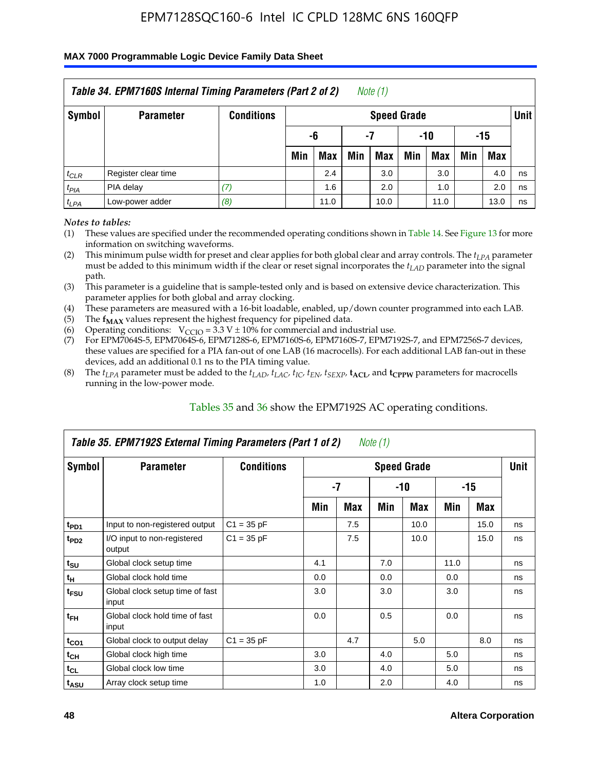## Table 34. EPM7160S Internal Timing Parameters (Part 2 of 2) *Note (1)*

| Symbol | Parameter | Conditions | Speed Grade | | | | | | | | Unit |
|---|---|---|---|---|---|---|---|---|---|---|---|
| | | | -6 | | -7 | | -10 | | -15 | | |
| | | | Min | Max | Min | Max | Min | Max | Min | Max | |
| $t_{CLR}$ | Register clear time | | | 2.4 | | 3.0 | | 3.0 | | 4.0 | ns |
| $t_{PIA}$ | PIA delay | *(7)* | | 1.6 | | 2.0 | | 1.0 | | 2.0 | ns |
| $t_{LPA}$ | Low-power adder | *(8)* | | 11.0 | | 10.0 | | 11.0 | | 13.0 | ns |

*Notes to tables:*

(1) These values are specified under the recommended operating conditions shown in Table 14. See Figure 13 for more information on switching waveforms.

(2) This minimum pulse width for preset and clear applies for both global clear and array controls. The $t_{LPA}$ parameter must be added to this minimum width if the clear or reset signal incorporates the $t_{LAD}$ parameter into the signal path.

(3) This parameter is a guideline that is sample-tested only and is based on extensive device characterization. This parameter applies for both global and array clocking.

(4) These parameters are measured with a 16-bit loadable, enabled, up/down counter programmed into each LAB.

(5) The $\mathbf{f_{MAX}}$ values represent the highest frequency for pipelined data.

(6) Operating conditions: $V_{CCIO} = 3.3$ V ± 10% for commercial and industrial use.

(7) For EPM7064S-5, EPM7064S-6, EPM7128S-6, EPM7160S-6, EPM7160S-7, EPM7192S-7, and EPM7256S-7 devices, these values are specified for a PIA fan-out of one LAB (16 macrocells). For each additional LAB fan-out in these devices, add an additional 0.1 ns to the PIA timing value.

(8) The $t_{LPA}$ parameter must be added to the $t_{LAD}$, $t_{LAC}$, $t_{IC}$, $t_{EN}$, $t_{SEXP}$, $\mathbf{t_{ACL}}$, and $\mathbf{t_{CPPW}}$ parameters for macrocells running in the low-power mode.

Tables 35 and 36 show the EPM7192S AC operating conditions.

## Table 35. EPM7192S External Timing Parameters (Part 1 of 2) *Note (1)*

| Symbol | Parameter | Conditions | Speed Grade | | | | | | Unit |
|---|---|---|---|---|---|---|---|---|---|
| | | | -7 | | -10 | | -15 | | |
| | | | Min | Max | Min | Max | Min | Max | |
| $t_{PD1}$ | Input to non-registered output | C1 = 35 pF | | 7.5 | | 10.0 | | 15.0 | ns |
| $t_{PD2}$ | I/O input to non-registered output | C1 = 35 pF | | 7.5 | | 10.0 | | 15.0 | ns |
| $t_{SU}$ | Global clock setup time | | 4.1 | | 7.0 | | 11.0 | | ns |
| $t_{H}$ | Global clock hold time | | 0.0 | | 0.0 | | 0.0 | | ns |
| $t_{FSU}$ | Global clock setup time of fast input | | 3.0 | | 3.0 | | 3.0 | | ns |
| $t_{FH}$ | Global clock hold time of fast input | | 0.0 | | 0.5 | | 0.0 | | ns |
| $t_{CO1}$ | Global clock to output delay | C1 = 35 pF | | 4.7 | | 5.0 | | 8.0 | ns |
| $t_{CH}$ | Global clock high time | | 3.0 | | 4.0 | | 5.0 | | ns |
| $t_{CL}$ | Global clock low time | | 3.0 | | 4.0 | | 5.0 | | ns |
| $t_{ASU}$ | Array clock setup time | | 1.0 | | 2.0 | | 4.0 | | ns |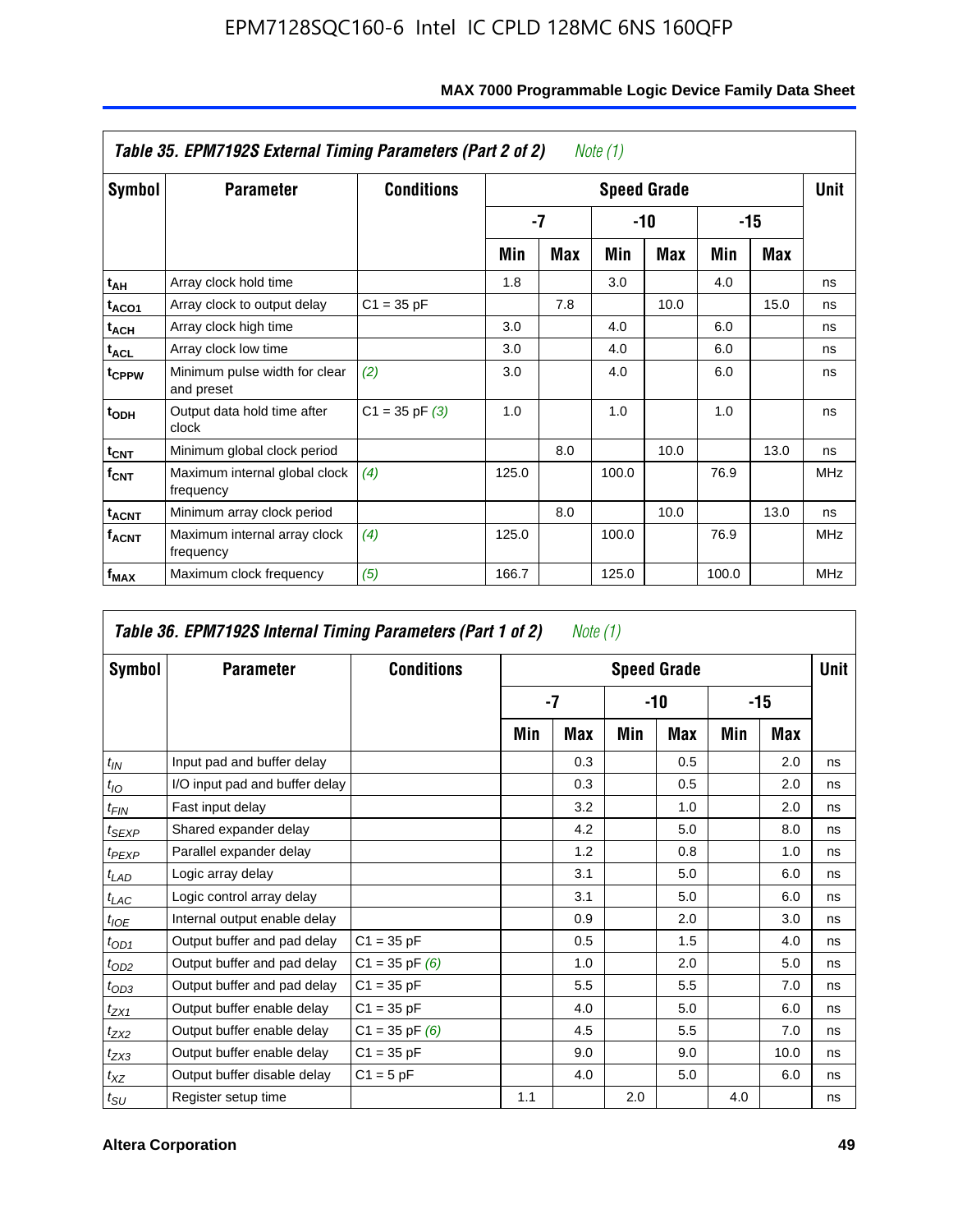| Table 35. EPM7192S External Timing Parameters (Part 2 of 2) *Note (1)* | | | | | | | | | |
|---|---|---|---|---|---|---|---|---|---|
| Symbol | Parameter | Conditions | Speed Grade | | | | | | Unit |
| | | | -7 | | -10 | | -15 | | |
| | | | Min | Max | Min | Max | Min | Max | |
| $t_{AH}$ | Array clock hold time | | 1.8 | | 3.0 | | 4.0 | | ns |
| $t_{ACO1}$ | Array clock to output delay | C1 = 35 pF | | 7.8 | | 10.0 | | 15.0 | ns |
| $t_{ACH}$ | Array clock high time | | 3.0 | | 4.0 | | 6.0 | | ns |
| $t_{ACL}$ | Array clock low time | | 3.0 | | 4.0 | | 6.0 | | ns |
| $t_{CPPW}$ | Minimum pulse width for clear and preset | *(2)* | 3.0 | | 4.0 | | 6.0 | | ns |
| $t_{ODH}$ | Output data hold time after clock | C1 = 35 pF *(3)* | 1.0 | | 1.0 | | 1.0 | | ns |
| $t_{CNT}$ | Minimum global clock period | | | 8.0 | | 10.0 | | 13.0 | ns |
| $f_{CNT}$ | Maximum internal global clock frequency | *(4)* | 125.0 | | 100.0 | | 76.9 | | MHz |
| $t_{ACNT}$ | Minimum array clock period | | | 8.0 | | 10.0 | | 13.0 | ns |
| $f_{ACNT}$ | Maximum internal array clock frequency | *(4)* | 125.0 | | 100.0 | | 76.9 | | MHz |
| $f_{MAX}$ | Maximum clock frequency | *(5)* | 166.7 | | 125.0 | | 100.0 | | MHz |

| Table 36. EPM7192S Internal Timing Parameters (Part 1 of 2) *Note (1)* | | | | | | | | | |
|---|---|---|---|---|---|---|---|---|---|
| Symbol | Parameter | Conditions | Speed Grade | | | | | | Unit |
| | | | -7 | | -10 | | -15 | | |
| | | | Min | Max | Min | Max | Min | Max | |
| $t_{IN}$ | Input pad and buffer delay | | | 0.3 | | 0.5 | | 2.0 | ns |
| $t_{IO}$ | I/O input pad and buffer delay | | | 0.3 | | 0.5 | | 2.0 | ns |
| $t_{FIN}$ | Fast input delay | | | 3.2 | | 1.0 | | 2.0 | ns |
| $t_{SEXP}$ | Shared expander delay | | | 4.2 | | 5.0 | | 8.0 | ns |
| $t_{PEXP}$ | Parallel expander delay | | | 1.2 | | 0.8 | | 1.0 | ns |
| $t_{LAD}$ | Logic array delay | | | 3.1 | | 5.0 | | 6.0 | ns |
| $t_{LAC}$ | Logic control array delay | | | 3.1 | | 5.0 | | 6.0 | ns |
| $t_{IOE}$ | Internal output enable delay | | | 0.9 | | 2.0 | | 3.0 | ns |
| $t_{OD1}$ | Output buffer and pad delay | C1 = 35 pF | | 0.5 | | 1.5 | | 4.0 | ns |
| $t_{OD2}$ | Output buffer and pad delay | C1 = 35 pF *(6)* | | 1.0 | | 2.0 | | 5.0 | ns |
| $t_{OD3}$ | Output buffer and pad delay | C1 = 35 pF | | 5.5 | | 5.5 | | 7.0 | ns |
| $t_{ZX1}$ | Output buffer enable delay | C1 = 35 pF | | 4.0 | | 5.0 | | 6.0 | ns |
| $t_{ZX2}$ | Output buffer enable delay | C1 = 35 pF *(6)* | | 4.5 | | 5.5 | | 7.0 | ns |
| $t_{ZX3}$ | Output buffer enable delay | C1 = 35 pF | | 9.0 | | 9.0 | | 10.0 | ns |
| $t_{XZ}$ | Output buffer disable delay | C1 = 5 pF | | 4.0 | | 5.0 | | 6.0 | ns |
| $t_{SU}$ | Register setup time | | 1.1 | | 2.0 | | 4.0 | | ns |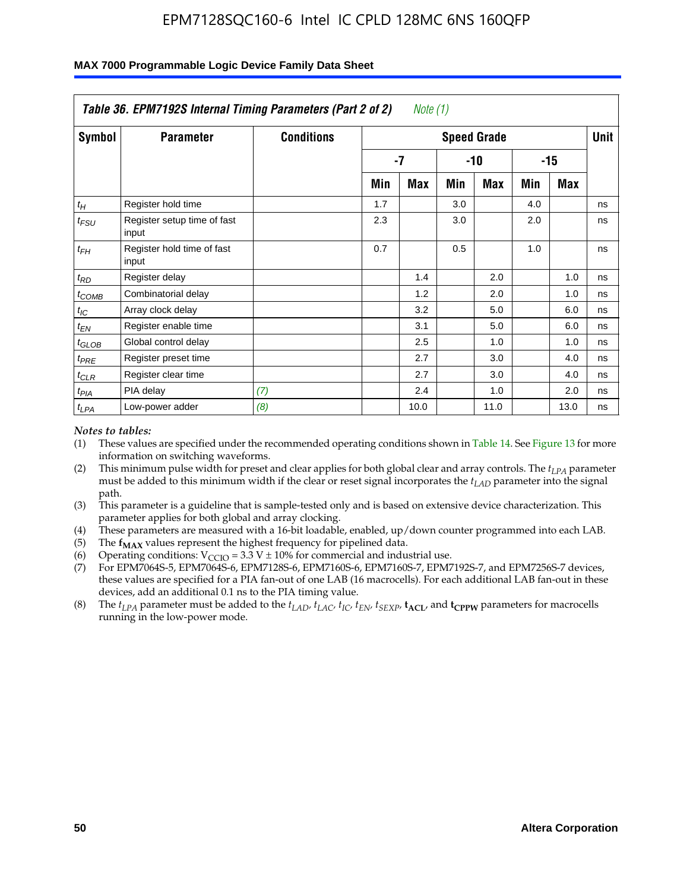## Table 36. EPM7192S Internal Timing Parameters (Part 2 of 2) *Note (1)*

| Symbol | Parameter | Conditions | Speed Grade | | | | | | Unit |
|---|---|---|---|---|---|---|---|---|---|
| | | | -7 | | -10 | | -15 | | |
| | | | Min | Max | Min | Max | Min | Max | |
| $t_H$ | Register hold time | | 1.7 | | 3.0 | | 4.0 | | ns |
| $t_{FSU}$ | Register setup time of fast input | | 2.3 | | 3.0 | | 2.0 | | ns |
| $t_{FH}$ | Register hold time of fast input | | 0.7 | | 0.5 | | 1.0 | | ns |
| $t_{RD}$ | Register delay | | | 1.4 | | 2.0 | | 1.0 | ns |
| $t_{COMB}$ | Combinatorial delay | | | 1.2 | | 2.0 | | 1.0 | ns |
| $t_{IC}$ | Array clock delay | | | 3.2 | | 5.0 | | 6.0 | ns |
| $t_{EN}$ | Register enable time | | | 3.1 | | 5.0 | | 6.0 | ns |
| $t_{GLOB}$ | Global control delay | | | 2.5 | | 1.0 | | 1.0 | ns |
| $t_{PRE}$ | Register preset time | | | 2.7 | | 3.0 | | 4.0 | ns |
| $t_{CLR}$ | Register clear time | | | 2.7 | | 3.0 | | 4.0 | ns |
| $t_{PIA}$ | PIA delay | *(7)* | | 2.4 | | 1.0 | | 2.0 | ns |
| $t_{LPA}$ | Low-power adder | *(8)* | | 10.0 | | 11.0 | | 13.0 | ns |

*Notes to tables:*

(1) These values are specified under the recommended operating conditions shown in Table 14. See Figure 13 for more information on switching waveforms.

(2) This minimum pulse width for preset and clear applies for both global clear and array controls. The $t_{LPA}$ parameter must be added to this minimum width if the clear or reset signal incorporates the $t_{LAD}$ parameter into the signal path.

(3) This parameter is a guideline that is sample-tested only and is based on extensive device characterization. This parameter applies for both global and array clocking.

(4) These parameters are measured with a 16-bit loadable, enabled, up/down counter programmed into each LAB.

(5) The $\mathbf{f_{MAX}}$ values represent the highest frequency for pipelined data.

(6) Operating conditions: $V_{CCIO} = 3.3$ V ± 10% for commercial and industrial use.

(7) For EPM7064S-5, EPM7064S-6, EPM7128S-6, EPM7160S-6, EPM7160S-7, EPM7192S-7, and EPM7256S-7 devices, these values are specified for a PIA fan-out of one LAB (16 macrocells). For each additional LAB fan-out in these devices, add an additional 0.1 ns to the PIA timing value.

(8) The $t_{LPA}$ parameter must be added to the $t_{LAD}$, $t_{LAC}$, $t_{IC}$, $t_{EN}$, $t_{SEXP}$, $\mathbf{t_{ACL}}$, and $\mathbf{t_{CPPW}}$ parameters for macrocells running in the low-power mode.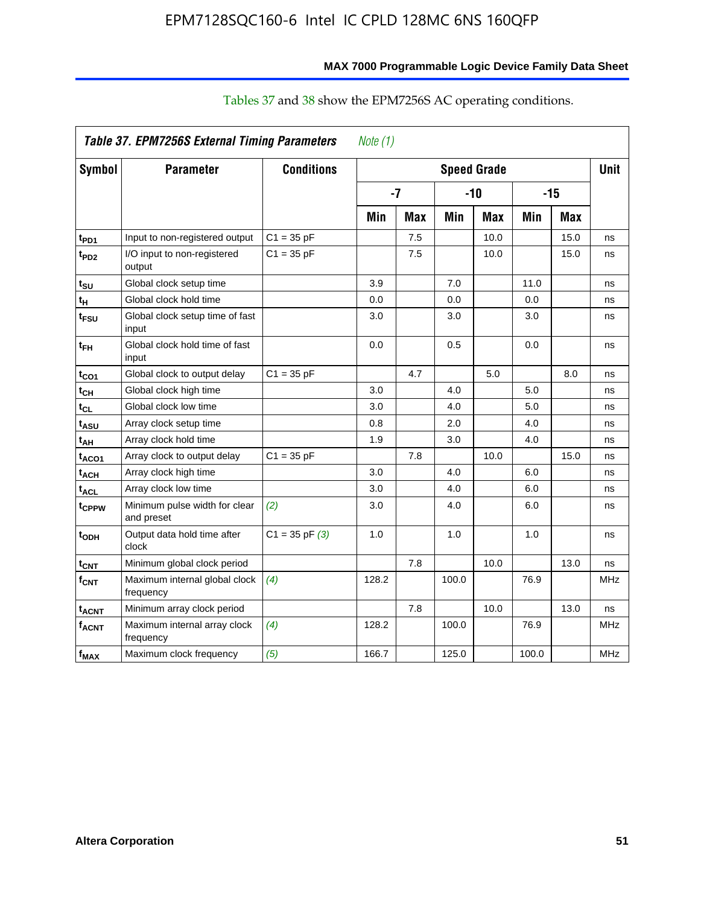Tables 37 and 38 show the EPM7256S AC operating conditions.

**Table 37. EPM7256S External Timing Parameters** *Note (1)*

| Symbol | Parameter | Conditions | Speed Grade | | | | | | Unit |
|---|---|---|---|---|---|---|---|---|---|
| | | | -7 | | -10 | | -15 | | |
| | | | Min | Max | Min | Max | Min | Max | |
| $t_{PD1}$ | Input to non-registered output | C1 = 35 pF | | 7.5 | | 10.0 | | 15.0 | ns |
| $t_{PD2}$ | I/O input to non-registered output | C1 = 35 pF | | 7.5 | | 10.0 | | 15.0 | ns |
| $t_{SU}$ | Global clock setup time | | 3.9 | | 7.0 | | 11.0 | | ns |
| $t_{H}$ | Global clock hold time | | 0.0 | | 0.0 | | 0.0 | | ns |
| $t_{FSU}$ | Global clock setup time of fast input | | 3.0 | | 3.0 | | 3.0 | | ns |
| $t_{FH}$ | Global clock hold time of fast input | | 0.0 | | 0.5 | | 0.0 | | ns |
| $t_{CO1}$ | Global clock to output delay | C1 = 35 pF | | 4.7 | | 5.0 | | 8.0 | ns |
| $t_{CH}$ | Global clock high time | | 3.0 | | 4.0 | | 5.0 | | ns |
| $t_{CL}$ | Global clock low time | | 3.0 | | 4.0 | | 5.0 | | ns |
| $t_{ASU}$ | Array clock setup time | | 0.8 | | 2.0 | | 4.0 | | ns |
| $t_{AH}$ | Array clock hold time | | 1.9 | | 3.0 | | 4.0 | | ns |
| $t_{ACO1}$ | Array clock to output delay | C1 = 35 pF | | 7.8 | | 10.0 | | 15.0 | ns |
| $t_{ACH}$ | Array clock high time | | 3.0 | | 4.0 | | 6.0 | | ns |
| $t_{ACL}$ | Array clock low time | | 3.0 | | 4.0 | | 6.0 | | ns |
| $t_{CPPW}$ | Minimum pulse width for clear and preset | *(2)* | 3.0 | | 4.0 | | 6.0 | | ns |
| $t_{ODH}$ | Output data hold time after clock | C1 = 35 pF *(3)* | 1.0 | | 1.0 | | 1.0 | | ns |
| $t_{CNT}$ | Minimum global clock period | | | 7.8 | | 10.0 | | 13.0 | ns |
| $f_{CNT}$ | Maximum internal global clock frequency | *(4)* | 128.2 | | 100.0 | | 76.9 | | MHz |
| $t_{ACNT}$ | Minimum array clock period | | | 7.8 | | 10.0 | | 13.0 | ns |
| $f_{ACNT}$ | Maximum internal array clock frequency | *(4)* | 128.2 | | 100.0 | | 76.9 | | MHz |
| $f_{MAX}$ | Maximum clock frequency | *(5)* | 166.7 | | 125.0 | | 100.0 | | MHz |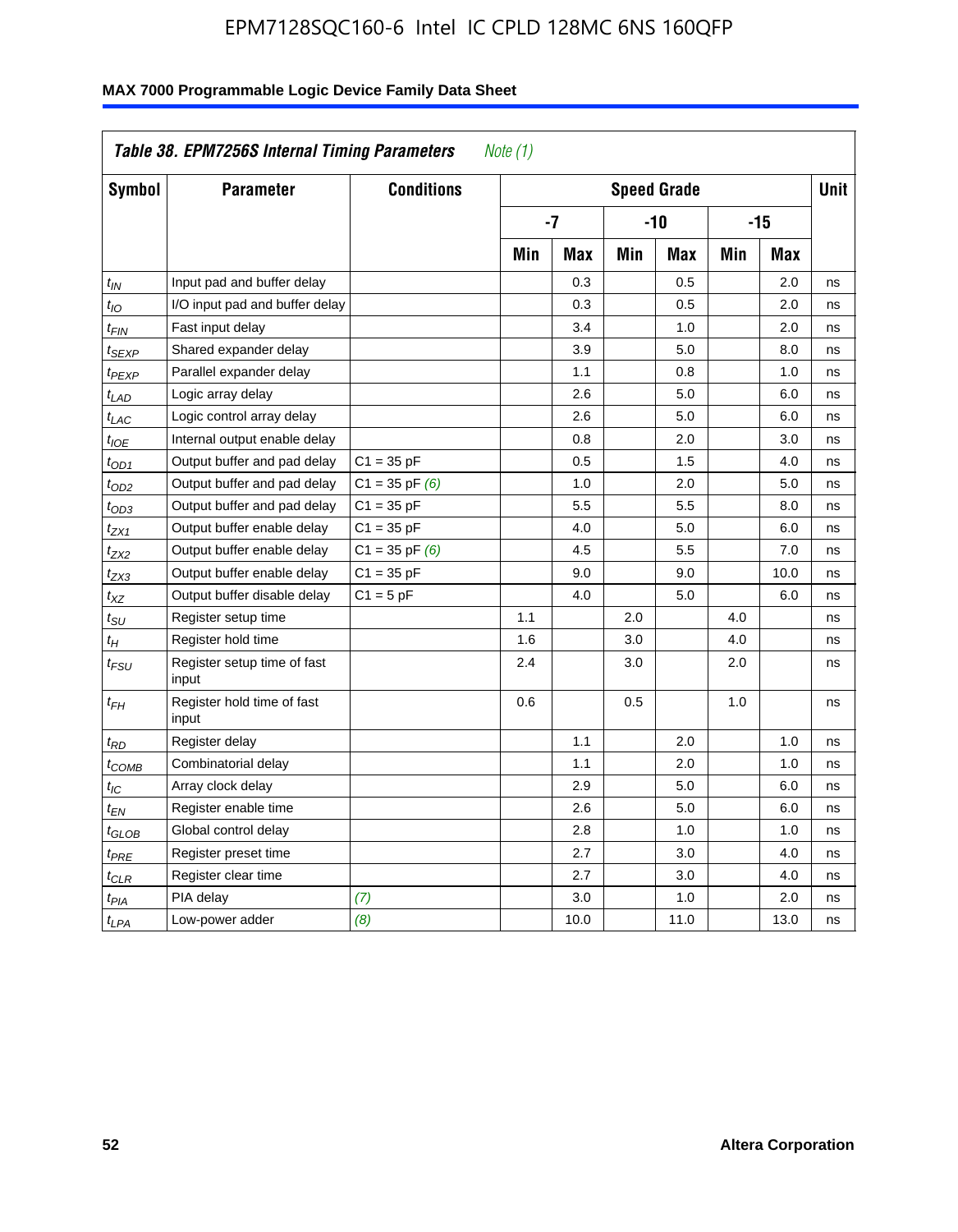**MAX 7000 Programmable Logic Device Family Data Sheet**

| Table 38. EPM7256S Internal Timing Parameters *Note (1)* | | | | | | | | | |
|---|---|---|---|---|---|---|---|---|---|
| Symbol | Parameter | Conditions | Speed Grade | | | | | | Unit |
| | | | -7 | | -10 | | -15 | | |
| | | | Min | Max | Min | Max | Min | Max | |
| $t_{IN}$ | Input pad and buffer delay | | | 0.3 | | 0.5 | | 2.0 | ns |
| $t_{IO}$ | I/O input pad and buffer delay | | | 0.3 | | 0.5 | | 2.0 | ns |
| $t_{FIN}$ | Fast input delay | | | 3.4 | | 1.0 | | 2.0 | ns |
| $t_{SEXP}$ | Shared expander delay | | | 3.9 | | 5.0 | | 8.0 | ns |
| $t_{PEXP}$ | Parallel expander delay | | | 1.1 | | 0.8 | | 1.0 | ns |
| $t_{LAD}$ | Logic array delay | | | 2.6 | | 5.0 | | 6.0 | ns |
| $t_{LAC}$ | Logic control array delay | | | 2.6 | | 5.0 | | 6.0 | ns |
| $t_{IOE}$ | Internal output enable delay | | | 0.8 | | 2.0 | | 3.0 | ns |
| $t_{OD1}$ | Output buffer and pad delay | C1 = 35 pF | | 0.5 | | 1.5 | | 4.0 | ns |
| $t_{OD2}$ | Output buffer and pad delay | C1 = 35 pF *(6)* | | 1.0 | | 2.0 | | 5.0 | ns |
| $t_{OD3}$ | Output buffer and pad delay | C1 = 35 pF | | 5.5 | | 5.5 | | 8.0 | ns |
| $t_{ZX1}$ | Output buffer enable delay | C1 = 35 pF | | 4.0 | | 5.0 | | 6.0 | ns |
| $t_{ZX2}$ | Output buffer enable delay | C1 = 35 pF *(6)* | | 4.5 | | 5.5 | | 7.0 | ns |
| $t_{ZX3}$ | Output buffer enable delay | C1 = 35 pF | | 9.0 | | 9.0 | | 10.0 | ns |
| $t_{XZ}$ | Output buffer disable delay | C1 = 5 pF | | 4.0 | | 5.0 | | 6.0 | ns |
| $t_{SU}$ | Register setup time | | 1.1 | | 2.0 | | 4.0 | | ns |
| $t_{H}$ | Register hold time | | 1.6 | | 3.0 | | 4.0 | | ns |
| $t_{FSU}$ | Register setup time of fast input | | 2.4 | | 3.0 | | 2.0 | | ns |
| $t_{FH}$ | Register hold time of fast input | | 0.6 | | 0.5 | | 1.0 | | ns |
| $t_{RD}$ | Register delay | | | 1.1 | | 2.0 | | 1.0 | ns |
| $t_{COMB}$ | Combinatorial delay | | | 1.1 | | 2.0 | | 1.0 | ns |
| $t_{IC}$ | Array clock delay | | | 2.9 | | 5.0 | | 6.0 | ns |
| $t_{EN}$ | Register enable time | | | 2.6 | | 5.0 | | 6.0 | ns |
| $t_{GLOB}$ | Global control delay | | | 2.8 | | 1.0 | | 1.0 | ns |
| $t_{PRE}$ | Register preset time | | | 2.7 | | 3.0 | | 4.0 | ns |
| $t_{CLR}$ | Register clear time | | | 2.7 | | 3.0 | | 4.0 | ns |
| $t_{PIA}$ | PIA delay | *(7)* | | 3.0 | | 1.0 | | 2.0 | ns |
| $t_{LPA}$ | Low-power adder | *(8)* | | 10.0 | | 11.0 | | 13.0 | ns |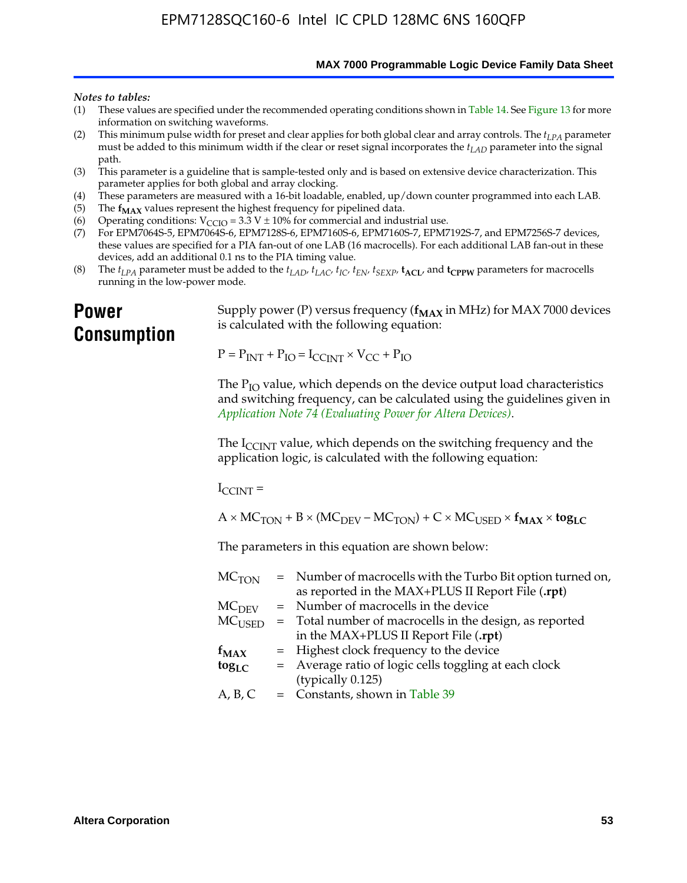*Notes to tables:*

(1) These values are specified under the recommended operating conditions shown in Table 14. See Figure 13 for more information on switching waveforms.
(2) This minimum pulse width for preset and clear applies for both global clear and array controls. The $t_{LPA}$ parameter must be added to this minimum width if the clear or reset signal incorporates the $t_{LAD}$ parameter into the signal path.
(3) This parameter is a guideline that is sample-tested only and is based on extensive device characterization. This parameter applies for both global and array clocking.
(4) These parameters are measured with a 16-bit loadable, enabled, up/down counter programmed into each LAB.
(5) The $\mathbf{f_{MAX}}$ values represent the highest frequency for pipelined data.
(6) Operating conditions: $V_{CCIO} = 3.3\ V \pm 10\%$ for commercial and industrial use.
(7) For EPM7064S-5, EPM7064S-6, EPM7128S-6, EPM7160S-6, EPM7160S-7, EPM7192S-7, and EPM7256S-7 devices, these values are specified for a PIA fan-out of one LAB (16 macrocells). For each additional LAB fan-out in these devices, add an additional 0.1 ns to the PIA timing value.
(8) The $t_{LPA}$ parameter must be added to the $t_{LAD}$, $t_{LAC}$, $t_{IC}$, $t_{EN}$, $t_{SEXP}$, $\mathbf{t_{ACL}}$, and $\mathbf{t_{CPPW}}$ parameters for macrocells running in the low-power mode.

# Power Consumption

Supply power (P) versus frequency ($\mathbf{f_{MAX}}$ in MHz) for MAX 7000 devices is calculated with the following equation:

$$P = P_{INT} + P_{IO} = I_{CCINT} \times V_{CC} + P_{IO}$$

The $P_{IO}$ value, which depends on the device output load characteristics and switching frequency, can be calculated using the guidelines given in *Application Note 74 (Evaluating Power for Altera Devices)*.

The $I_{CCINT}$ value, which depends on the switching frequency and the application logic, is calculated with the following equation:

$$I_{CCINT} =$$

$$A \times MC_{TON} + B \times (MC_{DEV} - MC_{TON}) + C \times MC_{USED} \times \mathbf{f_{MAX}} \times \mathbf{tog_{LC}}$$

The parameters in this equation are shown below:

| | | |
|---|---|---|
| $MC_{TON}$ | = | Number of macrocells with the Turbo Bit option turned on, as reported in the MAX+PLUS II Report File (**.rpt**) |
| $MC_{DEV}$ | = | Number of macrocells in the device |
| $MC_{USED}$ | = | Total number of macrocells in the design, as reported in the MAX+PLUS II Report File (**.rpt**) |
| $\mathbf{f_{MAX}}$ | = | Highest clock frequency to the device |
| $\mathbf{tog_{LC}}$ | = | Average ratio of logic cells toggling at each clock (typically 0.125) |
| A, B, C | = | Constants, shown in Table 39 |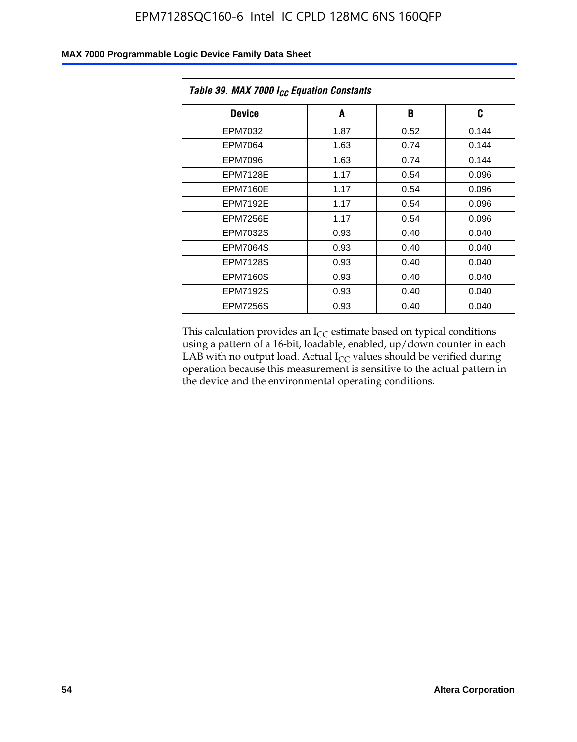| Table 39. MAX 7000 $I_{CC}$ Equation Constants | | | |
|---|---|---|---|
| **Device** | **A** | **B** | **C** |
| EPM7032 | 1.87 | 0.52 | 0.144 |
| EPM7064 | 1.63 | 0.74 | 0.144 |
| EPM7096 | 1.63 | 0.74 | 0.144 |
| EPM7128E | 1.17 | 0.54 | 0.096 |
| EPM7160E | 1.17 | 0.54 | 0.096 |
| EPM7192E | 1.17 | 0.54 | 0.096 |
| EPM7256E | 1.17 | 0.54 | 0.096 |
| EPM7032S | 0.93 | 0.40 | 0.040 |
| EPM7064S | 0.93 | 0.40 | 0.040 |
| EPM7128S | 0.93 | 0.40 | 0.040 |
| EPM7160S | 0.93 | 0.40 | 0.040 |
| EPM7192S | 0.93 | 0.40 | 0.040 |
| EPM7256S | 0.93 | 0.40 | 0.040 |

This calculation provides an $I_{CC}$ estimate based on typical conditions using a pattern of a 16-bit, loadable, enabled, up/down counter in each LAB with no output load. Actual $I_{CC}$ values should be verified during operation because this measurement is sensitive to the actual pattern in the device and the environmental operating conditions.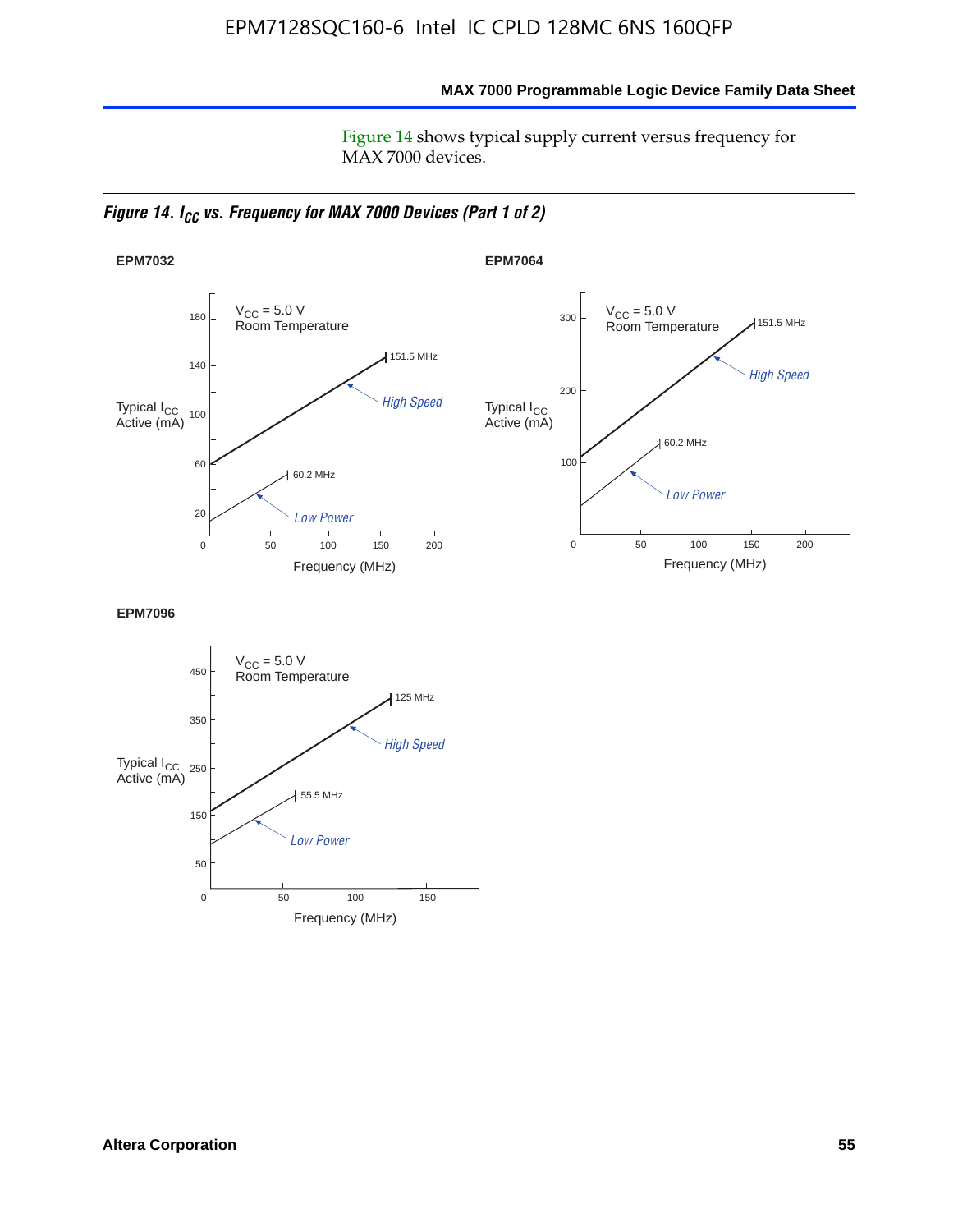Figure 14 shows typical supply current versus frequency for MAX 7000 devices.

*Figure 14. $I_{CC}$ vs. Frequency for MAX 7000 Devices (Part 1 of 2)*

**EPM7032**

$V_{CC}$ = 5.0 V
Room Temperature

Typical $I_{CC}$ Active (mA)

180, 140, 100, 60, 20

151.5 MHz — High Speed

60.2 MHz — Low Power

0, 50, 100, 150, 200

Frequency (MHz)

**EPM7064**

$V_{CC}$ = 5.0 V
Room Temperature

Typical $I_{CC}$ Active (mA)

300, 200, 100

151.5 MHz — High Speed

60.2 MHz — Low Power

0, 50, 100, 150, 200

Frequency (MHz)

**EPM7096**

$V_{CC}$ = 5.0 V
Room Temperature

Typical $I_{CC}$ Active (mA)

450, 350, 250, 150, 50

125 MHz — High Speed

55.5 MHz — Low Power

0, 50, 100, 150

Frequency (MHz)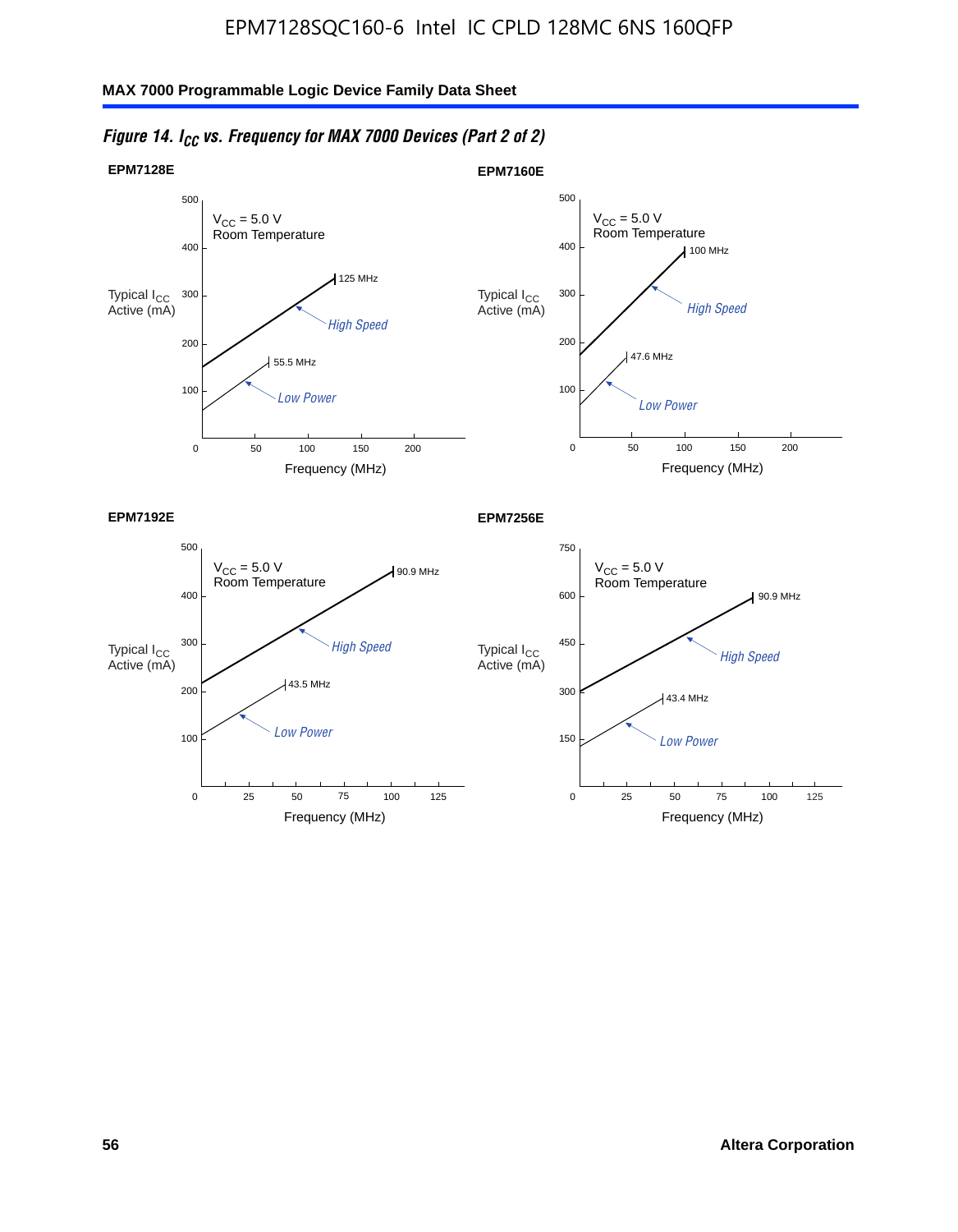*Figure 14. $I_{CC}$ vs. Frequency for MAX 7000 Devices (Part 2 of 2)*

**EPM7128E**

$V_{CC}$ = 5.0 V
Room Temperature

Typical $I_{CC}$ Active (mA)

125 MHz

High Speed

55.5 MHz

Low Power

Frequency (MHz)

**EPM7160E**

$V_{CC}$ = 5.0 V
Room Temperature

Typical $I_{CC}$ Active (mA)

100 MHz

High Speed

47.6 MHz

Low Power

Frequency (MHz)

**EPM7192E**

$V_{CC}$ = 5.0 V
Room Temperature

Typical $I_{CC}$ Active (mA)

90.9 MHz

High Speed

43.5 MHz

Low Power

Frequency (MHz)

**EPM7256E**

$V_{CC}$ = 5.0 V
Room Temperature

Typical $I_{CC}$ Active (mA)

90.9 MHz

High Speed

43.4 MHz

Low Power

Frequency (MHz)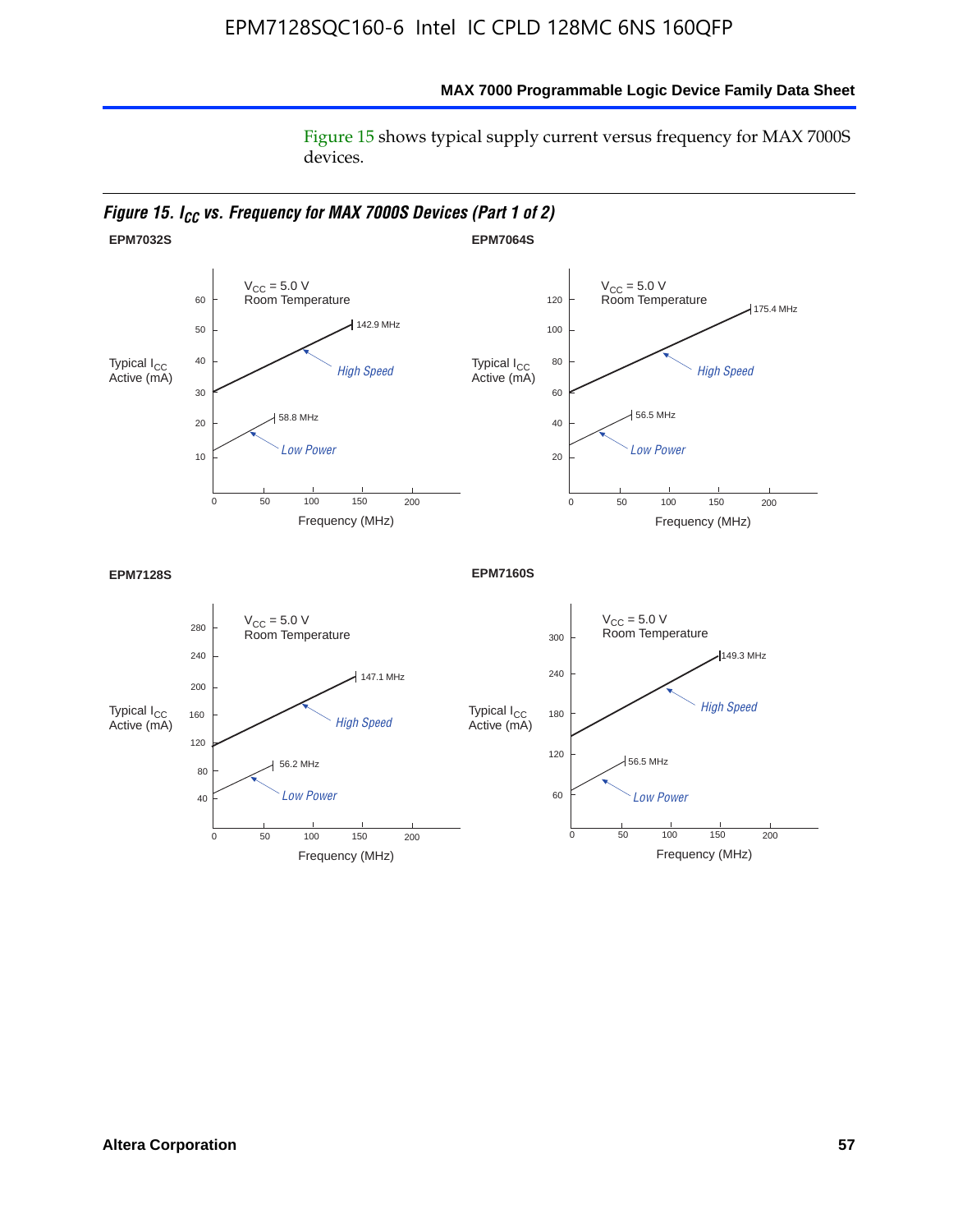Figure 15 shows typical supply current versus frequency for MAX 7000S devices.

*Figure 15. $I_{CC}$ vs. Frequency for MAX 7000S Devices (Part 1 of 2)*

**EPM7032S**

$V_{CC}$ = 5.0 V
Room Temperature

Typical $I_{CC}$ Active (mA)

142.9 MHz
*High Speed*
58.8 MHz
*Low Power*

Frequency (MHz)

**EPM7064S**

$V_{CC}$ = 5.0 V
Room Temperature

Typical $I_{CC}$ Active (mA)

175.4 MHz
*High Speed*
56.5 MHz
*Low Power*

Frequency (MHz)

**EPM7128S**

$V_{CC}$ = 5.0 V
Room Temperature

Typical $I_{CC}$ Active (mA)

147.1 MHz
*High Speed*
56.2 MHz
*Low Power*

Frequency (MHz)

**EPM7160S**

$V_{CC}$ = 5.0 V
Room Temperature

Typical $I_{CC}$ Active (mA)

149.3 MHz
*High Speed*
56.5 MHz
*Low Power*

Frequency (MHz)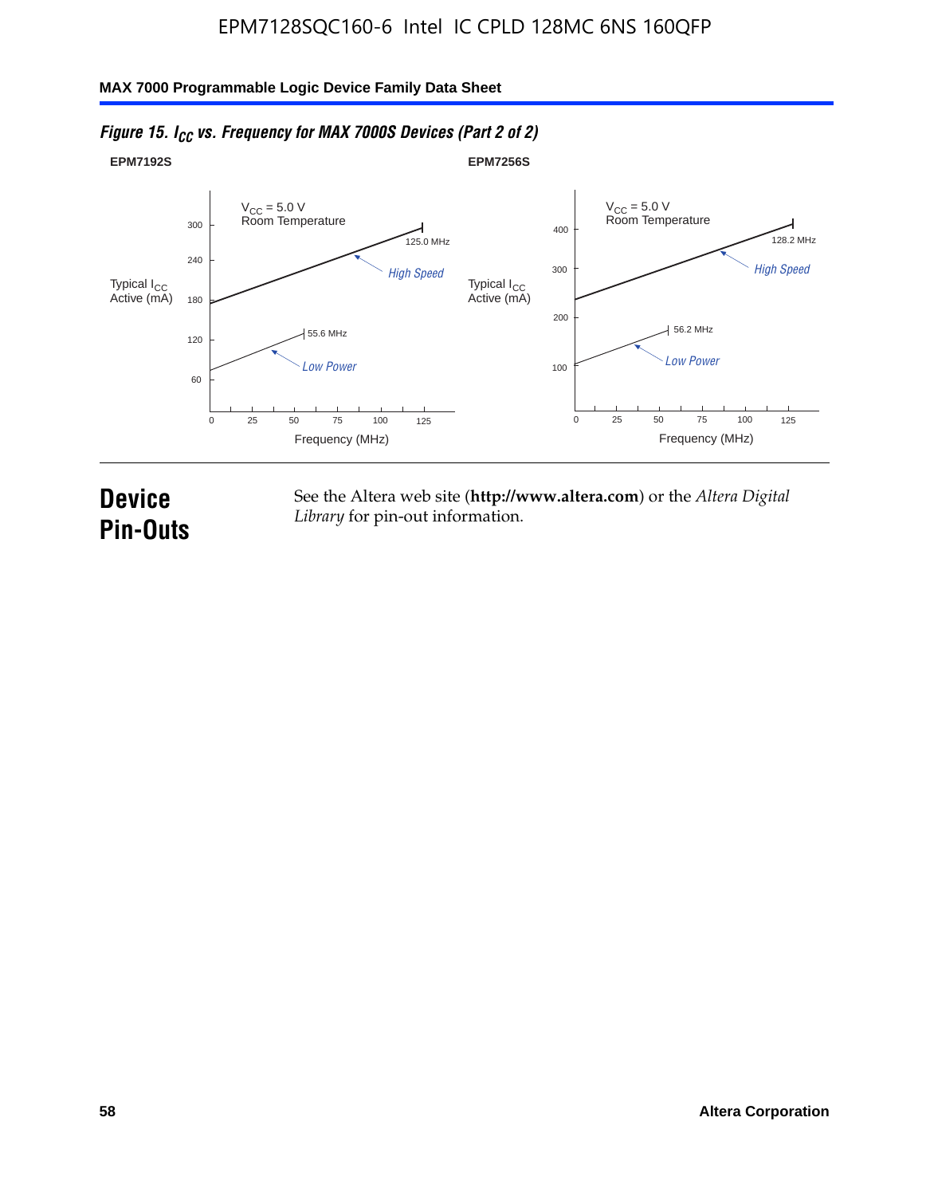*Figure 15. $I_{CC}$ vs. Frequency for MAX 7000S Devices (Part 2 of 2)*

**EPM7192S**

$V_{CC}$ = 5.0 V
Room Temperature

Typical $I_{CC}$ Active (mA)

300, 240, 180, 120, 60

125.0 MHz — *High Speed*

55.6 MHz — *Low Power*

0, 25, 50, 75, 100, 125

Frequency (MHz)

**EPM7256S**

$V_{CC}$ = 5.0 V
Room Temperature

Typical $I_{CC}$ Active (mA)

400, 300, 200, 100

128.2 MHz — *High Speed*

56.2 MHz — *Low Power*

0, 25, 50, 75, 100, 125

Frequency (MHz)

# Device Pin-Outs

See the Altera web site (**http://www.altera.com**) or the *Altera Digital Library* for pin-out information.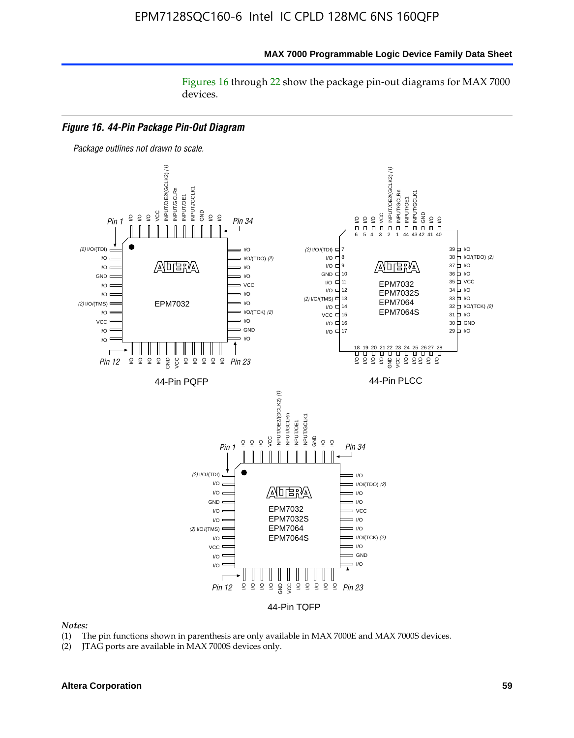Figures 16 through 22 show the package pin-out diagrams for MAX 7000 devices.

***Figure 16. 44-Pin Package Pin-Out Diagram***

*Package outlines not drawn to scale.*

44-Pin PQFP

44-Pin PLCC

44-Pin TQFP

*Notes:*

(1) The pin functions shown in parenthesis are only available in MAX 7000E and MAX 7000S devices.
(2) JTAG ports are available in MAX 7000S devices only.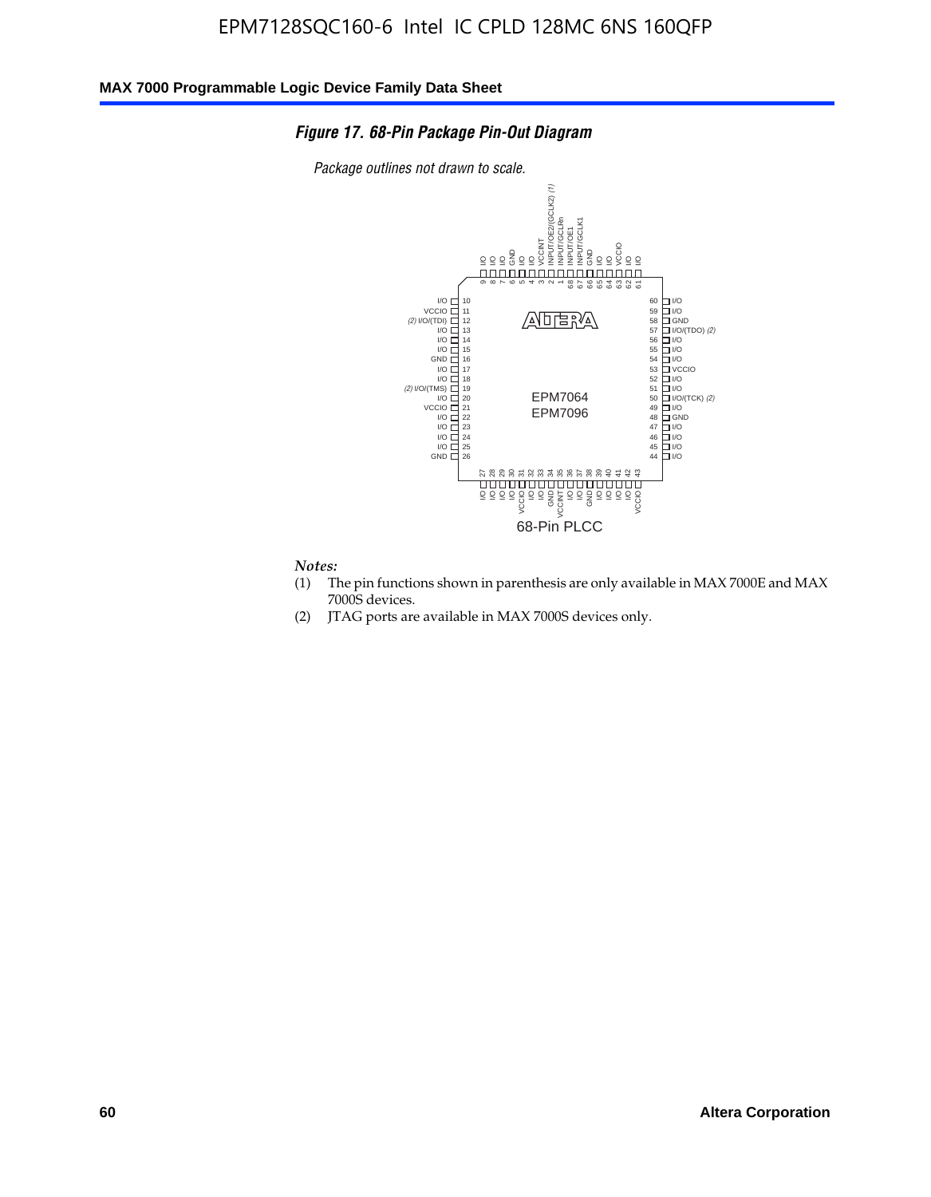### *Figure 17. 68-Pin Package Pin-Out Diagram*

*Package outlines not drawn to scale.*

| Pin | Function | Pin | Function |
|---|---|---|---|
| 1 | INPUT/GCLRn | 35 | VCCINT |
| 2 | INPUT/OE2/(GCLK2) *(1)* | 36 | I/O |
| 3 | VCCINT | 37 | I/O |
| 4 | I/O | 38 | GND |
| 5 | I/O | 39 | I/O |
| 6 | GND | 40 | I/O |
| 7 | I/O | 41 | I/O |
| 8 | I/O | 42 | I/O |
| 9 | I/O | 43 | VCCIO |
| 10 | I/O | 44 | I/O |
| 11 | VCCIO | 45 | I/O |
| 12 | I/O/(TDI) *(2)* | 46 | I/O |
| 13 | I/O | 47 | I/O |
| 14 | I/O | 48 | GND |
| 15 | I/O | 49 | I/O |
| 16 | GND | 50 | I/O/(TCK) *(2)* |
| 17 | I/O | 51 | I/O |
| 18 | I/O | 52 | I/O |
| 19 | I/O/(TMS) *(2)* | 53 | VCCIO |
| 20 | I/O | 54 | I/O |
| 21 | VCCIO | 55 | I/O |
| 22 | I/O | 56 | I/O |
| 23 | I/O | 57 | I/O/(TDO) *(2)* |
| 24 | I/O | 58 | GND |
| 25 | I/O | 59 | I/O |
| 26 | GND | 60 | I/O |
| 27 | I/O | 61 | I/O |
| 28 | I/O | 62 | I/O |
| 29 | I/O | 63 | VCCIO |
| 30 | I/O | 64 | I/O |
| 31 | VCCIO | 65 | I/O |
| 32 | I/O | 66 | GND |
| 33 | I/O | 67 | INPUT/GCLK1 |
| 34 | GND | 68 | INPUT/OE1 |

EPM7064
EPM7096

68-Pin PLCC

*Notes:*

(1) The pin functions shown in parenthesis are only available in MAX 7000E and MAX 7000S devices.

(2) JTAG ports are available in MAX 7000S devices only.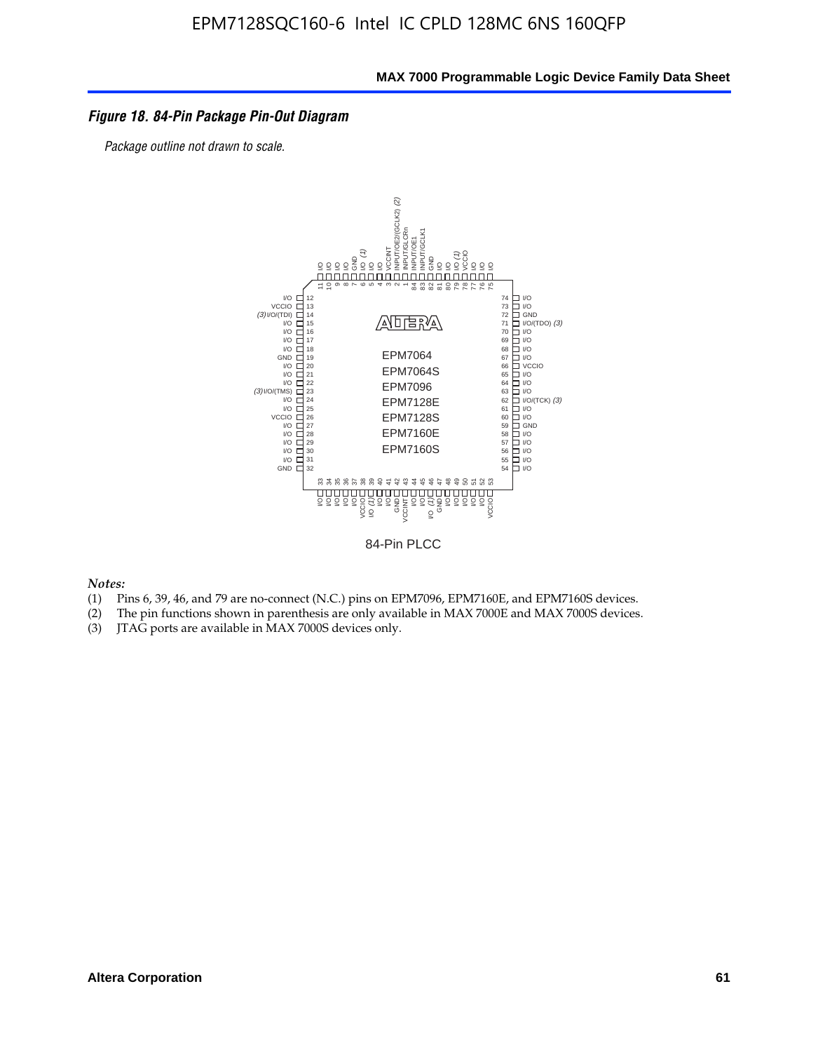*Figure 18. 84-Pin Package Pin-Out Diagram*

*Package outline not drawn to scale.*

84-Pin PLCC

*Notes:*

(1) Pins 6, 39, 46, and 79 are no-connect (N.C.) pins on EPM7096, EPM7160E, and EPM7160S devices.
(2) The pin functions shown in parenthesis are only available in MAX 7000E and MAX 7000S devices.
(3) JTAG ports are available in MAX 7000S devices only.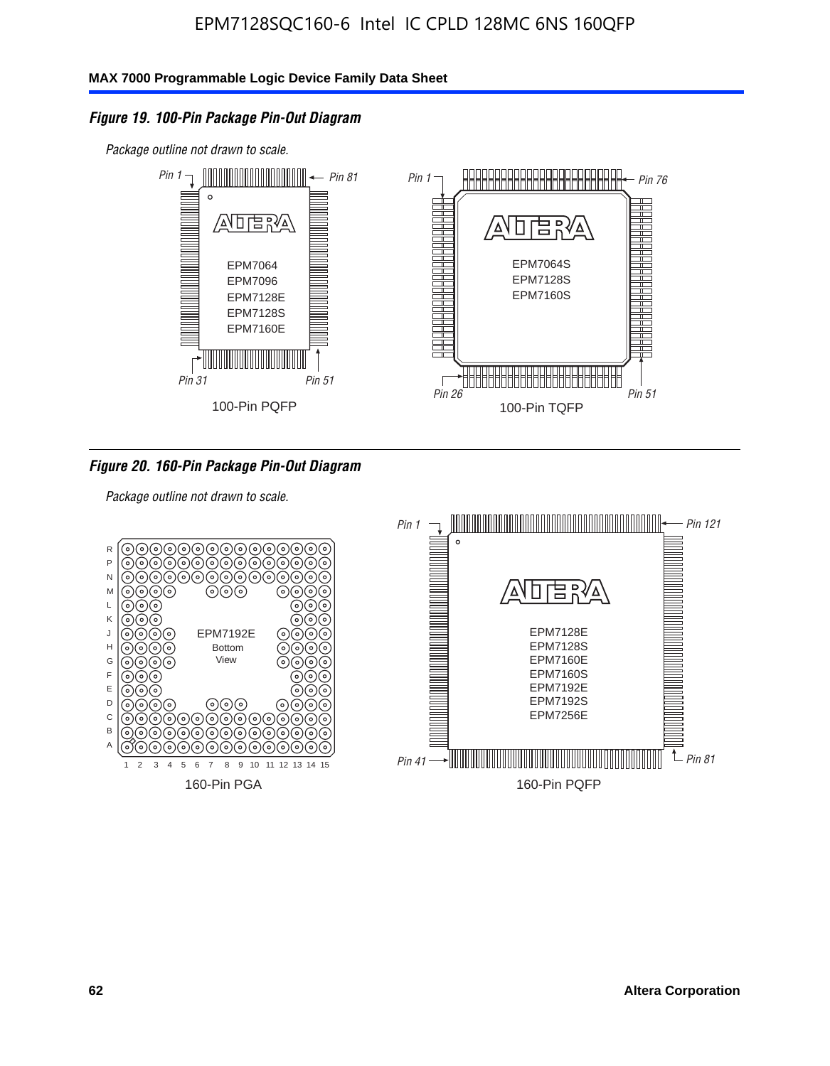### *Figure 19. 100-Pin Package Pin-Out Diagram*

*Package outline not drawn to scale.*

*Pin 1* *Pin 81*

EPM7064
EPM7096
EPM7128E
EPM7128S
EPM7160E

*Pin 31* *Pin 51*

100-Pin PQFP

*Pin 1* *Pin 76*

EPM7064S
EPM7128S
EPM7160S

*Pin 26* *Pin 51*

100-Pin TQFP

### *Figure 20. 160-Pin Package Pin-Out Diagram*

*Package outline not drawn to scale.*

EPM7192E
Bottom
View

R P N M L K J H G F E D C B A

1 2 3 4 5 6 7 8 9 10 11 12 13 14 15

160-Pin PGA

*Pin 1* *Pin 121*

EPM7128E
EPM7128S
EPM7160E
EPM7160S
EPM7192E
EPM7192S
EPM7256E

*Pin 41* *Pin 81*

160-Pin PQFP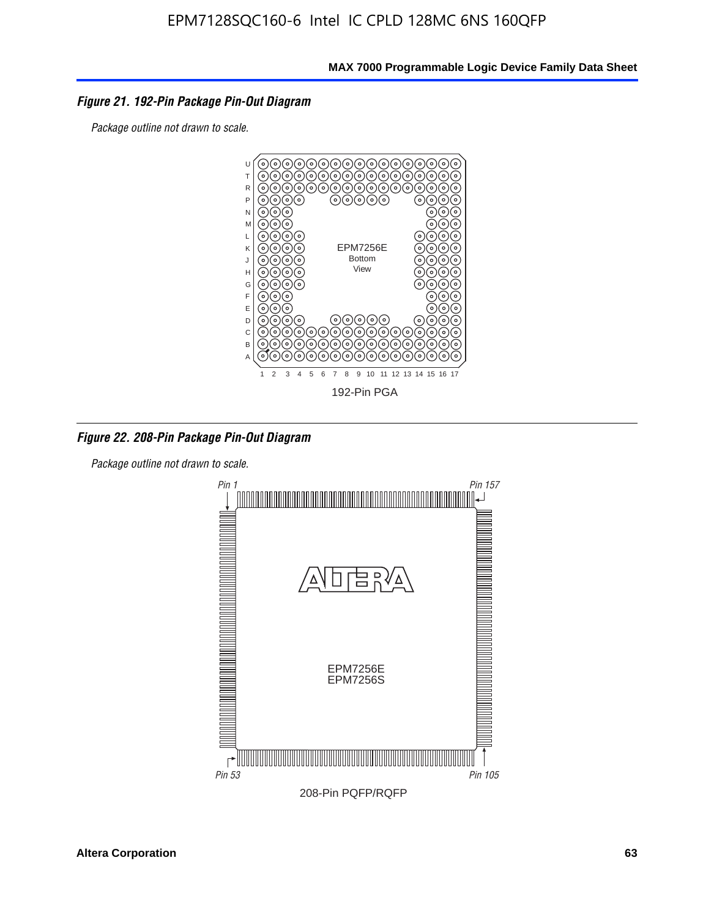*Figure 21. 192-Pin Package Pin-Out Diagram*

*Package outline not drawn to scale.*

EPM7256E
Bottom
View

192-Pin PGA

*Figure 22. 208-Pin Package Pin-Out Diagram*

*Package outline not drawn to scale.*

*Pin 1*

*Pin 157*

EPM7256E
EPM7256S

*Pin 53*

*Pin 105*

208-Pin PQFP/RQFP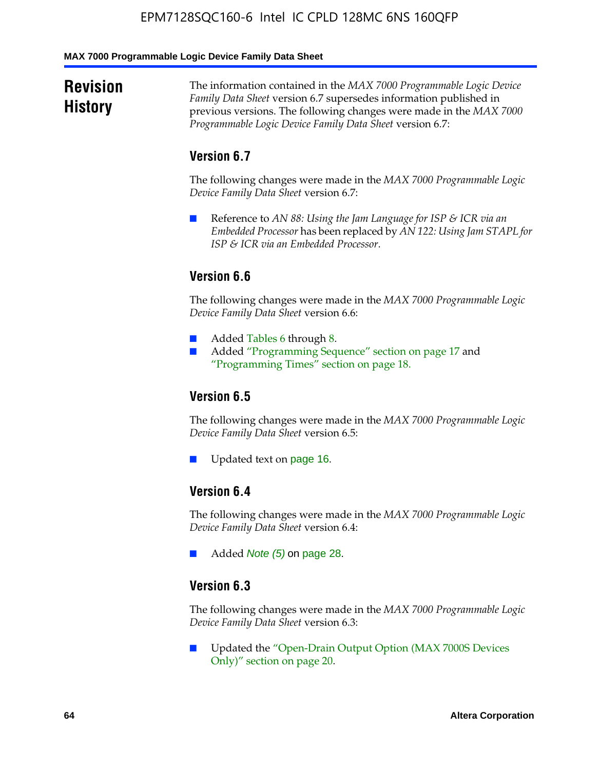## Revision History

The information contained in the *MAX 7000 Programmable Logic Device Family Data Sheet* version 6.7 supersedes information published in previous versions. The following changes were made in the *MAX 7000 Programmable Logic Device Family Data Sheet* version 6.7:

### Version 6.7

The following changes were made in the *MAX 7000 Programmable Logic Device Family Data Sheet* version 6.7:

- Reference to *AN 88: Using the Jam Language for ISP & ICR via an Embedded Processor* has been replaced by *AN 122: Using Jam STAPL for ISP & ICR via an Embedded Processor*.

### Version 6.6

The following changes were made in the *MAX 7000 Programmable Logic Device Family Data Sheet* version 6.6:

- Added Tables 6 through 8.
- Added "Programming Sequence" section on page 17 and "Programming Times" section on page 18.

### Version 6.5

The following changes were made in the *MAX 7000 Programmable Logic Device Family Data Sheet* version 6.5:

- Updated text on page 16.

### Version 6.4

The following changes were made in the *MAX 7000 Programmable Logic Device Family Data Sheet* version 6.4:

- Added *Note (5)* on page 28.

### Version 6.3

The following changes were made in the *MAX 7000 Programmable Logic Device Family Data Sheet* version 6.3:

- Updated the "Open-Drain Output Option (MAX 7000S Devices Only)" section on page 20.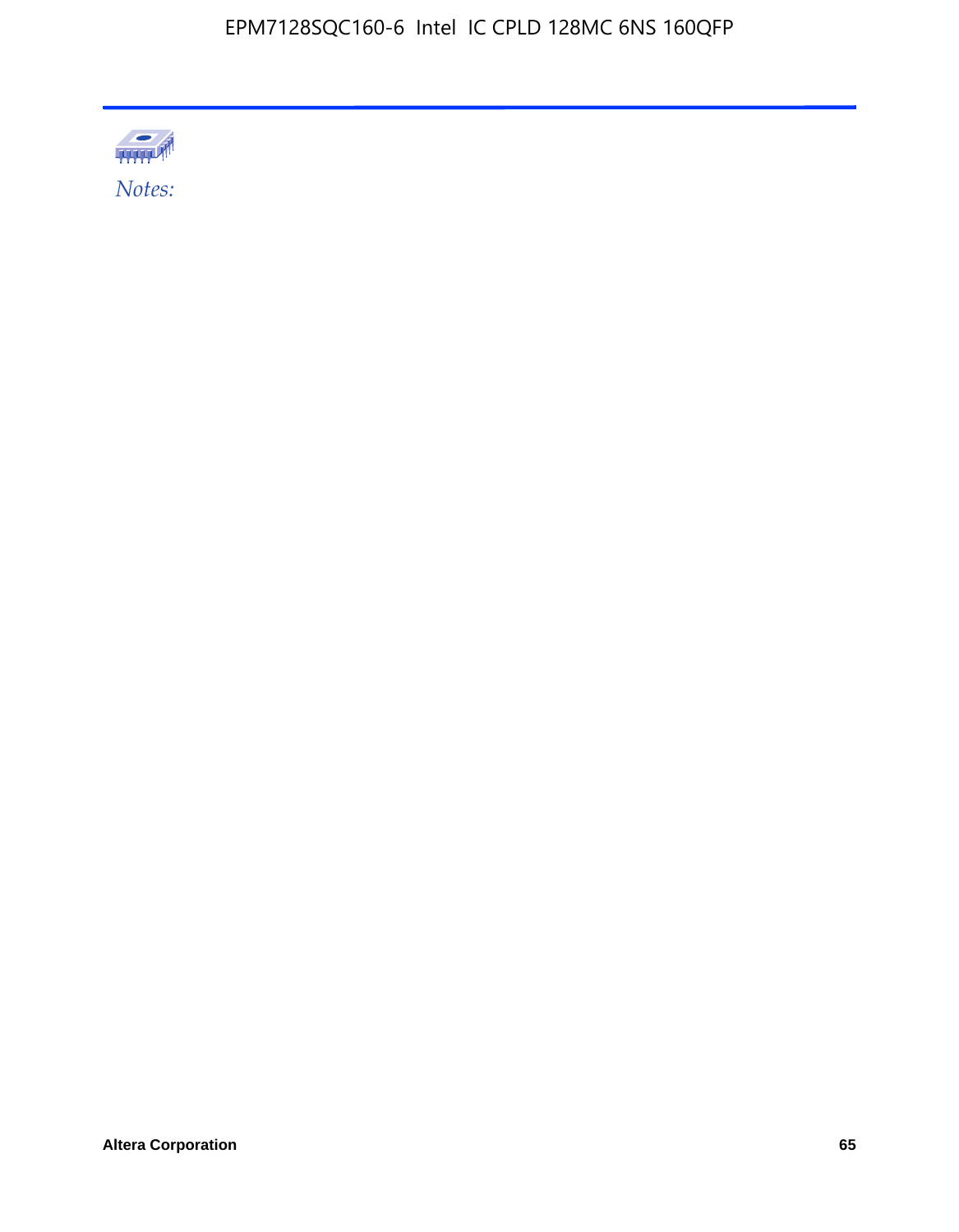*Notes:*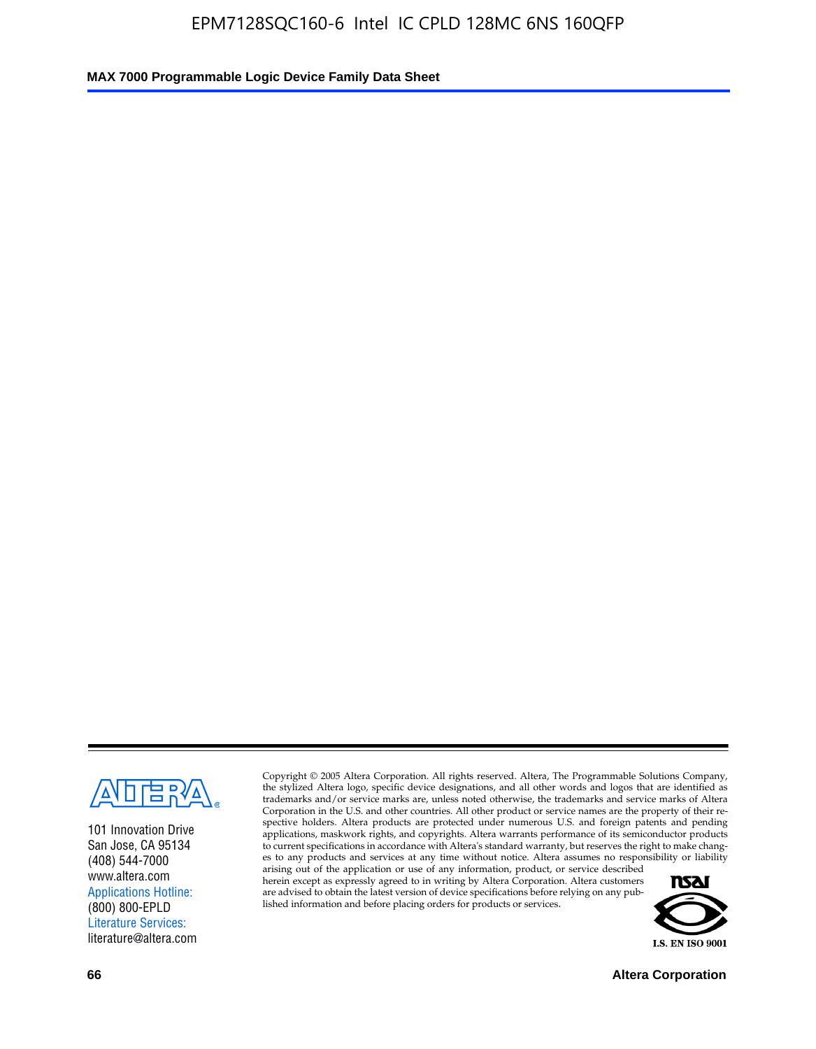101 Innovation Drive
San Jose, CA 95134
(408) 544-7000
www.altera.com
Applications Hotline:
(800) 800-EPLD
Literature Services:
literature@altera.com

Copyright © 2005 Altera Corporation. All rights reserved. Altera, The Programmable Solutions Company, the stylized Altera logo, specific device designations, and all other words and logos that are identified as trademarks and/or service marks are, unless noted otherwise, the trademarks and service marks of Altera Corporation in the U.S. and other countries. All other product or service names are the property of their respective holders. Altera products are protected under numerous U.S. and foreign patents and pending applications, maskwork rights, and copyrights. Altera warrants performance of its semiconductor products to current specifications in accordance with Altera's standard warranty, but reserves the right to make changes to any products and services at any time without notice. Altera assumes no responsibility or liability arising out of the application or use of any information, product, or service described herein except as expressly agreed to in writing by Altera Corporation. Altera customers are advised to obtain the latest version of device specifications before relying on any published information and before placing orders for products or services.

I.S. EN ISO 9001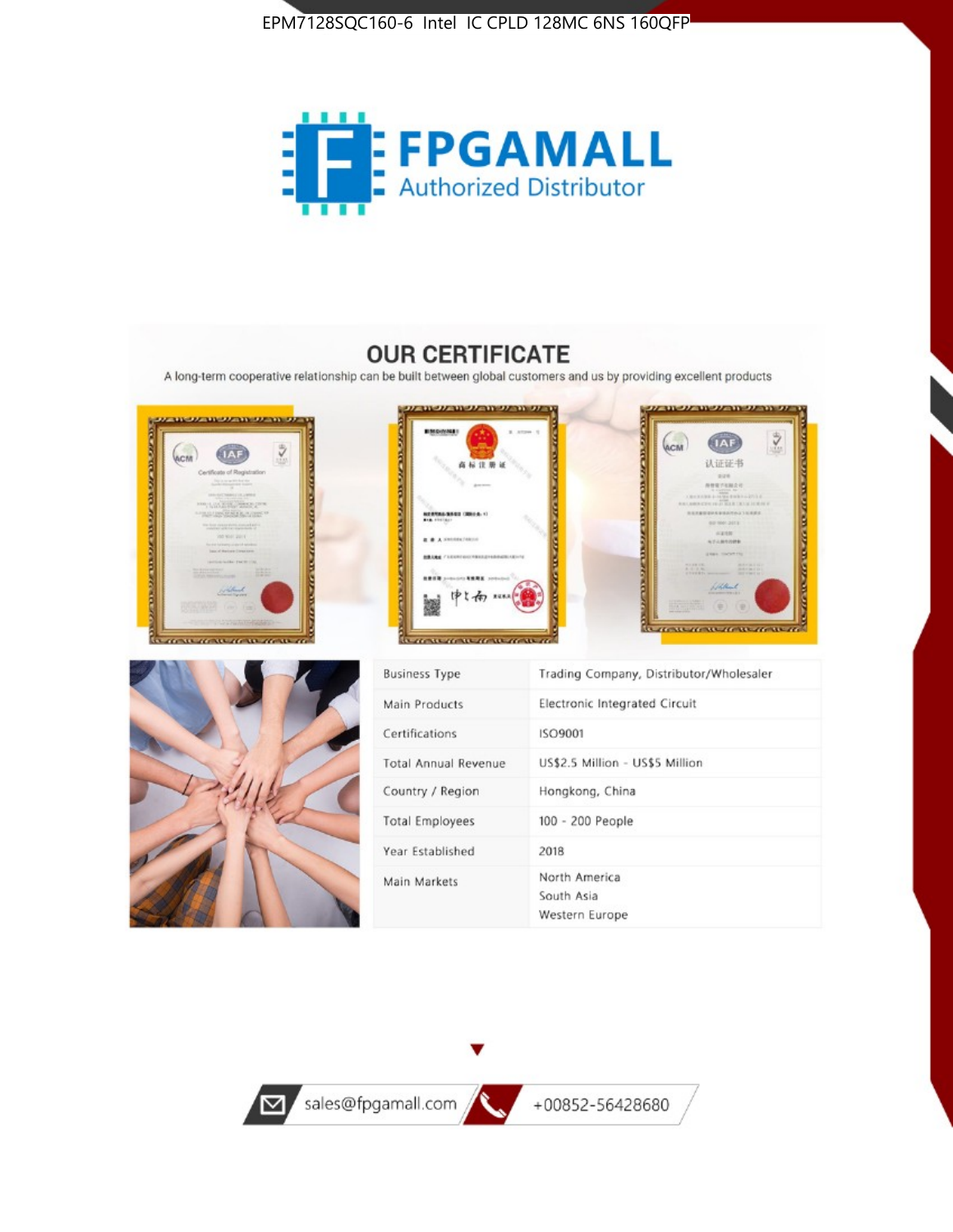FPGAMALL
Authorized Distributor

## OUR CERTIFICATE

A long-term cooperative relationship can be built between global customers and us by providing excellent products

| | |
|---|---|
| Business Type | Trading Company, Distributor/Wholesaler |
| Main Products | Electronic Integrated Circuit |
| Certifications | ISO9001 |
| Total Annual Revenue | US$2.5 Million - US$5 Million |
| Country / Region | Hongkong, China |
| Total Employees | 100 - 200 People |
| Year Established | 2018 |
| Main Markets | North America<br>South Asia<br>Western Europe |

sales@fpgamall.com

+00852-56428680